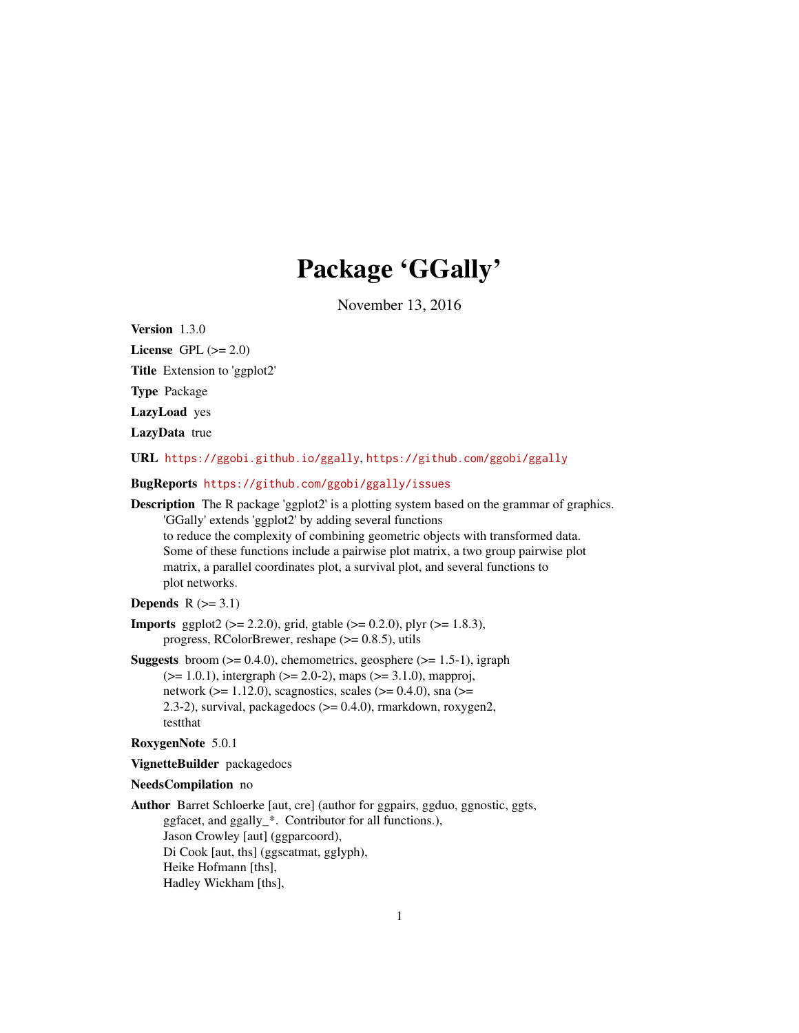# Package 'GGally'

November 13, 2016

**Version** 1.3.0

**License** GPL (>= 2.0)

**Title** Extension to 'ggplot2'

**Type** Package

**LazyLoad** yes

**LazyData** true

**URL** https://ggobi.github.io/ggally, https://github.com/ggobi/ggally

**BugReports** https://github.com/ggobi/ggally/issues

**Description** The R package 'ggplot2' is a plotting system based on the grammar of graphics. 'GGally' extends 'ggplot2' by adding several functions to reduce the complexity of combining geometric objects with transformed data. Some of these functions include a pairwise plot matrix, a two group pairwise plot matrix, a parallel coordinates plot, a survival plot, and several functions to plot networks.

**Depends** R (>= 3.1)

**Imports** ggplot2 (>= 2.2.0), grid, gtable (>= 0.2.0), plyr (>= 1.8.3), progress, RColorBrewer, reshape (>= 0.8.5), utils

**Suggests** broom (>= 0.4.0), chemometrics, geosphere (>= 1.5-1), igraph (>= 1.0.1), intergraph (>= 2.0-2), maps (>= 3.1.0), mapproj, network (>= 1.12.0), scagnostics, scales (>= 0.4.0), sna (>= 2.3-2), survival, packagedocs (>= 0.4.0), rmarkdown, roxygen2, testthat

**RoxygenNote** 5.0.1

**VignetteBuilder** packagedocs

**NeedsCompilation** no

**Author** Barret Schloerke [aut, cre] (author for ggpairs, ggduo, ggnostic, ggts, ggfacet, and ggally_*. Contributor for all functions.),
Jason Crowley [aut] (ggparcoord),
Di Cook [aut, ths] (ggscatmat, gglyph),
Heike Hofmann [ths],
Hadley Wickham [ths],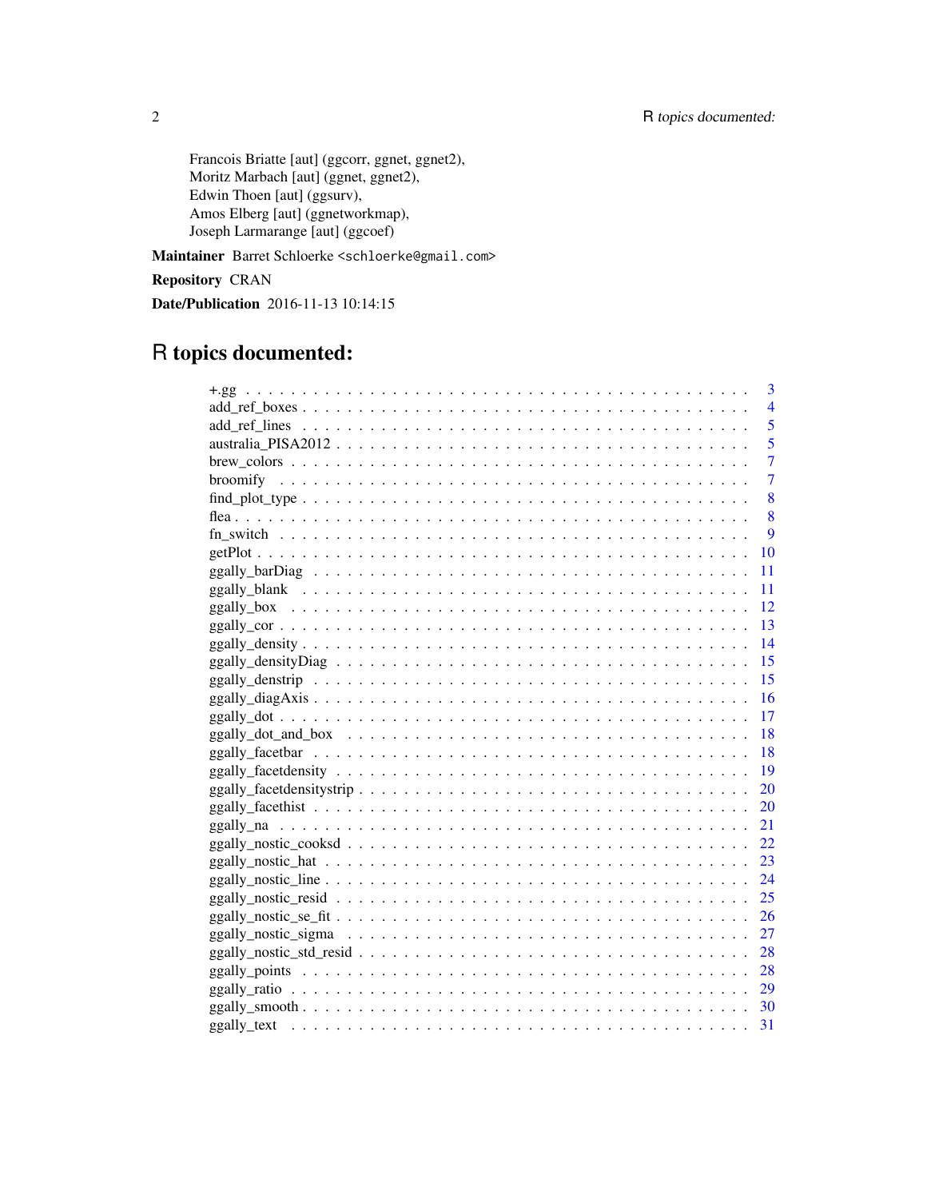Francois Briatte [aut] (ggcorr, ggnet, ggnet2),
Moritz Marbach [aut] (ggnet, ggnet2),
Edwin Thoen [aut] (ggsurv),
Amos Elberg [aut] (ggnetworkmap),
Joseph Larmarange [aut] (ggcoef)

**Maintainer** Barret Schloerke <schloerke@gmail.com>

**Repository** CRAN

**Date/Publication** 2016-11-13 10:14:15

# R topics documented:

+.gg . . . . . . . . . . . . . . . . . . . . . . . . . . . . . . . . . . . . . . . . . . . 3
add_ref_boxes . . . . . . . . . . . . . . . . . . . . . . . . . . . . . . . . . . . . . . 4
add_ref_lines . . . . . . . . . . . . . . . . . . . . . . . . . . . . . . . . . . . . . . 5
australia_PISA2012 . . . . . . . . . . . . . . . . . . . . . . . . . . . . . . . . . . . 5
brew_colors . . . . . . . . . . . . . . . . . . . . . . . . . . . . . . . . . . . . . . . 7
broomify . . . . . . . . . . . . . . . . . . . . . . . . . . . . . . . . . . . . . . . . 7
find_plot_type . . . . . . . . . . . . . . . . . . . . . . . . . . . . . . . . . . . . . 8
flea . . . . . . . . . . . . . . . . . . . . . . . . . . . . . . . . . . . . . . . . . . . 8
fn_switch . . . . . . . . . . . . . . . . . . . . . . . . . . . . . . . . . . . . . . . 9
getPlot . . . . . . . . . . . . . . . . . . . . . . . . . . . . . . . . . . . . . . . . . 10
ggally_barDiag . . . . . . . . . . . . . . . . . . . . . . . . . . . . . . . . . . . . 11
ggally_blank . . . . . . . . . . . . . . . . . . . . . . . . . . . . . . . . . . . . . 11
ggally_box . . . . . . . . . . . . . . . . . . . . . . . . . . . . . . . . . . . . . . 12
ggally_cor . . . . . . . . . . . . . . . . . . . . . . . . . . . . . . . . . . . . . . 13
ggally_density . . . . . . . . . . . . . . . . . . . . . . . . . . . . . . . . . . . . 14
ggally_densityDiag . . . . . . . . . . . . . . . . . . . . . . . . . . . . . . . . . . 15
ggally_denstrip . . . . . . . . . . . . . . . . . . . . . . . . . . . . . . . . . . . 15
ggally_diagAxis . . . . . . . . . . . . . . . . . . . . . . . . . . . . . . . . . . . 16
ggally_dot . . . . . . . . . . . . . . . . . . . . . . . . . . . . . . . . . . . . . . 17
ggally_dot_and_box . . . . . . . . . . . . . . . . . . . . . . . . . . . . . . . . . . 18
ggally_facetbar . . . . . . . . . . . . . . . . . . . . . . . . . . . . . . . . . . . . 18
ggally_facetdensity . . . . . . . . . . . . . . . . . . . . . . . . . . . . . . . . . . 19
ggally_facetdensitystrip . . . . . . . . . . . . . . . . . . . . . . . . . . . . . . . . 20
ggally_facethist . . . . . . . . . . . . . . . . . . . . . . . . . . . . . . . . . . . 20
ggally_na . . . . . . . . . . . . . . . . . . . . . . . . . . . . . . . . . . . . . . . 21
ggally_nostic_cooksd . . . . . . . . . . . . . . . . . . . . . . . . . . . . . . . . . 22
ggally_nostic_hat . . . . . . . . . . . . . . . . . . . . . . . . . . . . . . . . . . . 23
ggally_nostic_line . . . . . . . . . . . . . . . . . . . . . . . . . . . . . . . . . . . 24
ggally_nostic_resid . . . . . . . . . . . . . . . . . . . . . . . . . . . . . . . . . . 25
ggally_nostic_se_fit . . . . . . . . . . . . . . . . . . . . . . . . . . . . . . . . . . 26
ggally_nostic_sigma . . . . . . . . . . . . . . . . . . . . . . . . . . . . . . . . . . 27
ggally_nostic_std_resid . . . . . . . . . . . . . . . . . . . . . . . . . . . . . . . . 28
ggally_points . . . . . . . . . . . . . . . . . . . . . . . . . . . . . . . . . . . . . 28
ggally_ratio . . . . . . . . . . . . . . . . . . . . . . . . . . . . . . . . . . . . . . 29
ggally_smooth . . . . . . . . . . . . . . . . . . . . . . . . . . . . . . . . . . . . . 30
ggally_text . . . . . . . . . . . . . . . . . . . . . . . . . . . . . . . . . . . . . . 31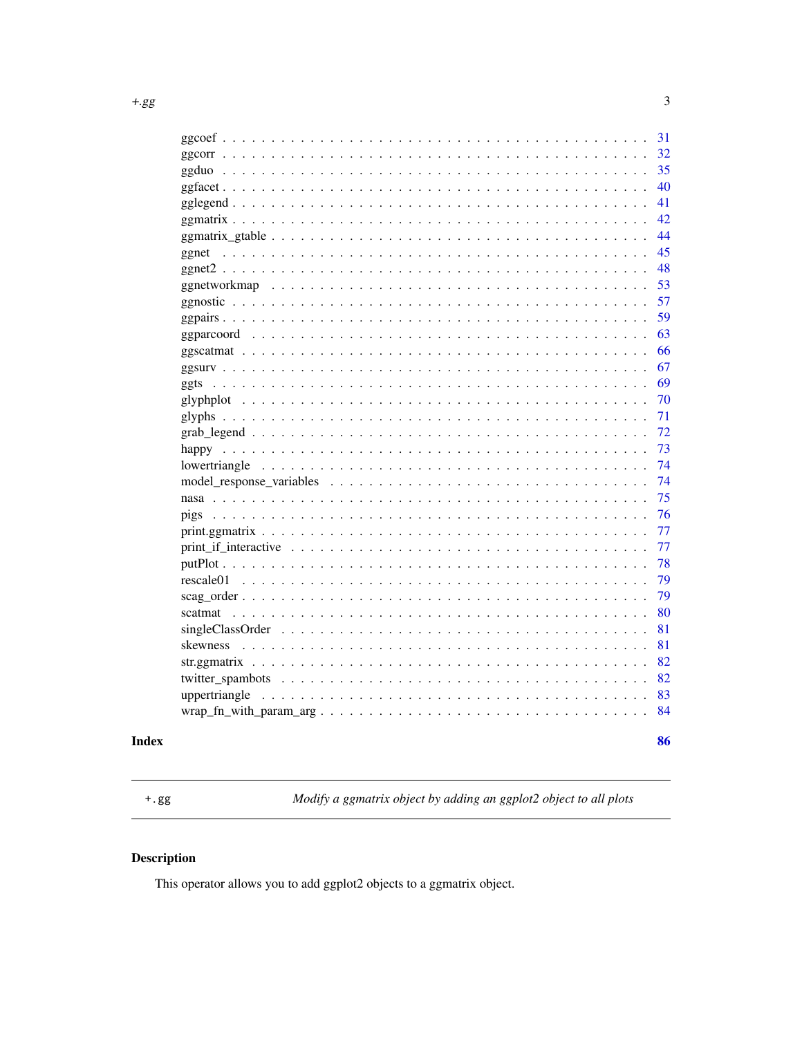ggcoef . . . . . . . . . . . . . . . . . . . . . . . . . . . . . . . . . . . . . . . . . 31
ggcorr . . . . . . . . . . . . . . . . . . . . . . . . . . . . . . . . . . . . . . . . . 32
ggduo . . . . . . . . . . . . . . . . . . . . . . . . . . . . . . . . . . . . . . . . . 35
ggfacet . . . . . . . . . . . . . . . . . . . . . . . . . . . . . . . . . . . . . . . . . 40
gglegend . . . . . . . . . . . . . . . . . . . . . . . . . . . . . . . . . . . . . . . . . 41
ggmatrix . . . . . . . . . . . . . . . . . . . . . . . . . . . . . . . . . . . . . . . . . 42
ggmatrix_gtable . . . . . . . . . . . . . . . . . . . . . . . . . . . . . . . . . . . . . 44
ggnet . . . . . . . . . . . . . . . . . . . . . . . . . . . . . . . . . . . . . . . . . 45
ggnet2 . . . . . . . . . . . . . . . . . . . . . . . . . . . . . . . . . . . . . . . . . 48
ggnetworkmap . . . . . . . . . . . . . . . . . . . . . . . . . . . . . . . . . . . . . . 53
ggnostic . . . . . . . . . . . . . . . . . . . . . . . . . . . . . . . . . . . . . . . . . 57
ggpairs . . . . . . . . . . . . . . . . . . . . . . . . . . . . . . . . . . . . . . . . . 59
ggparcoord . . . . . . . . . . . . . . . . . . . . . . . . . . . . . . . . . . . . . . . 63
ggscatmat . . . . . . . . . . . . . . . . . . . . . . . . . . . . . . . . . . . . . . . . 66
ggsurv . . . . . . . . . . . . . . . . . . . . . . . . . . . . . . . . . . . . . . . . . 67
ggts . . . . . . . . . . . . . . . . . . . . . . . . . . . . . . . . . . . . . . . . . 69
glyphplot . . . . . . . . . . . . . . . . . . . . . . . . . . . . . . . . . . . . . . . . 70
glyphs . . . . . . . . . . . . . . . . . . . . . . . . . . . . . . . . . . . . . . . . . 71
grab_legend . . . . . . . . . . . . . . . . . . . . . . . . . . . . . . . . . . . . . . . 72
happy . . . . . . . . . . . . . . . . . . . . . . . . . . . . . . . . . . . . . . . . . 73
lowertriangle . . . . . . . . . . . . . . . . . . . . . . . . . . . . . . . . . . . . . . 74
model_response_variables . . . . . . . . . . . . . . . . . . . . . . . . . . . . . . . 74
nasa . . . . . . . . . . . . . . . . . . . . . . . . . . . . . . . . . . . . . . . . . 75
pigs . . . . . . . . . . . . . . . . . . . . . . . . . . . . . . . . . . . . . . . . . 76
print.ggmatrix . . . . . . . . . . . . . . . . . . . . . . . . . . . . . . . . . . . . . 77
print_if_interactive . . . . . . . . . . . . . . . . . . . . . . . . . . . . . . . . . . 77
putPlot . . . . . . . . . . . . . . . . . . . . . . . . . . . . . . . . . . . . . . . . . 78
rescale01 . . . . . . . . . . . . . . . . . . . . . . . . . . . . . . . . . . . . . . . 79
scag_order . . . . . . . . . . . . . . . . . . . . . . . . . . . . . . . . . . . . . . . 79
scatmat . . . . . . . . . . . . . . . . . . . . . . . . . . . . . . . . . . . . . . . . 80
singleClassOrder . . . . . . . . . . . . . . . . . . . . . . . . . . . . . . . . . . . . 81
skewness . . . . . . . . . . . . . . . . . . . . . . . . . . . . . . . . . . . . . . . . 81
str.ggmatrix . . . . . . . . . . . . . . . . . . . . . . . . . . . . . . . . . . . . . . 82
twitter_spambots . . . . . . . . . . . . . . . . . . . . . . . . . . . . . . . . . . . . 82
uppertriangle . . . . . . . . . . . . . . . . . . . . . . . . . . . . . . . . . . . . . . 83
wrap_fn_with_param_arg . . . . . . . . . . . . . . . . . . . . . . . . . . . . . . . . 84

**Index** **86**

---

`+.gg` *Modify a ggmatrix object by adding an ggplot2 object to all plots*

---

## Description

This operator allows you to add ggplot2 objects to a ggmatrix object.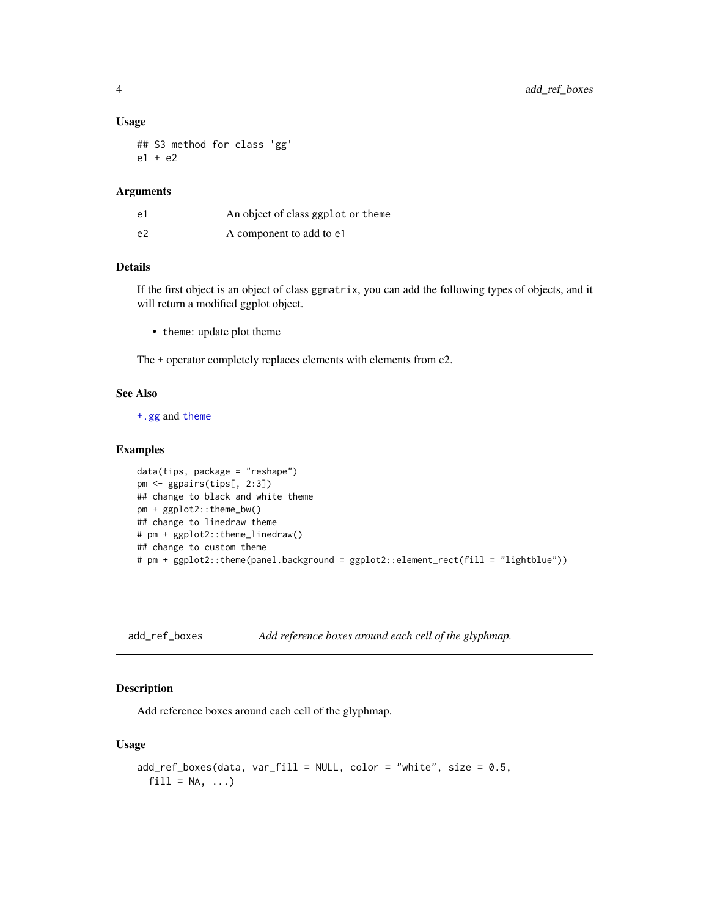### Usage

```
## S3 method for class 'gg'
e1 + e2
```

### Arguments

| | |
|---|---|
| e1 | An object of class ggplot or theme |
| e2 | A component to add to e1 |

### Details

If the first object is an object of class ggmatrix, you can add the following types of objects, and it will return a modified ggplot object.

- theme: update plot theme

The + operator completely replaces elements with elements from e2.

### See Also

+.gg and theme

### Examples

```
data(tips, package = "reshape")
pm <- ggpairs(tips[, 2:3])
## change to black and white theme
pm + ggplot2::theme_bw()
## change to linedraw theme
# pm + ggplot2::theme_linedraw()
## change to custom theme
# pm + ggplot2::theme(panel.background = ggplot2::element_rect(fill = "lightblue"))
```

---

## add_ref_boxes *Add reference boxes around each cell of the glyphmap.*

### Description

Add reference boxes around each cell of the glyphmap.

### Usage

```
add_ref_boxes(data, var_fill = NULL, color = "white", size = 0.5,
  fill = NA, ...)
```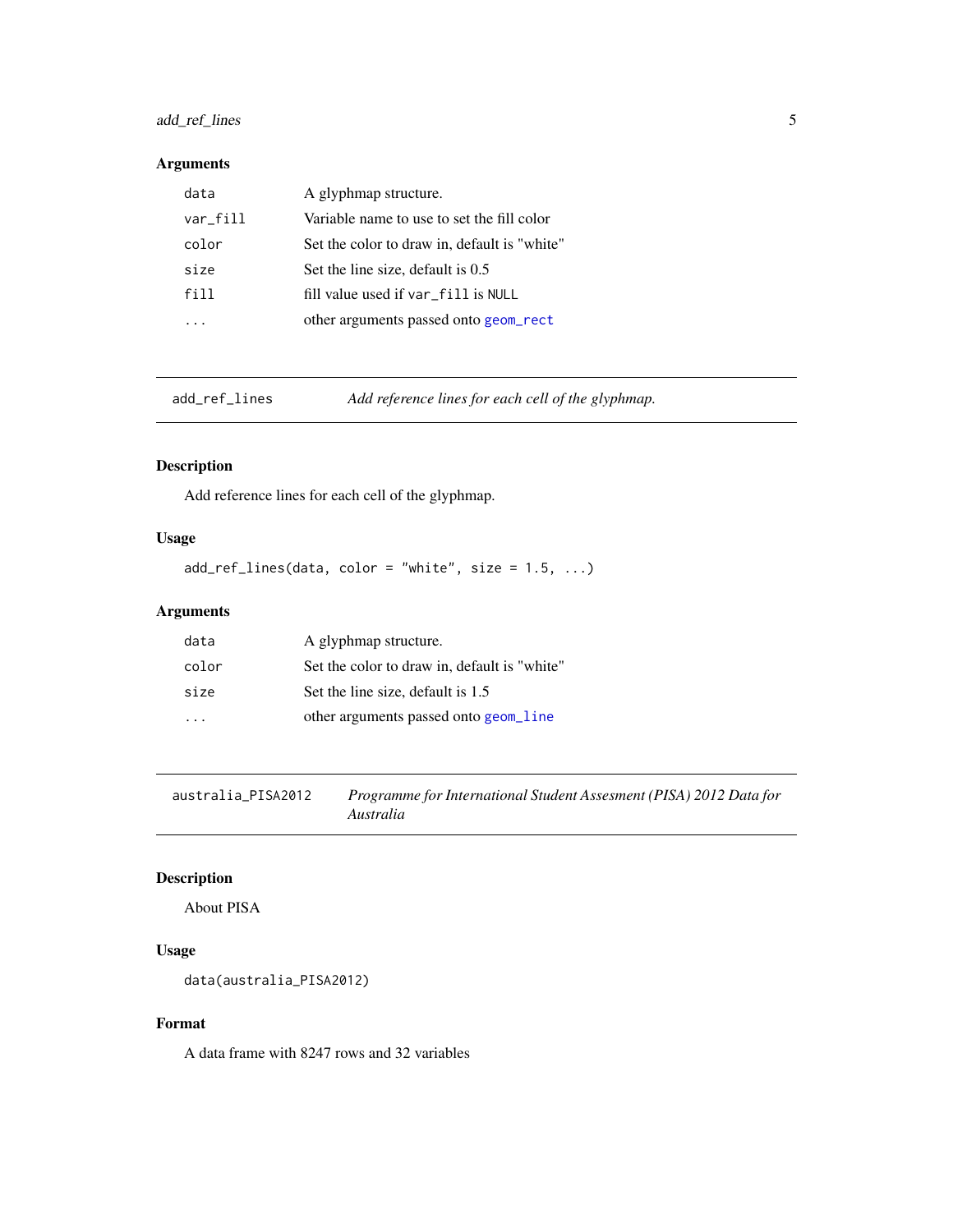### Arguments

| | |
|---|---|
| `data` | A glyphmap structure. |
| `var_fill` | Variable name to use to set the fill color |
| `color` | Set the color to draw in, default is "white" |
| `size` | Set the line size, default is 0.5 |
| `fill` | fill value used if `var_fill` is `NULL` |
| `...` | other arguments passed onto `geom_rect` |

---

## add_ref_lines — *Add reference lines for each cell of the glyphmap.*

### Description

Add reference lines for each cell of the glyphmap.

### Usage

```
add_ref_lines(data, color = "white", size = 1.5, ...)
```

### Arguments

| | |
|---|---|
| `data` | A glyphmap structure. |
| `color` | Set the color to draw in, default is "white" |
| `size` | Set the line size, default is 1.5 |
| `...` | other arguments passed onto `geom_line` |

---

## australia_PISA2012 — *Programme for International Student Assesment (PISA) 2012 Data for Australia*

### Description

About PISA

### Usage

```
data(australia_PISA2012)
```

### Format

A data frame with 8247 rows and 32 variables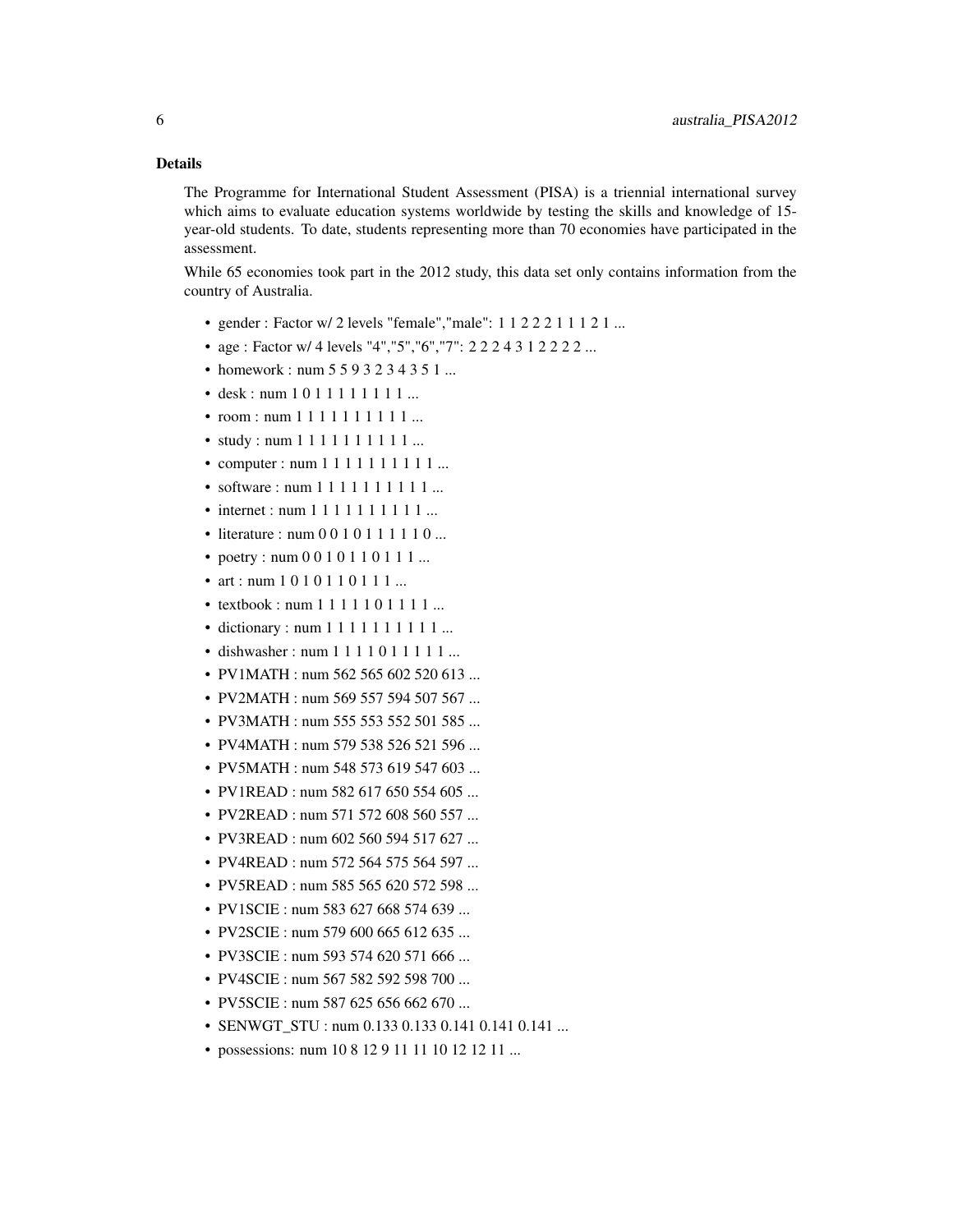### Details

The Programme for International Student Assessment (PISA) is a triennial international survey which aims to evaluate education systems worldwide by testing the skills and knowledge of 15-year-old students. To date, students representing more than 70 economies have participated in the assessment.

While 65 economies took part in the 2012 study, this data set only contains information from the country of Australia.

- gender : Factor w/ 2 levels "female","male": 1 1 2 2 2 1 1 1 2 1 ...
- age : Factor w/ 4 levels "4","5","6","7": 2 2 2 4 3 1 2 2 2 2 ...
- homework : num 5 5 9 3 2 3 4 3 5 1 ...
- desk : num 1 0 1 1 1 1 1 1 1 1 ...
- room : num 1 1 1 1 1 1 1 1 1 1 ...
- study : num 1 1 1 1 1 1 1 1 1 1 ...
- computer : num 1 1 1 1 1 1 1 1 1 1 ...
- software : num 1 1 1 1 1 1 1 1 1 1 ...
- internet : num 1 1 1 1 1 1 1 1 1 1 ...
- literature : num 0 0 1 0 1 1 1 1 1 0 ...
- poetry : num 0 0 1 0 1 1 0 1 1 1 ...
- art : num 1 0 1 0 1 1 0 1 1 1 ...
- textbook : num 1 1 1 1 1 0 1 1 1 1 ...
- dictionary : num 1 1 1 1 1 1 1 1 1 1 ...
- dishwasher : num 1 1 1 1 0 1 1 1 1 1 ...
- PV1MATH : num 562 565 602 520 613 ...
- PV2MATH : num 569 557 594 507 567 ...
- PV3MATH : num 555 553 552 501 585 ...
- PV4MATH : num 579 538 526 521 596 ...
- PV5MATH : num 548 573 619 547 603 ...
- PV1READ : num 582 617 650 554 605 ...
- PV2READ : num 571 572 608 560 557 ...
- PV3READ : num 602 560 594 517 627 ...
- PV4READ : num 572 564 575 564 597 ...
- PV5READ : num 585 565 620 572 598 ...
- PV1SCIE : num 583 627 668 574 639 ...
- PV2SCIE : num 579 600 665 612 635 ...
- PV3SCIE : num 593 574 620 571 666 ...
- PV4SCIE : num 567 582 592 598 700 ...
- PV5SCIE : num 587 625 656 662 670 ...
- SENWGT_STU : num 0.133 0.133 0.141 0.141 0.141 ...
- possessions: num 10 8 12 9 11 11 10 12 12 11 ...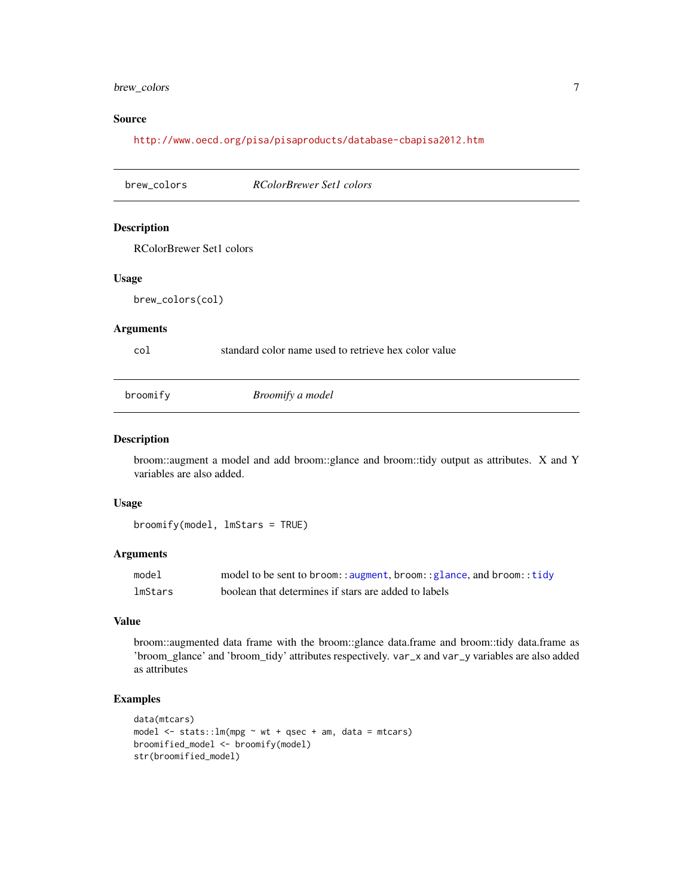### Source

http://www.oecd.org/pisa/pisaproducts/database-cbapisa2012.htm

---

## brew_colors — *RColorBrewer Set1 colors*

### Description

RColorBrewer Set1 colors

### Usage

```
brew_colors(col)
```

### Arguments

| | |
|---|---|
| `col` | standard color name used to retrieve hex color value |

---

## broomify — *Broomify a model*

### Description

broom::augment a model and add broom::glance and broom::tidy output as attributes. X and Y variables are also added.

### Usage

```
broomify(model, lmStars = TRUE)
```

### Arguments

| | |
|---|---|
| `model` | model to be sent to `broom::augment`, `broom::glance`, and `broom::tidy` |
| `lmStars` | boolean that determines if stars are added to labels |

### Value

broom::augmented data frame with the broom::glance data.frame and broom::tidy data.frame as 'broom_glance' and 'broom_tidy' attributes respectively. `var_x` and `var_y` variables are also added as attributes

### Examples

```
data(mtcars)
model <- stats::lm(mpg ~ wt + qsec + am, data = mtcars)
broomified_model <- broomify(model)
str(broomified_model)
```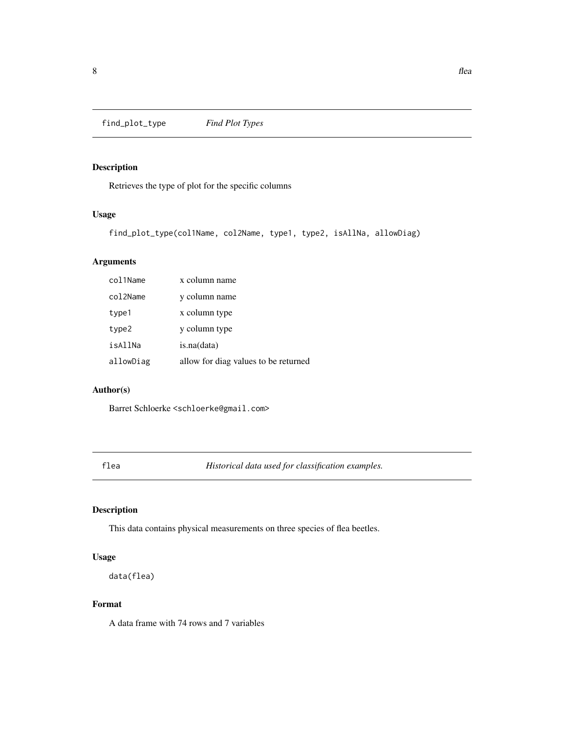## find_plot_type — *Find Plot Types*

### Description

Retrieves the type of plot for the specific columns

### Usage

```
find_plot_type(col1Name, col2Name, type1, type2, isAllNa, allowDiag)
```

### Arguments

| | |
|---|---|
| col1Name | x column name |
| col2Name | y column name |
| type1 | x column type |
| type2 | y column type |
| isAllNa | is.na(data) |
| allowDiag | allow for diag values to be returned |

### Author(s)

Barret Schloerke <schloerke@gmail.com>

## flea — *Historical data used for classification examples.*

### Description

This data contains physical measurements on three species of flea beetles.

### Usage

```
data(flea)
```

### Format

A data frame with 74 rows and 7 variables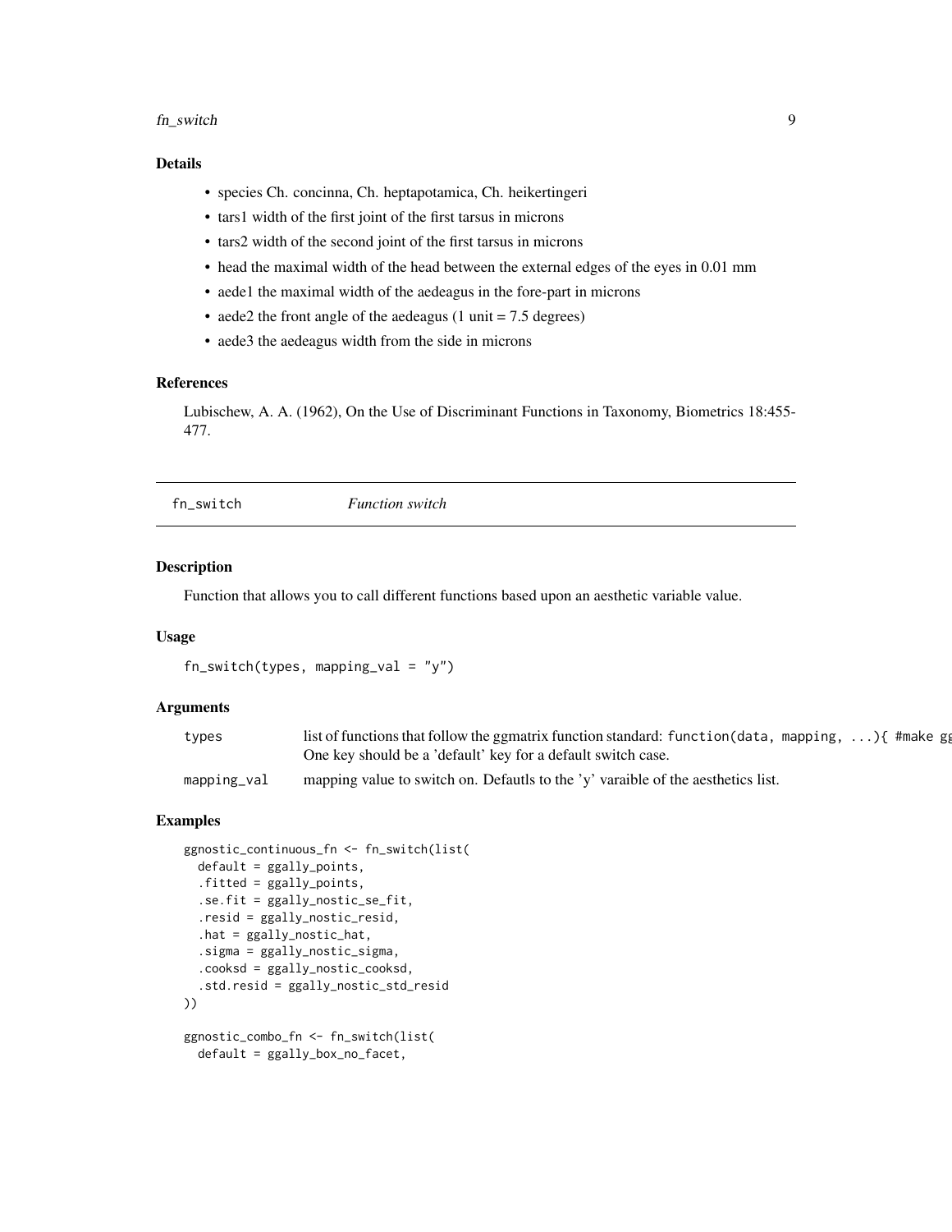### Details

- species Ch. concinna, Ch. heptapotamica, Ch. heikertingeri
- tars1 width of the first joint of the first tarsus in microns
- tars2 width of the second joint of the first tarsus in microns
- head the maximal width of the head between the external edges of the eyes in 0.01 mm
- aede1 the maximal width of the aedeagus in the fore-part in microns
- aede2 the front angle of the aedeagus (1 unit = 7.5 degrees)
- aede3 the aedeagus width from the side in microns

### References

Lubischew, A. A. (1962), On the Use of Discriminant Functions in Taxonomy, Biometrics 18:455-477.

---

## fn_switch *Function switch*

### Description

Function that allows you to call different functions based upon an aesthetic variable value.

### Usage

```
fn_switch(types, mapping_val = "y")
```

### Arguments

| | |
|---|---|
| types | list of functions that follow the ggmatrix function standard: `function(data, mapping, ...){ #make gg` One key should be a 'default' key for a default switch case. |
| mapping_val | mapping value to switch on. Defautls to the 'y' varaible of the aesthetics list. |

### Examples

```
ggnostic_continuous_fn <- fn_switch(list(
  default = ggally_points,
  .fitted = ggally_points,
  .se.fit = ggally_nostic_se_fit,
  .resid = ggally_nostic_resid,
  .hat = ggally_nostic_hat,
  .sigma = ggally_nostic_sigma,
  .cooksd = ggally_nostic_cooksd,
  .std.resid = ggally_nostic_std_resid
))

ggnostic_combo_fn <- fn_switch(list(
  default = ggally_box_no_facet,
```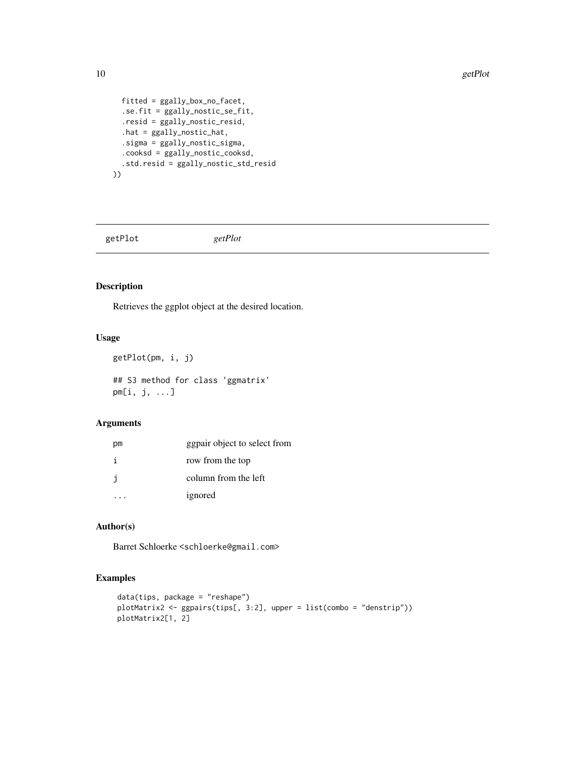```
  fitted = ggally_box_no_facet,
  .se.fit = ggally_nostic_se_fit,
  .resid = ggally_nostic_resid,
  .hat = ggally_nostic_hat,
  .sigma = ggally_nostic_sigma,
  .cooksd = ggally_nostic_cooksd,
  .std.resid = ggally_nostic_std_resid
))
```

## getPlot *getPlot*

### Description

Retrieves the ggplot object at the desired location.

### Usage

```
getPlot(pm, i, j)

## S3 method for class 'ggmatrix'
pm[i, j, ...]
```

### Arguments

| | |
|---|---|
| pm | ggpair object to select from |
| i | row from the top |
| j | column from the left |
| ... | ignored |

### Author(s)

Barret Schloerke <schloerke@gmail.com>

### Examples

```
data(tips, package = "reshape")
plotMatrix2 <- ggpairs(tips[, 3:2], upper = list(combo = "denstrip"))
plotMatrix2[1, 2]
```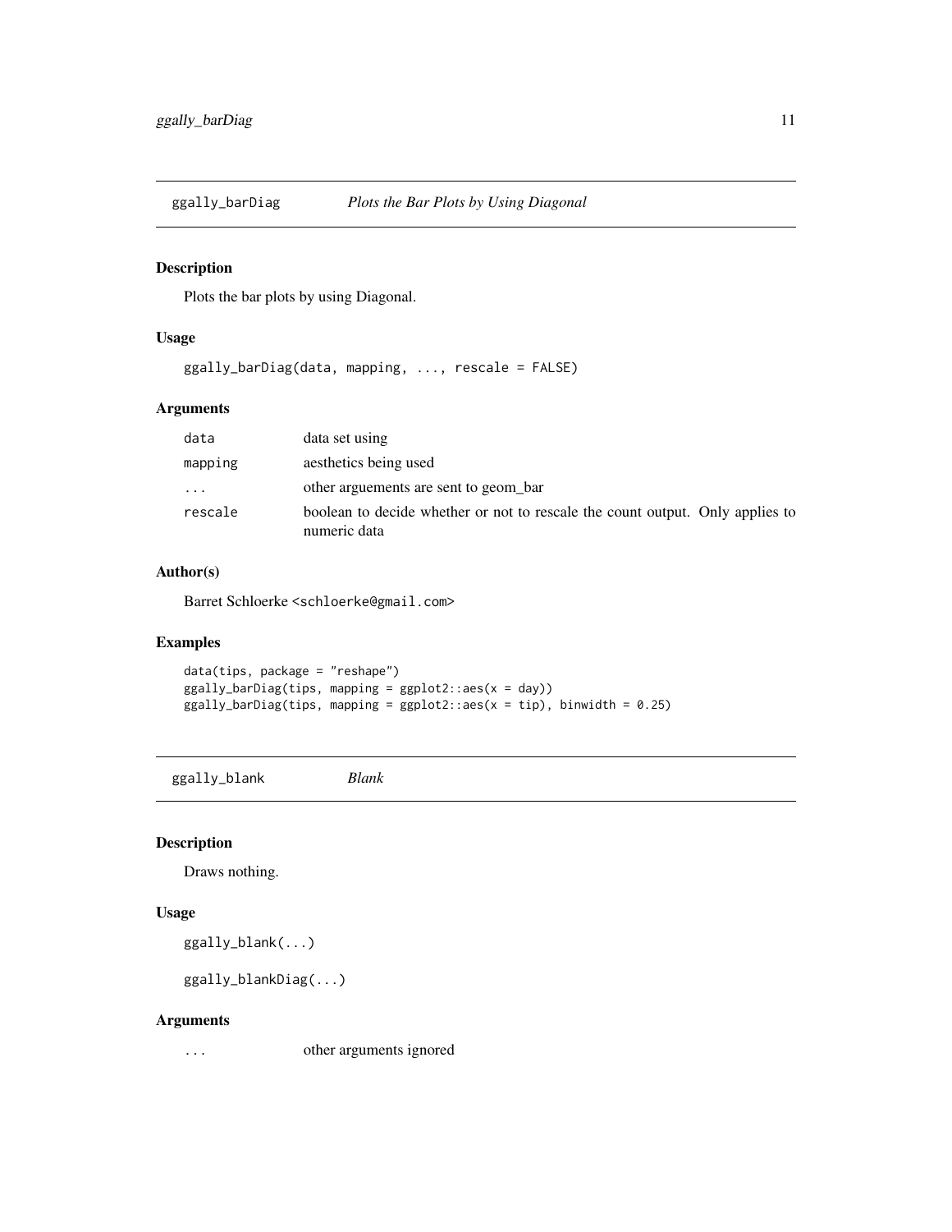## ggally_barDiag — *Plots the Bar Plots by Using Diagonal*

### Description

Plots the bar plots by using Diagonal.

### Usage

```
ggally_barDiag(data, mapping, ..., rescale = FALSE)
```

### Arguments

| | |
|---|---|
| `data` | data set using |
| `mapping` | aesthetics being used |
| `...` | other arguements are sent to geom_bar |
| `rescale` | boolean to decide whether or not to rescale the count output. Only applies to numeric data |

### Author(s)

Barret Schloerke <schloerke@gmail.com>

### Examples

```
data(tips, package = "reshape")
ggally_barDiag(tips, mapping = ggplot2::aes(x = day))
ggally_barDiag(tips, mapping = ggplot2::aes(x = tip), binwidth = 0.25)
```

## ggally_blank — *Blank*

### Description

Draws nothing.

### Usage

```
ggally_blank(...)

ggally_blankDiag(...)
```

### Arguments

| | |
|---|---|
| `...` | other arguments ignored |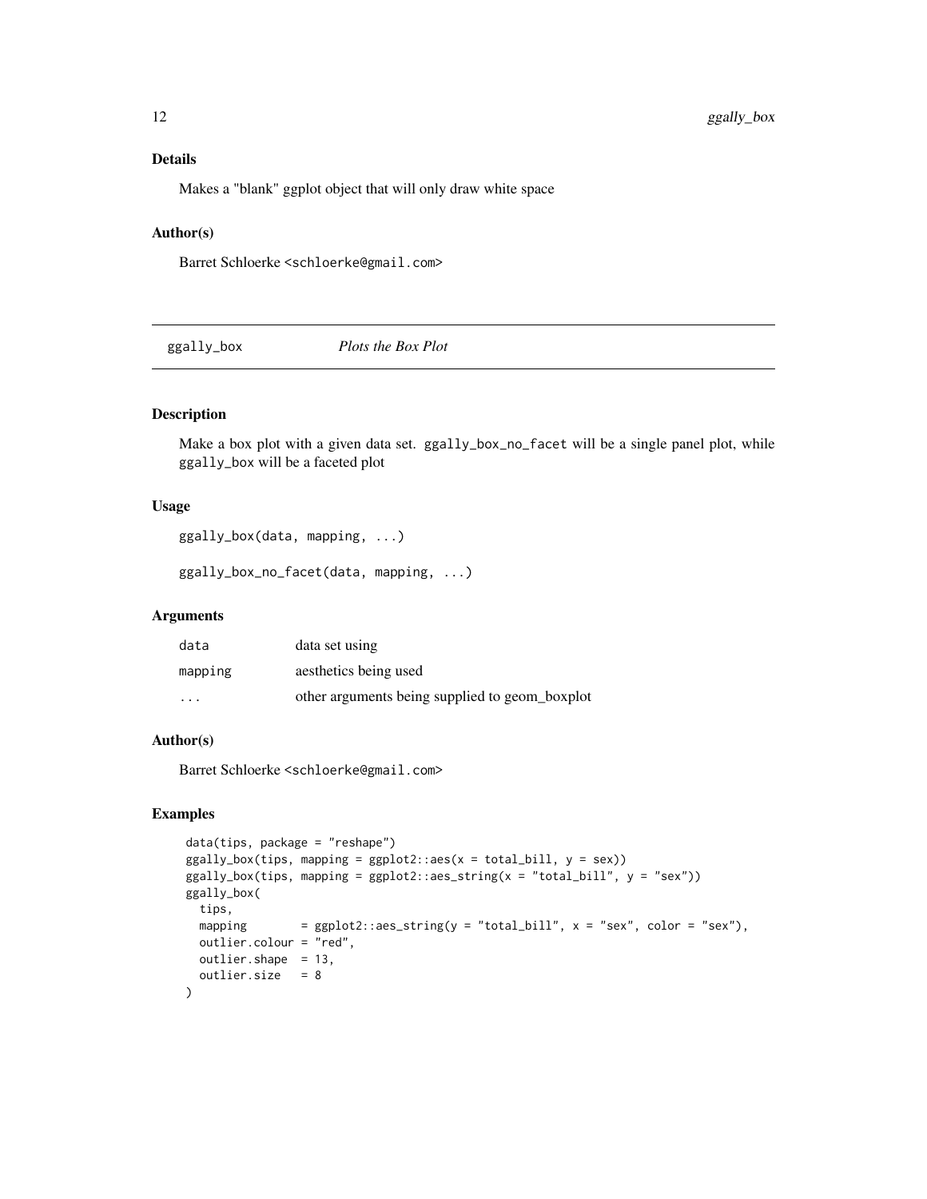## Details

Makes a "blank" ggplot object that will only draw white space

## Author(s)

Barret Schloerke <schloerke@gmail.com>

---

# ggally_box *Plots the Box Plot*

---

## Description

Make a box plot with a given data set. `ggally_box_no_facet` will be a single panel plot, while `ggally_box` will be a faceted plot

## Usage

```
ggally_box(data, mapping, ...)

ggally_box_no_facet(data, mapping, ...)
```

## Arguments

| | |
|---|---|
| `data` | data set using |
| `mapping` | aesthetics being used |
| `...` | other arguments being supplied to geom_boxplot |

## Author(s)

Barret Schloerke <schloerke@gmail.com>

## Examples

```
data(tips, package = "reshape")
ggally_box(tips, mapping = ggplot2::aes(x = total_bill, y = sex))
ggally_box(tips, mapping = ggplot2::aes_string(x = "total_bill", y = "sex"))
ggally_box(
  tips,
  mapping        = ggplot2::aes_string(y = "total_bill", x = "sex", color = "sex"),
  outlier.colour = "red",
  outlier.shape  = 13,
  outlier.size   = 8
)
```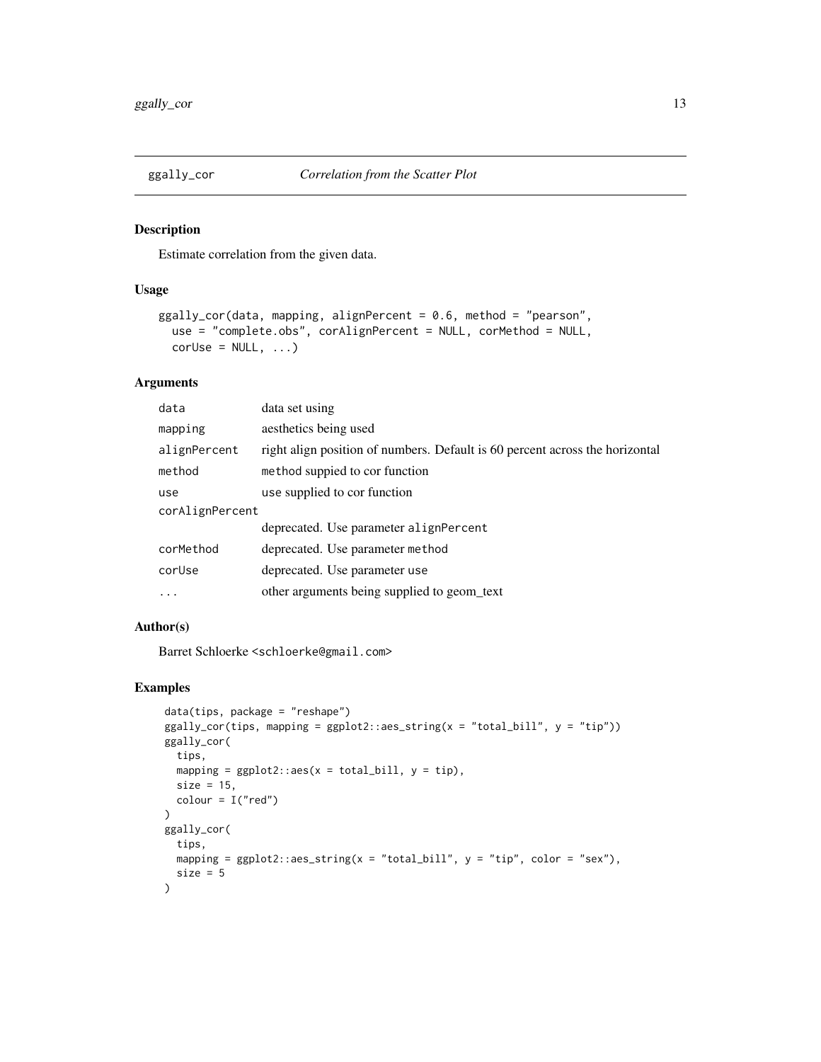# ggally_cor — *Correlation from the Scatter Plot*

## Description

Estimate correlation from the given data.

## Usage

```
ggally_cor(data, mapping, alignPercent = 0.6, method = "pearson",
  use = "complete.obs", corAlignPercent = NULL, corMethod = NULL,
  corUse = NULL, ...)
```

## Arguments

| Argument | Description |
|---|---|
| `data` | data set using |
| `mapping` | aesthetics being used |
| `alignPercent` | right align position of numbers. Default is 60 percent across the horizontal |
| `method` | `method` suppied to cor function |
| `use` | use supplied to cor function |
| `corAlignPercent` | deprecated. Use parameter `alignPercent` |
| `corMethod` | deprecated. Use parameter `method` |
| `corUse` | deprecated. Use parameter `use` |
| `...` | other arguments being supplied to geom_text |

## Author(s)

Barret Schloerke <schloerke@gmail.com>

## Examples

```
data(tips, package = "reshape")
ggally_cor(tips, mapping = ggplot2::aes_string(x = "total_bill", y = "tip"))
ggally_cor(
  tips,
  mapping = ggplot2::aes(x = total_bill, y = tip),
  size = 15,
  colour = I("red")
)
ggally_cor(
  tips,
  mapping = ggplot2::aes_string(x = "total_bill", y = "tip", color = "sex"),
  size = 5
)
```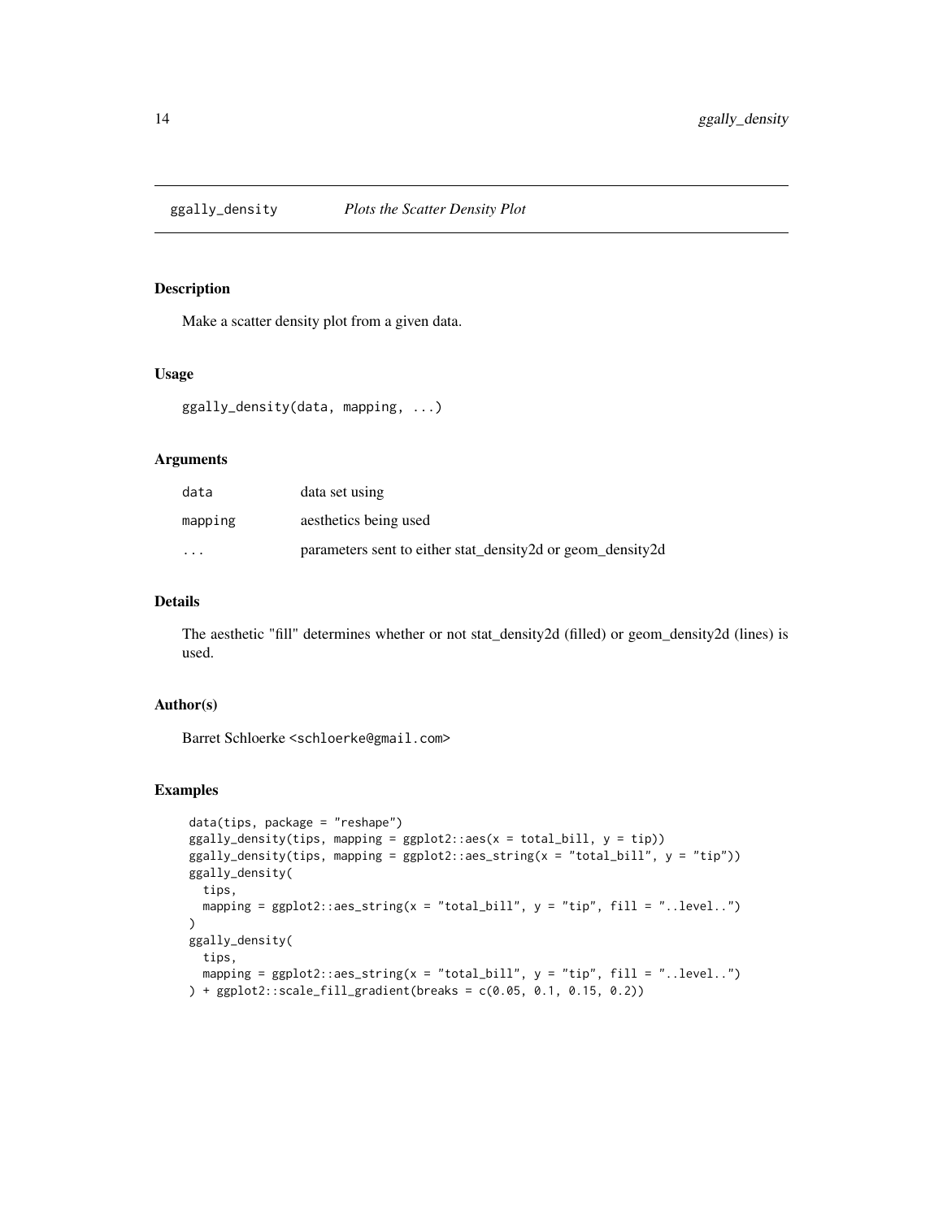# ggally_density — *Plots the Scatter Density Plot*

## Description

Make a scatter density plot from a given data.

## Usage

```
ggally_density(data, mapping, ...)
```

## Arguments

| | |
|---|---|
| data | data set using |
| mapping | aesthetics being used |
| ... | parameters sent to either stat_density2d or geom_density2d |

## Details

The aesthetic "fill" determines whether or not stat_density2d (filled) or geom_density2d (lines) is used.

## Author(s)

Barret Schloerke <schloerke@gmail.com>

## Examples

```
data(tips, package = "reshape")
ggally_density(tips, mapping = ggplot2::aes(x = total_bill, y = tip))
ggally_density(tips, mapping = ggplot2::aes_string(x = "total_bill", y = "tip"))
ggally_density(
  tips,
  mapping = ggplot2::aes_string(x = "total_bill", y = "tip", fill = "..level..")
)
ggally_density(
  tips,
  mapping = ggplot2::aes_string(x = "total_bill", y = "tip", fill = "..level..")
) + ggplot2::scale_fill_gradient(breaks = c(0.05, 0.1, 0.15, 0.2))
```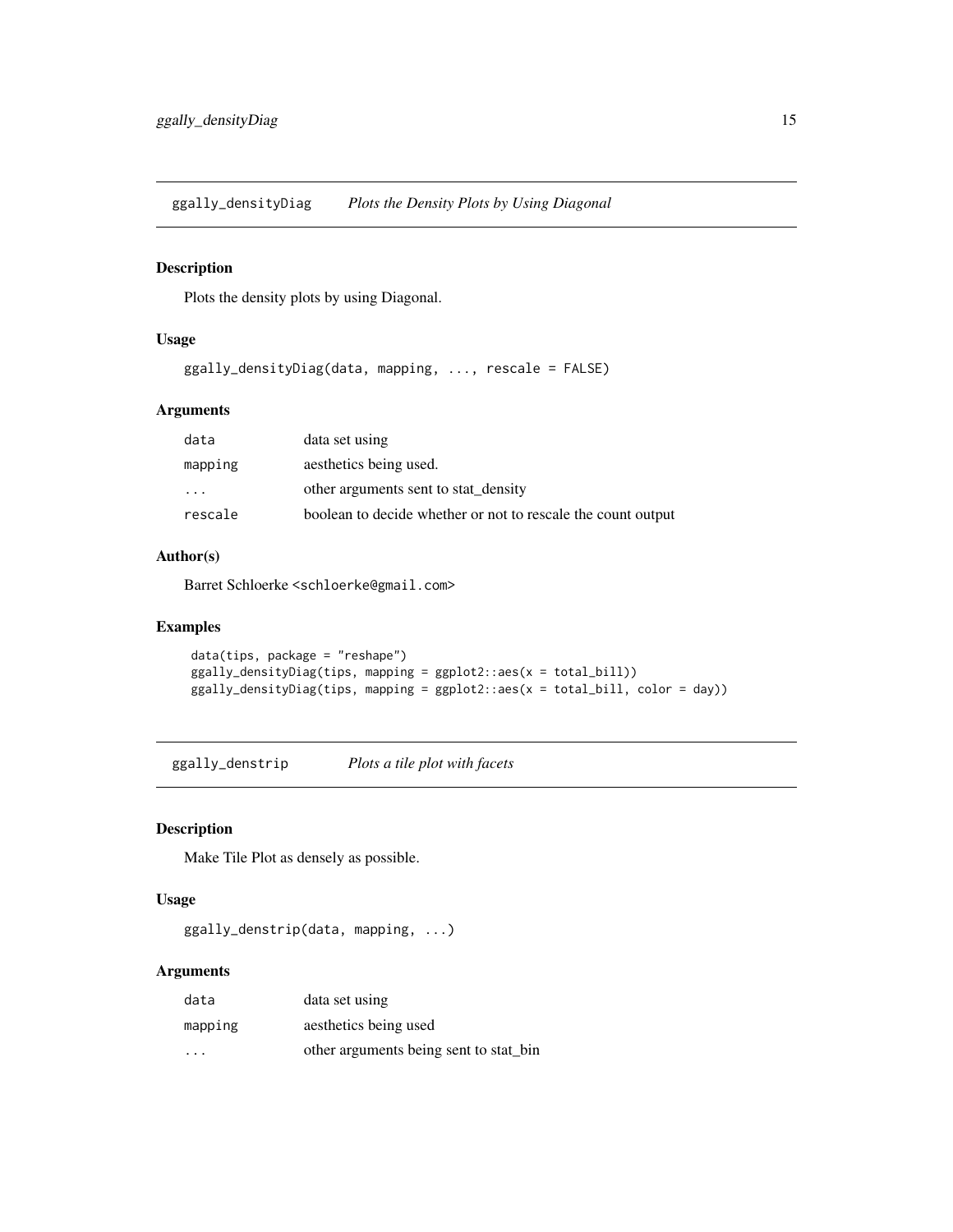## ggally_densityDiag *Plots the Density Plots by Using Diagonal*

### Description

Plots the density plots by using Diagonal.

### Usage

```
ggally_densityDiag(data, mapping, ..., rescale = FALSE)
```

### Arguments

| | |
|---|---|
| data | data set using |
| mapping | aesthetics being used. |
| ... | other arguments sent to stat_density |
| rescale | boolean to decide whether or not to rescale the count output |

### Author(s)

Barret Schloerke <schloerke@gmail.com>

### Examples

```
data(tips, package = "reshape")
ggally_densityDiag(tips, mapping = ggplot2::aes(x = total_bill))
ggally_densityDiag(tips, mapping = ggplot2::aes(x = total_bill, color = day))
```

## ggally_denstrip *Plots a tile plot with facets*

### Description

Make Tile Plot as densely as possible.

### Usage

```
ggally_denstrip(data, mapping, ...)
```

### Arguments

| | |
|---|---|
| data | data set using |
| mapping | aesthetics being used |
| ... | other arguments being sent to stat_bin |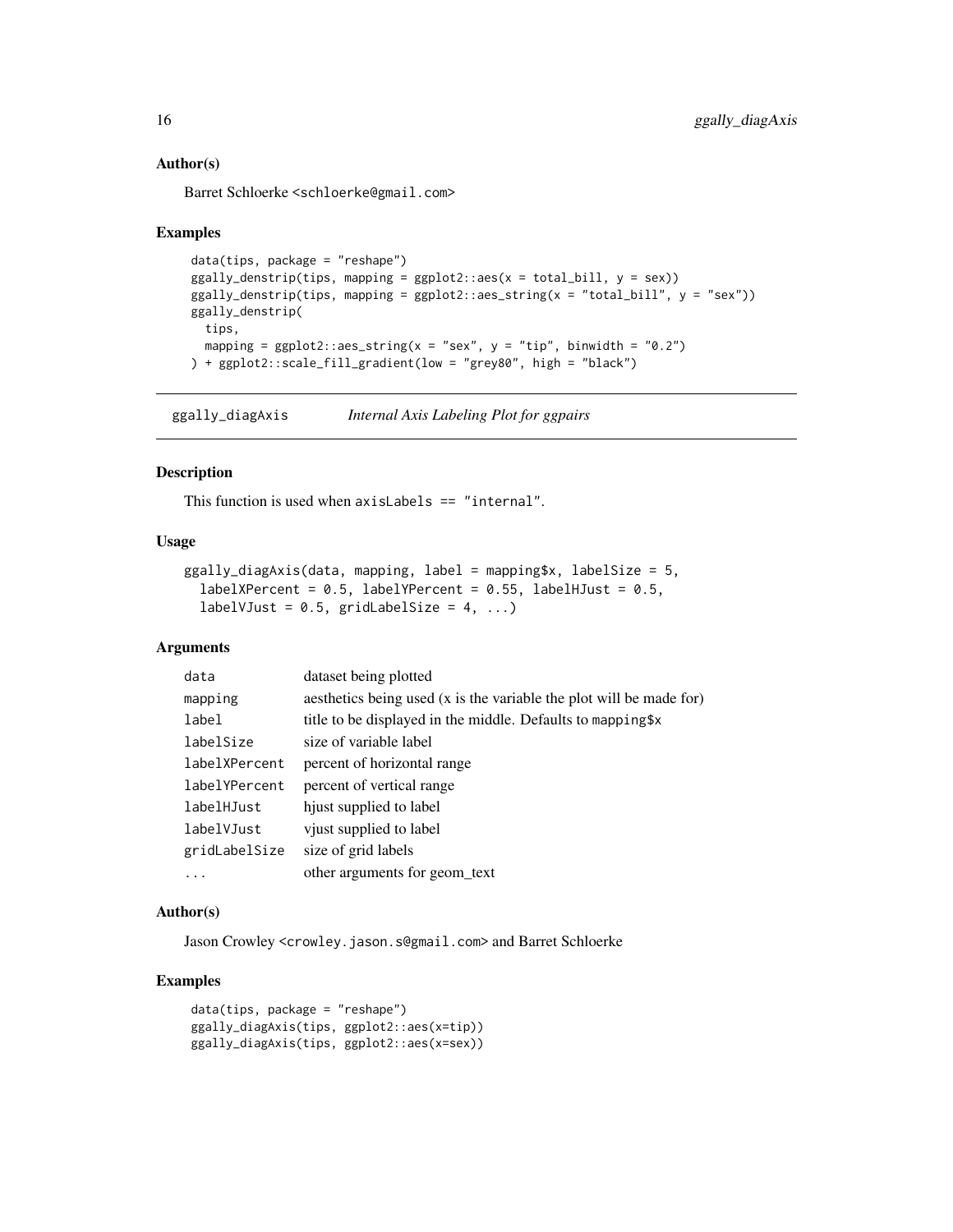### Author(s)

Barret Schloerke <schloerke@gmail.com>

### Examples

```
data(tips, package = "reshape")
ggally_denstrip(tips, mapping = ggplot2::aes(x = total_bill, y = sex))
ggally_denstrip(tips, mapping = ggplot2::aes_string(x = "total_bill", y = "sex"))
ggally_denstrip(
  tips,
  mapping = ggplot2::aes_string(x = "sex", y = "tip", binwidth = "0.2")
) + ggplot2::scale_fill_gradient(low = "grey80", high = "black")
```

---

## ggally_diagAxis *Internal Axis Labeling Plot for ggpairs*

---

### Description

This function is used when `axisLabels == "internal"`.

### Usage

```
ggally_diagAxis(data, mapping, label = mapping$x, labelSize = 5,
  labelXPercent = 0.5, labelYPercent = 0.55, labelHJust = 0.5,
  labelVJust = 0.5, gridLabelSize = 4, ...)
```

### Arguments

| | |
|---|---|
| data | dataset being plotted |
| mapping | aesthetics being used (x is the variable the plot will be made for) |
| label | title to be displayed in the middle. Defaults to mapping$x |
| labelSize | size of variable label |
| labelXPercent | percent of horizontal range |
| labelYPercent | percent of vertical range |
| labelHJust | hjust supplied to label |
| labelVJust | vjust supplied to label |
| gridLabelSize | size of grid labels |
| ... | other arguments for geom_text |

### Author(s)

Jason Crowley <crowley.jason.s@gmail.com> and Barret Schloerke

### Examples

```
data(tips, package = "reshape")
ggally_diagAxis(tips, ggplot2::aes(x=tip))
ggally_diagAxis(tips, ggplot2::aes(x=sex))
```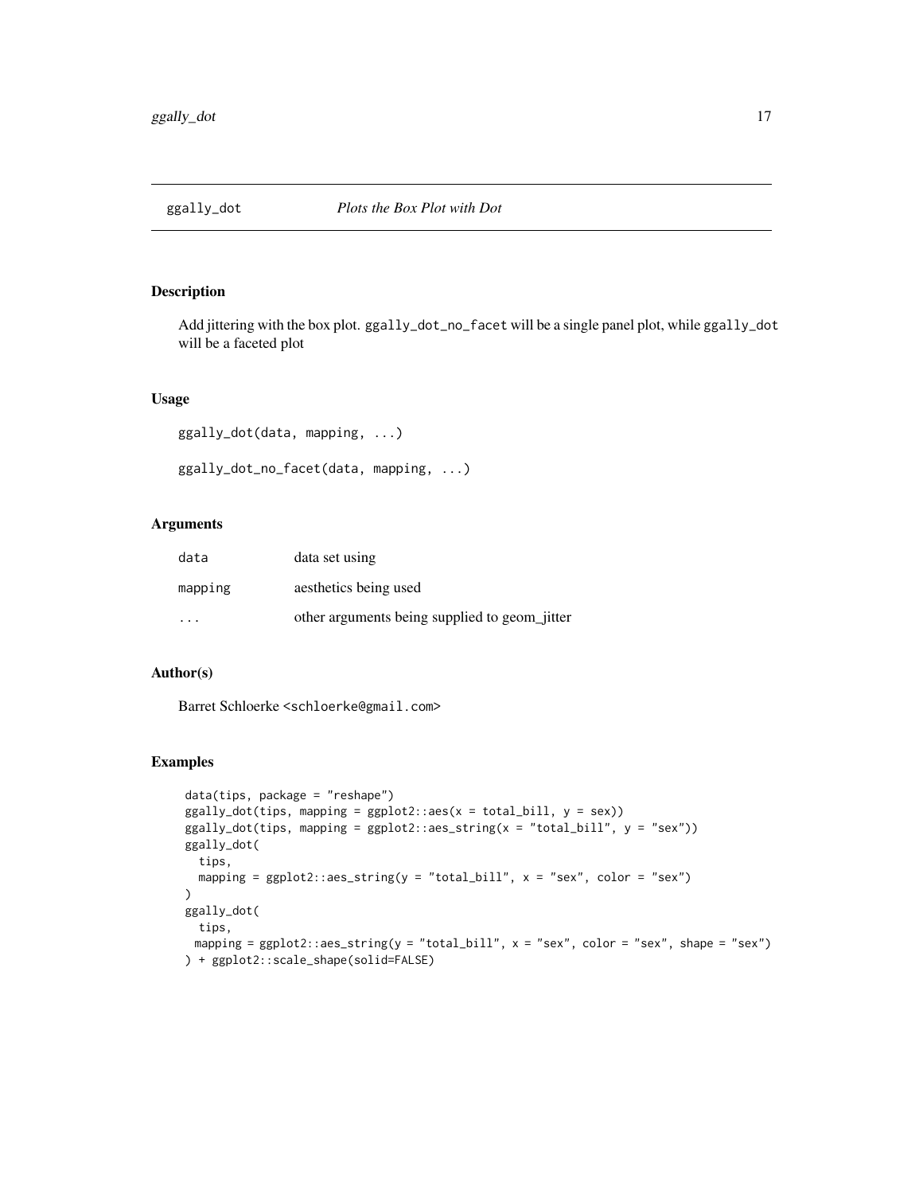## ggally_dot — *Plots the Box Plot with Dot*

### Description

Add jittering with the box plot. `ggally_dot_no_facet` will be a single panel plot, while `ggally_dot` will be a faceted plot

### Usage

```
ggally_dot(data, mapping, ...)

ggally_dot_no_facet(data, mapping, ...)
```

### Arguments

| | |
|---|---|
| `data` | data set using |
| `mapping` | aesthetics being used |
| `...` | other arguments being supplied to geom_jitter |

### Author(s)

Barret Schloerke <schloerke@gmail.com>

### Examples

```
data(tips, package = "reshape")
ggally_dot(tips, mapping = ggplot2::aes(x = total_bill, y = sex))
ggally_dot(tips, mapping = ggplot2::aes_string(x = "total_bill", y = "sex"))
ggally_dot(
  tips,
  mapping = ggplot2::aes_string(y = "total_bill", x = "sex", color = "sex")
)
ggally_dot(
  tips,
 mapping = ggplot2::aes_string(y = "total_bill", x = "sex", color = "sex", shape = "sex")
) + ggplot2::scale_shape(solid=FALSE)
```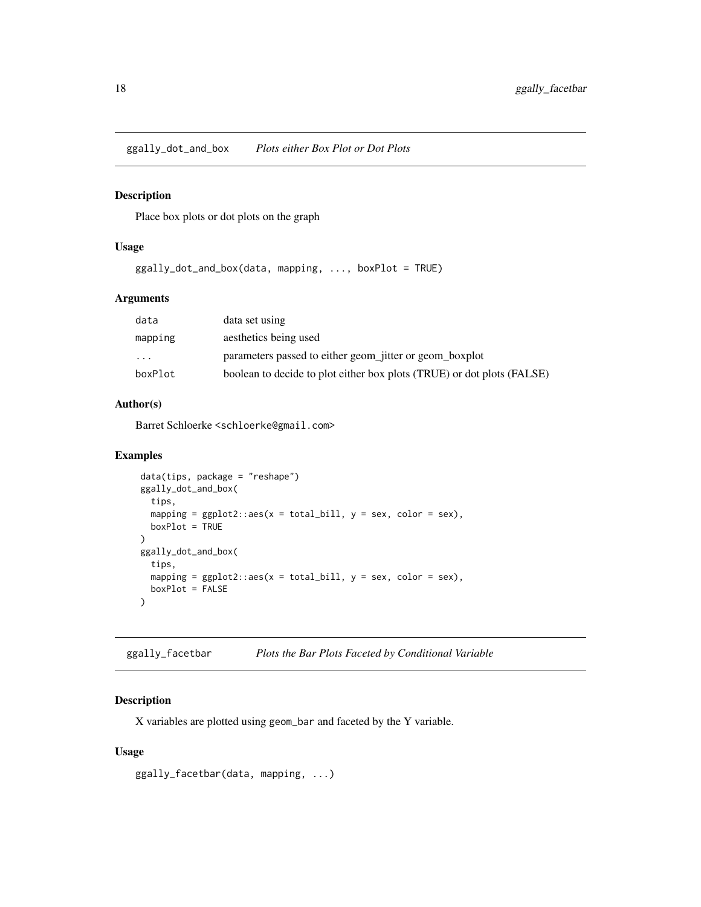## ggally_dot_and_box — *Plots either Box Plot or Dot Plots*

### Description

Place box plots or dot plots on the graph

### Usage

```
ggally_dot_and_box(data, mapping, ..., boxPlot = TRUE)
```

### Arguments

| | |
|---|---|
| data | data set using |
| mapping | aesthetics being used |
| ... | parameters passed to either geom_jitter or geom_boxplot |
| boxPlot | boolean to decide to plot either box plots (TRUE) or dot plots (FALSE) |

### Author(s)

Barret Schloerke <schloerke@gmail.com>

### Examples

```
data(tips, package = "reshape")
ggally_dot_and_box(
  tips,
  mapping = ggplot2::aes(x = total_bill, y = sex, color = sex),
  boxPlot = TRUE
)
ggally_dot_and_box(
  tips,
  mapping = ggplot2::aes(x = total_bill, y = sex, color = sex),
  boxPlot = FALSE
)
```

## ggally_facetbar — *Plots the Bar Plots Faceted by Conditional Variable*

### Description

X variables are plotted using geom_bar and faceted by the Y variable.

### Usage

```
ggally_facetbar(data, mapping, ...)
```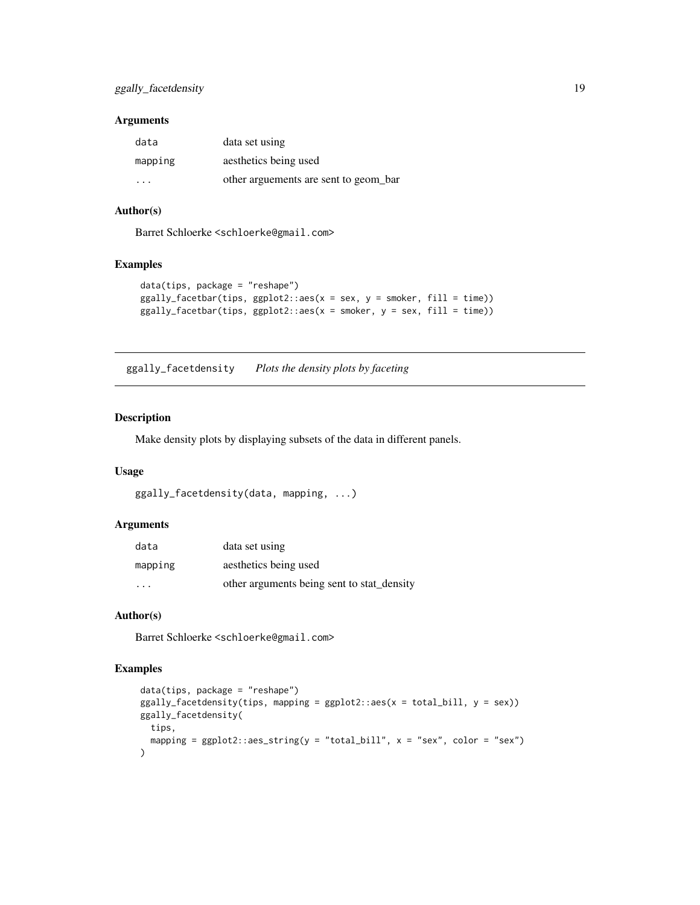### Arguments

| | |
|---|---|
| data | data set using |
| mapping | aesthetics being used |
| ... | other arguements are sent to geom_bar |

### Author(s)

Barret Schloerke <schloerke@gmail.com>

### Examples

```
data(tips, package = "reshape")
ggally_facetbar(tips, ggplot2::aes(x = sex, y = smoker, fill = time))
ggally_facetbar(tips, ggplot2::aes(x = smoker, y = sex, fill = time))
```

---

## ggally_facetdensity *Plots the density plots by faceting*

### Description

Make density plots by displaying subsets of the data in different panels.

### Usage

```
ggally_facetdensity(data, mapping, ...)
```

### Arguments

| | |
|---|---|
| data | data set using |
| mapping | aesthetics being used |
| ... | other arguments being sent to stat_density |

### Author(s)

Barret Schloerke <schloerke@gmail.com>

### Examples

```
data(tips, package = "reshape")
ggally_facetdensity(tips, mapping = ggplot2::aes(x = total_bill, y = sex))
ggally_facetdensity(
  tips,
  mapping = ggplot2::aes_string(y = "total_bill", x = "sex", color = "sex")
)
```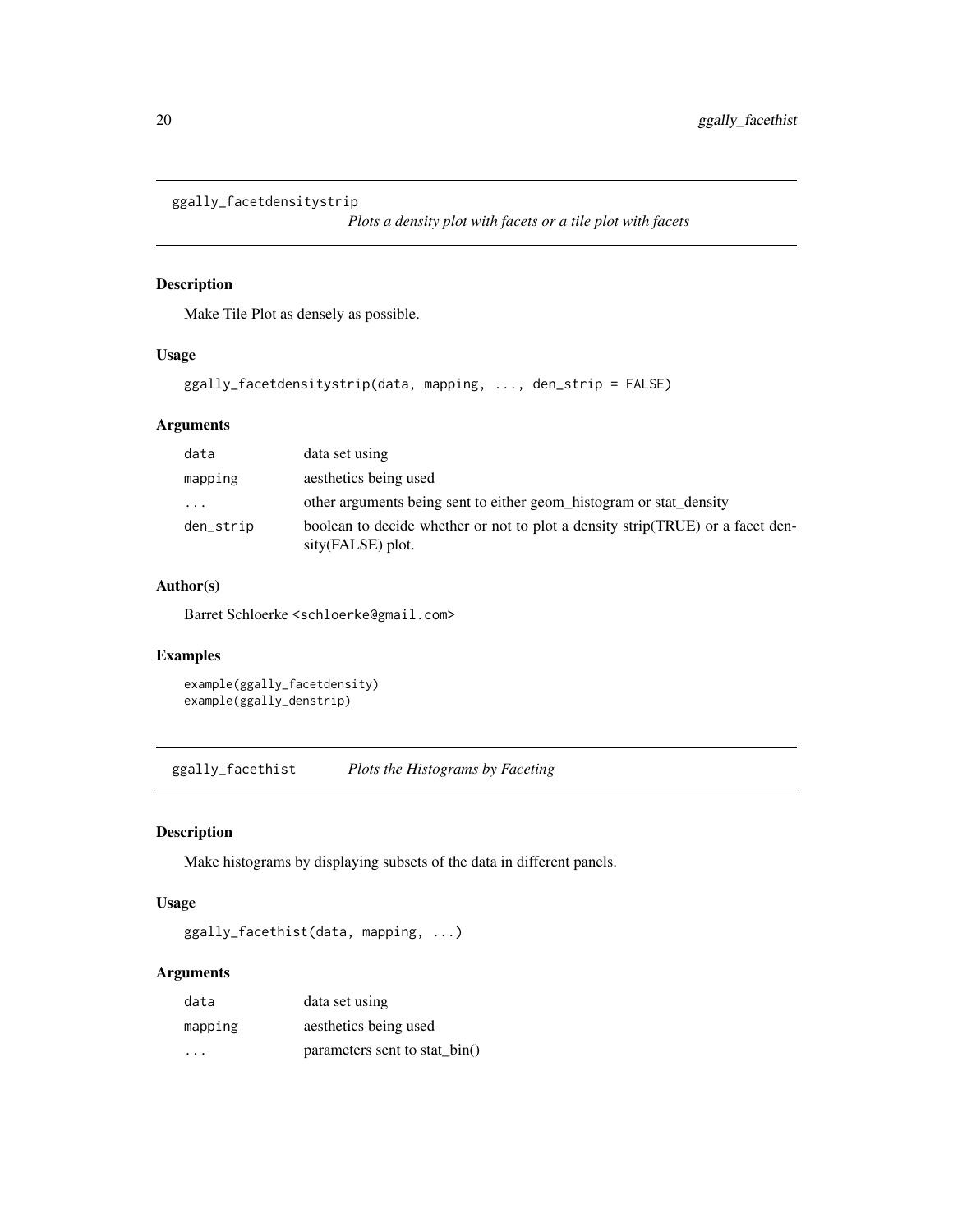## ggally_facetdensitystrip

*Plots a density plot with facets or a tile plot with facets*

### Description

Make Tile Plot as densely as possible.

### Usage

```
ggally_facetdensitystrip(data, mapping, ..., den_strip = FALSE)
```

### Arguments

| | |
|---|---|
| data | data set using |
| mapping | aesthetics being used |
| ... | other arguments being sent to either geom_histogram or stat_density |
| den_strip | boolean to decide whether or not to plot a density strip(TRUE) or a facet density(FALSE) plot. |

### Author(s)

Barret Schloerke <schloerke@gmail.com>

### Examples

```
example(ggally_facetdensity)
example(ggally_denstrip)
```

## ggally_facethist

*Plots the Histograms by Faceting*

### Description

Make histograms by displaying subsets of the data in different panels.

### Usage

```
ggally_facethist(data, mapping, ...)
```

### Arguments

| | |
|---|---|
| data | data set using |
| mapping | aesthetics being used |
| ... | parameters sent to stat_bin() |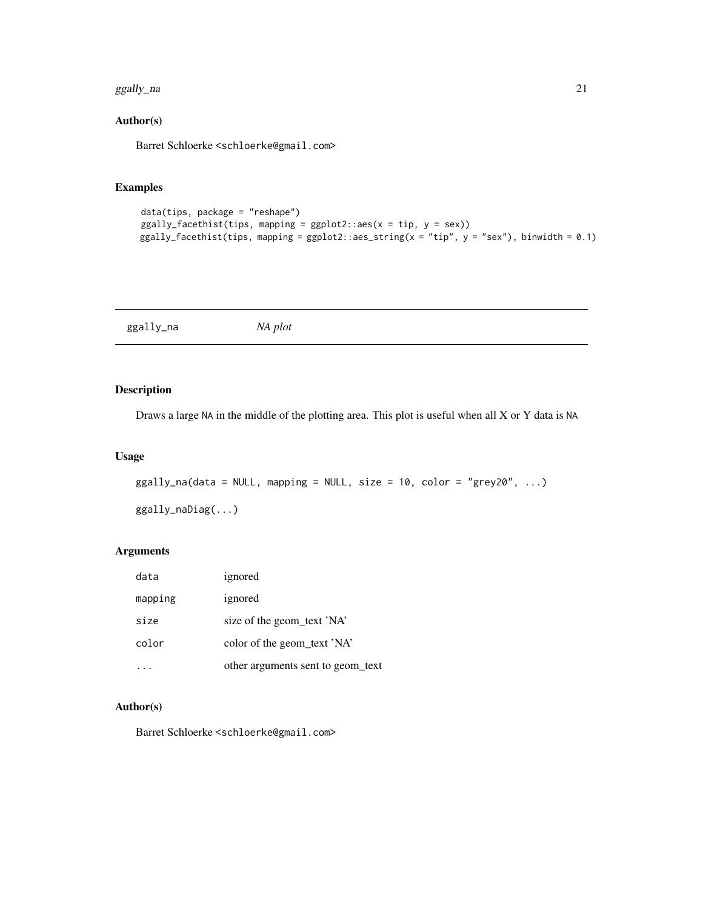## Author(s)

Barret Schloerke <schloerke@gmail.com>

## Examples

```
data(tips, package = "reshape")
ggally_facethist(tips, mapping = ggplot2::aes(x = tip, y = sex))
ggally_facethist(tips, mapping = ggplot2::aes_string(x = "tip", y = "sex"), binwidth = 0.1)
```

---

# ggally_na — *NA plot*

---

## Description

Draws a large NA in the middle of the plotting area. This plot is useful when all X or Y data is NA

## Usage

```
ggally_na(data = NULL, mapping = NULL, size = 10, color = "grey20", ...)

ggally_naDiag(...)
```

## Arguments

| | |
|---|---|
| data | ignored |
| mapping | ignored |
| size | size of the geom_text 'NA' |
| color | color of the geom_text 'NA' |
| ... | other arguments sent to geom_text |

## Author(s)

Barret Schloerke <schloerke@gmail.com>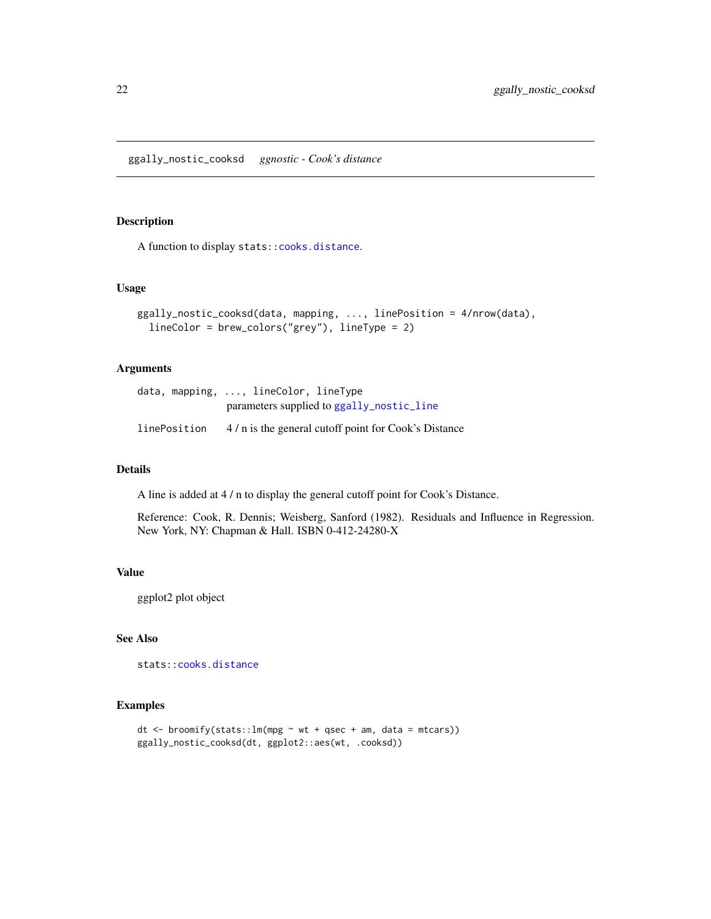## ggally_nostic_cooksd *ggnostic - Cook's distance*

### Description

A function to display `stats::cooks.distance`.

### Usage

```
ggally_nostic_cooksd(data, mapping, ..., linePosition = 4/nrow(data),
  lineColor = brew_colors("grey"), lineType = 2)
```

### Arguments

| | |
|---|---|
| `data, mapping, ..., lineColor, lineType` | parameters supplied to `ggally_nostic_line` |
| `linePosition` | 4 / n is the general cutoff point for Cook's Distance |

### Details

A line is added at 4 / n to display the general cutoff point for Cook's Distance.

Reference: Cook, R. Dennis; Weisberg, Sanford (1982). Residuals and Influence in Regression. New York, NY: Chapman & Hall. ISBN 0-412-24280-X

### Value

ggplot2 plot object

### See Also

`stats::cooks.distance`

### Examples

```
dt <- broomify(stats::lm(mpg ~ wt + qsec + am, data = mtcars))
ggally_nostic_cooksd(dt, ggplot2::aes(wt, .cooksd))
```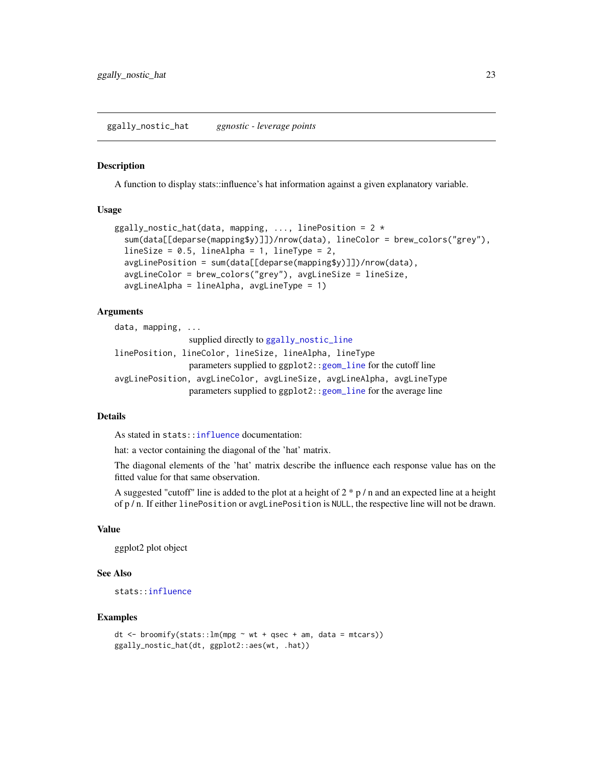## ggally_nostic_hat — *ggnostic - leverage points*

### Description

A function to display stats::influence's hat information against a given explanatory variable.

### Usage

```
ggally_nostic_hat(data, mapping, ..., linePosition = 2 *
  sum(data[[deparse(mapping$y)]])/nrow(data), lineColor = brew_colors("grey"),
  lineSize = 0.5, lineAlpha = 1, lineType = 2,
  avgLinePosition = sum(data[[deparse(mapping$y)]])/nrow(data),
  avgLineColor = brew_colors("grey"), avgLineSize = lineSize,
  avgLineAlpha = lineAlpha, avgLineType = 1)
```

### Arguments

`data, mapping, ...`
: supplied directly to `ggally_nostic_line`

`linePosition, lineColor, lineSize, lineAlpha, lineType`
: parameters supplied to ggplot2::`geom_line` for the cutoff line

`avgLinePosition, avgLineColor, avgLineSize, avgLineAlpha, avgLineType`
: parameters supplied to ggplot2::`geom_line` for the average line

### Details

As stated in `stats::influence` documentation:

hat: a vector containing the diagonal of the 'hat' matrix.

The diagonal elements of the 'hat' matrix describe the influence each response value has on the fitted value for that same observation.

A suggested "cutoff" line is added to the plot at a height of 2 * p / n and an expected line at a height of p / n. If either `linePosition` or `avgLinePosition` is `NULL`, the respective line will not be drawn.

### Value

ggplot2 plot object

### See Also

`stats::influence`

### Examples

```
dt <- broomify(stats::lm(mpg ~ wt + qsec + am, data = mtcars))
ggally_nostic_hat(dt, ggplot2::aes(wt, .hat))
```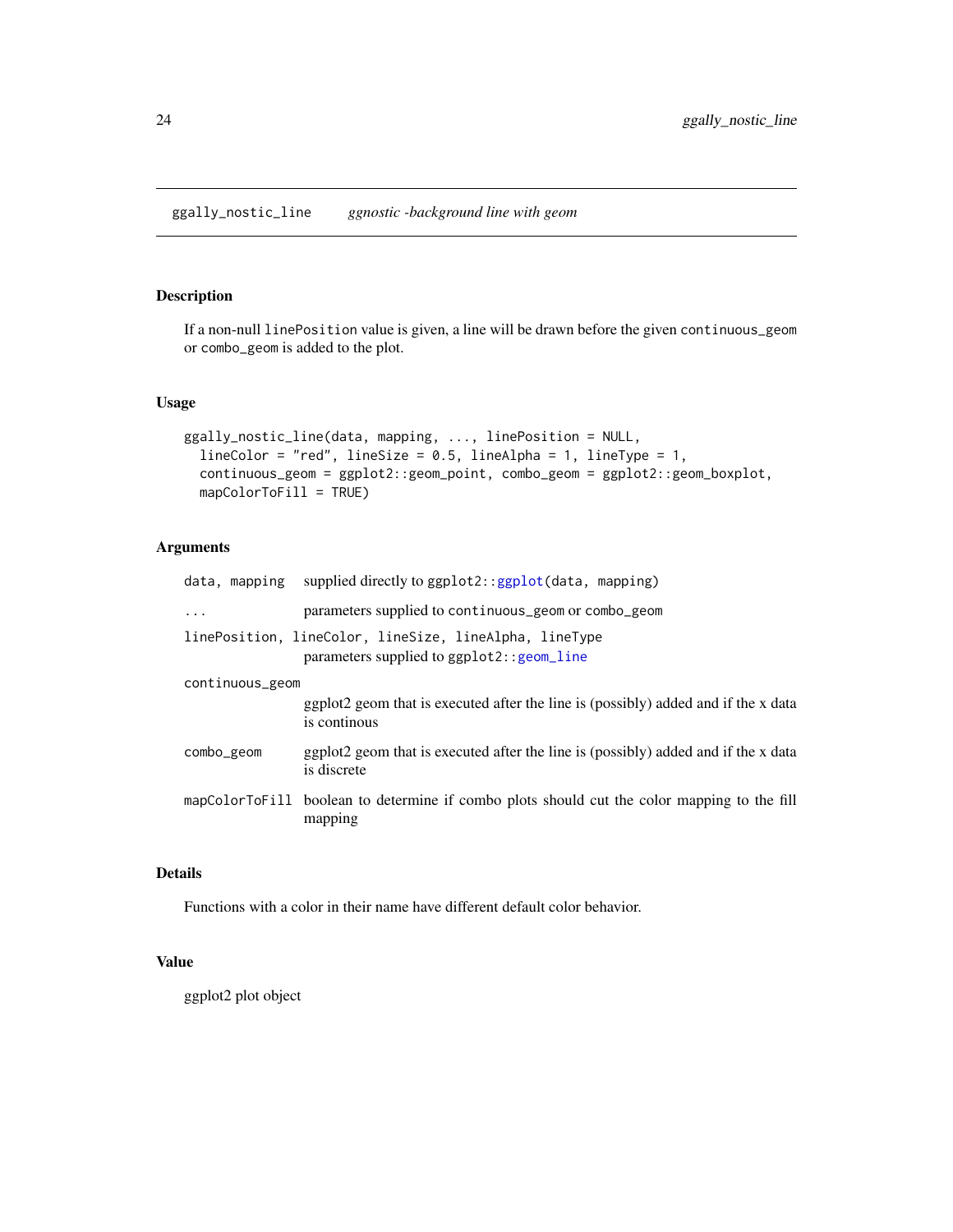## ggally_nostic_line    *ggnostic -background line with geom*

### Description

If a non-null `linePosition` value is given, a line will be drawn before the given `continuous_geom` or `combo_geom` is added to the plot.

### Usage

```
ggally_nostic_line(data, mapping, ..., linePosition = NULL,
  lineColor = "red", lineSize = 0.5, lineAlpha = 1, lineType = 1,
  continuous_geom = ggplot2::geom_point, combo_geom = ggplot2::geom_boxplot,
  mapColorToFill = TRUE)
```

### Arguments

| | |
|---|---|
| `data, mapping` | supplied directly to `ggplot2::ggplot(data, mapping)` |
| `...` | parameters supplied to `continuous_geom` or `combo_geom` |
| `linePosition, lineColor, lineSize, lineAlpha, lineType` | parameters supplied to `ggplot2::geom_line` |
| `continuous_geom` | ggplot2 geom that is executed after the line is (possibly) added and if the x data is continous |
| `combo_geom` | ggplot2 geom that is executed after the line is (possibly) added and if the x data is discrete |
| `mapColorToFill` | boolean to determine if combo plots should cut the color mapping to the fill mapping |

### Details

Functions with a color in their name have different default color behavior.

### Value

ggplot2 plot object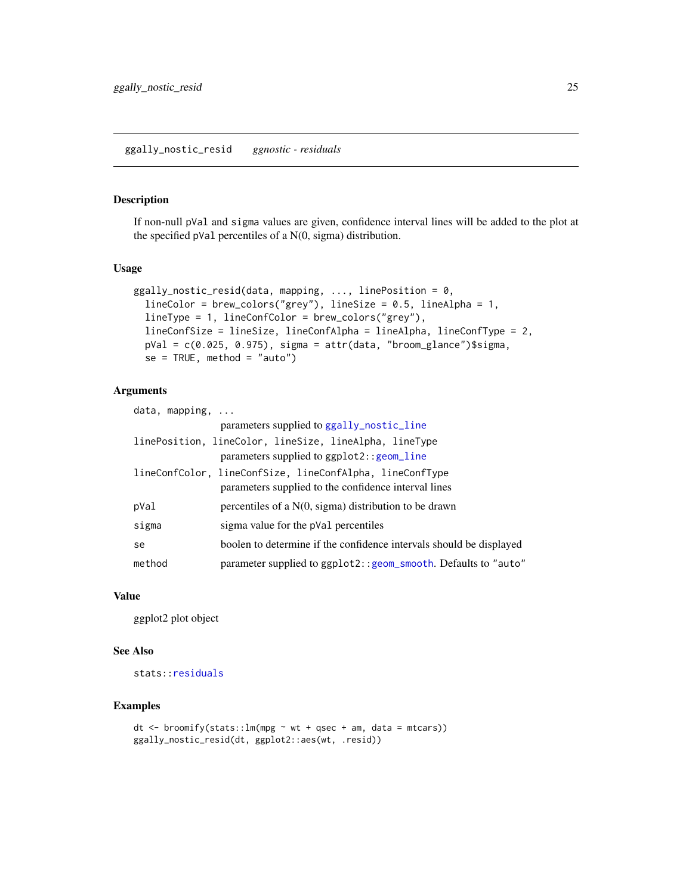## ggally_nostic_resid *ggnostic - residuals*

### Description

If non-null `pVal` and `sigma` values are given, confidence interval lines will be added to the plot at the specified `pVal` percentiles of a N(0, sigma) distribution.

### Usage

```
ggally_nostic_resid(data, mapping, ..., linePosition = 0,
  lineColor = brew_colors("grey"), lineSize = 0.5, lineAlpha = 1,
  lineType = 1, lineConfColor = brew_colors("grey"),
  lineConfSize = lineSize, lineConfAlpha = lineAlpha, lineConfType = 2,
  pVal = c(0.025, 0.975), sigma = attr(data, "broom_glance")$sigma,
  se = TRUE, method = "auto")
```

### Arguments

| | |
|---|---|
| `data, mapping, ...` | parameters supplied to `ggally_nostic_line` |
| `linePosition, lineColor, lineSize, lineAlpha, lineType` | parameters supplied to `ggplot2::geom_line` |
| `lineConfColor, lineConfSize, lineConfAlpha, lineConfType` | parameters supplied to the confidence interval lines |
| `pVal` | percentiles of a N(0, sigma) distribution to be drawn |
| `sigma` | sigma value for the `pVal` percentiles |
| `se` | boolen to determine if the confidence intervals should be displayed |
| `method` | parameter supplied to `ggplot2::geom_smooth`. Defaults to `"auto"` |

### Value

ggplot2 plot object

### See Also

`stats::residuals`

### Examples

```
dt <- broomify(stats::lm(mpg ~ wt + qsec + am, data = mtcars))
ggally_nostic_resid(dt, ggplot2::aes(wt, .resid))
```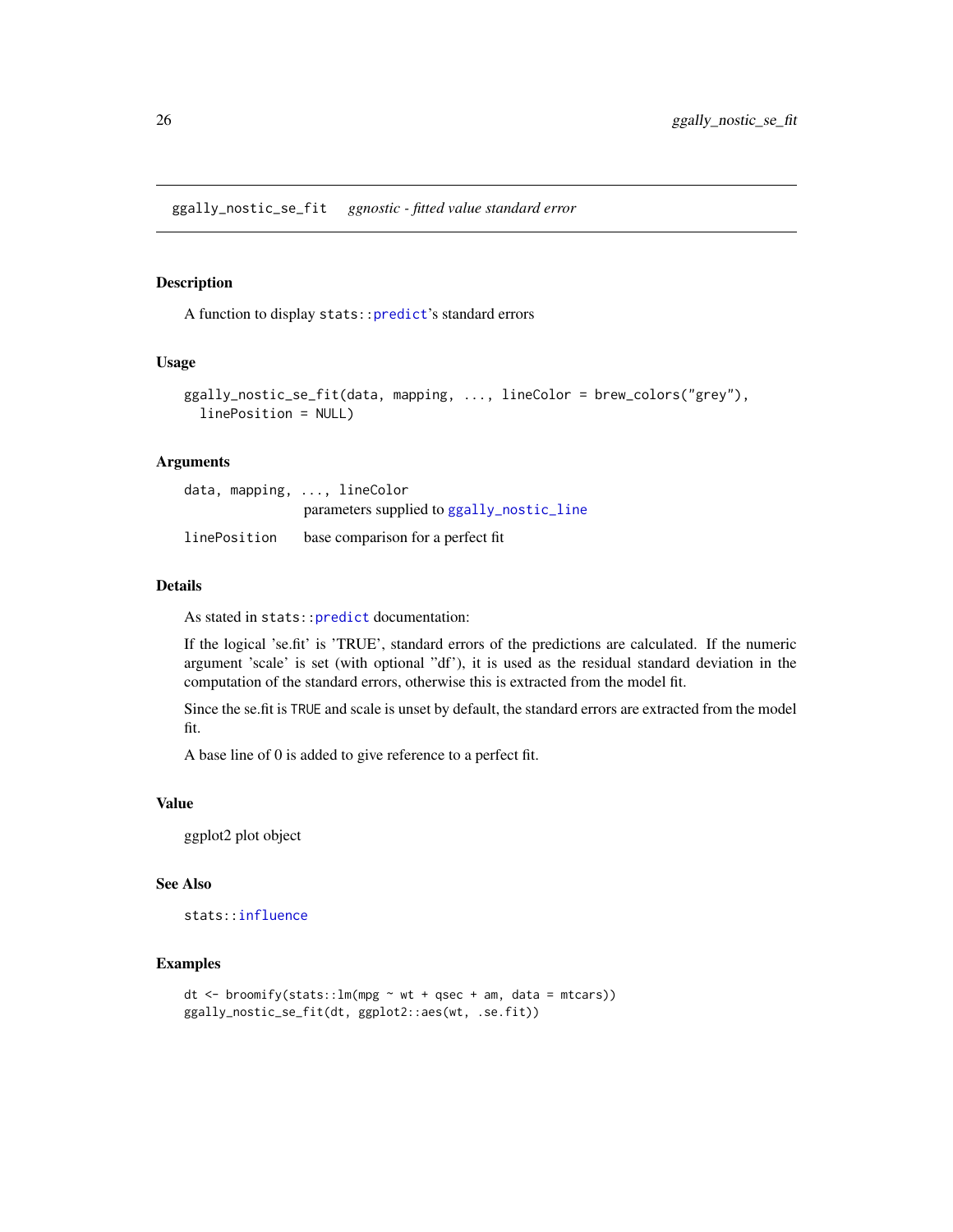## ggally_nostic_se_fit *ggnostic - fitted value standard error*

### Description

A function to display `stats::predict`'s standard errors

### Usage

```
ggally_nostic_se_fit(data, mapping, ..., lineColor = brew_colors("grey"),
  linePosition = NULL)
```

### Arguments

| | |
|---|---|
| `data, mapping, ..., lineColor` | parameters supplied to `ggally_nostic_line` |
| `linePosition` | base comparison for a perfect fit |

### Details

As stated in `stats::predict` documentation:

If the logical 'se.fit' is 'TRUE', standard errors of the predictions are calculated. If the numeric argument 'scale' is set (with optional "df'), it is used as the residual standard deviation in the computation of the standard errors, otherwise this is extracted from the model fit.

Since the se.fit is `TRUE` and scale is unset by default, the standard errors are extracted from the model fit.

A base line of 0 is added to give reference to a perfect fit.

### Value

ggplot2 plot object

### See Also

`stats::influence`

### Examples

```
dt <- broomify(stats::lm(mpg ~ wt + qsec + am, data = mtcars))
ggally_nostic_se_fit(dt, ggplot2::aes(wt, .se.fit))
```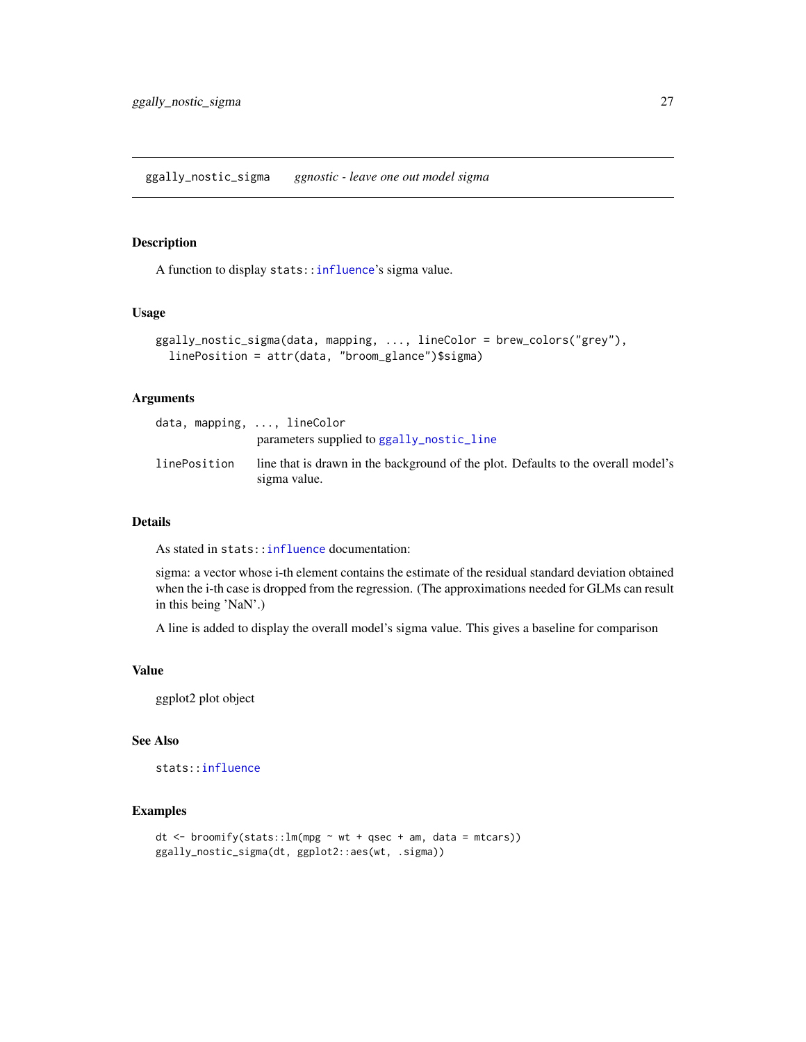# ggally_nostic_sigma *ggnostic - leave one out model sigma*

## Description

A function to display `stats::influence`'s sigma value.

## Usage

```
ggally_nostic_sigma(data, mapping, ..., lineColor = brew_colors("grey"),
  linePosition = attr(data, "broom_glance")$sigma)
```

## Arguments

| | |
|---|---|
| `data, mapping, ..., lineColor` | parameters supplied to `ggally_nostic_line` |
| `linePosition` | line that is drawn in the background of the plot. Defaults to the overall model's sigma value. |

## Details

As stated in `stats::influence` documentation:

sigma: a vector whose i-th element contains the estimate of the residual standard deviation obtained when the i-th case is dropped from the regression. (The approximations needed for GLMs can result in this being 'NaN'.)

A line is added to display the overall model's sigma value. This gives a baseline for comparison

## Value

ggplot2 plot object

## See Also

`stats::influence`

## Examples

```
dt <- broomify(stats::lm(mpg ~ wt + qsec + am, data = mtcars))
ggally_nostic_sigma(dt, ggplot2::aes(wt, .sigma))
```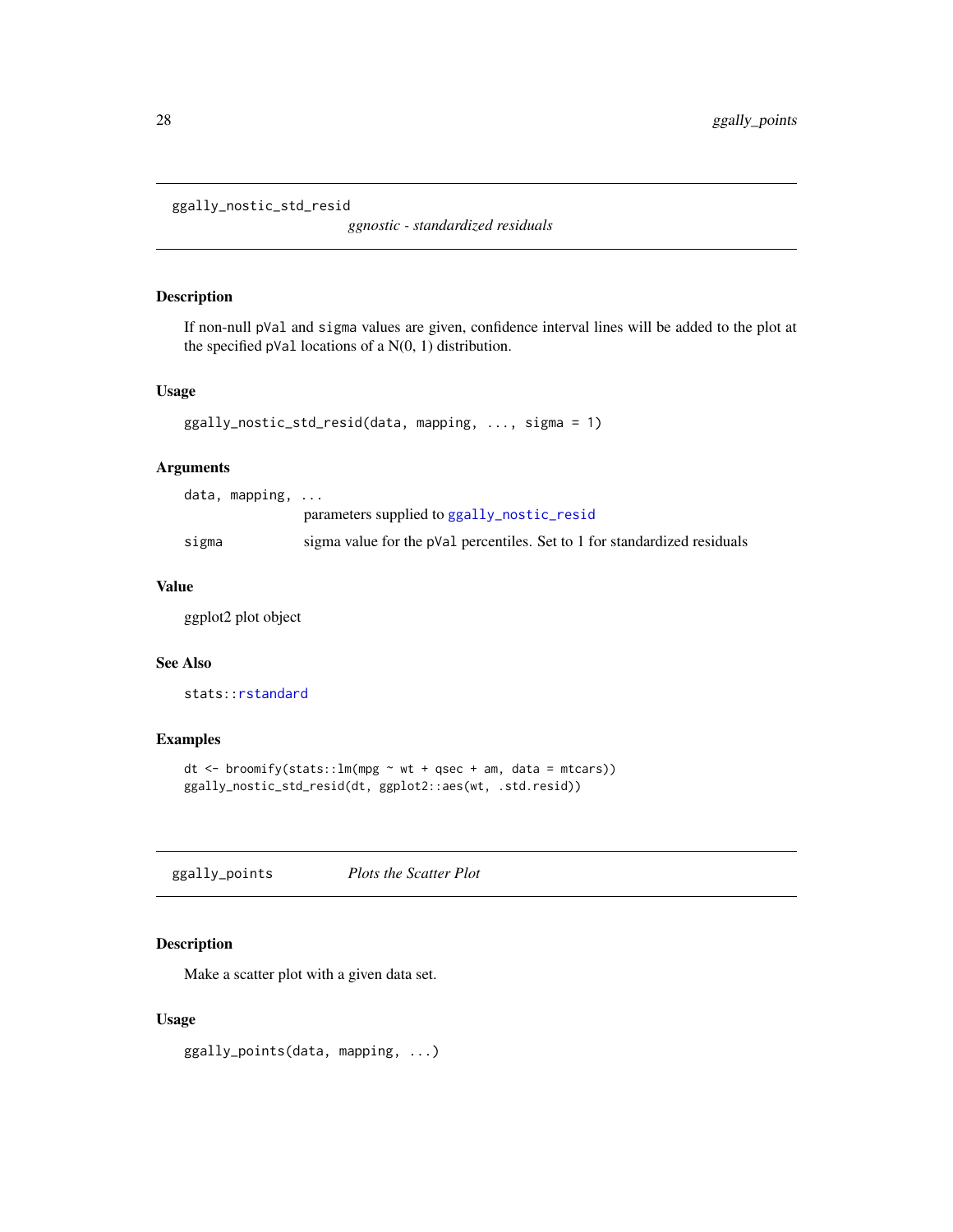## ggally_nostic_std_resid

*ggnostic - standardized residuals*

### Description

If non-null `pVal` and `sigma` values are given, confidence interval lines will be added to the plot at the specified `pVal` locations of a N(0, 1) distribution.

### Usage

```
ggally_nostic_std_resid(data, mapping, ..., sigma = 1)
```

### Arguments

| | |
|---|---|
| `data, mapping, ...` | parameters supplied to `ggally_nostic_resid` |
| `sigma` | sigma value for the `pVal` percentiles. Set to 1 for standardized residuals |

### Value

ggplot2 plot object

### See Also

`stats::rstandard`

### Examples

```
dt <- broomify(stats::lm(mpg ~ wt + qsec + am, data = mtcars))
ggally_nostic_std_resid(dt, ggplot2::aes(wt, .std.resid))
```

## ggally_points

*Plots the Scatter Plot*

### Description

Make a scatter plot with a given data set.

### Usage

```
ggally_points(data, mapping, ...)
```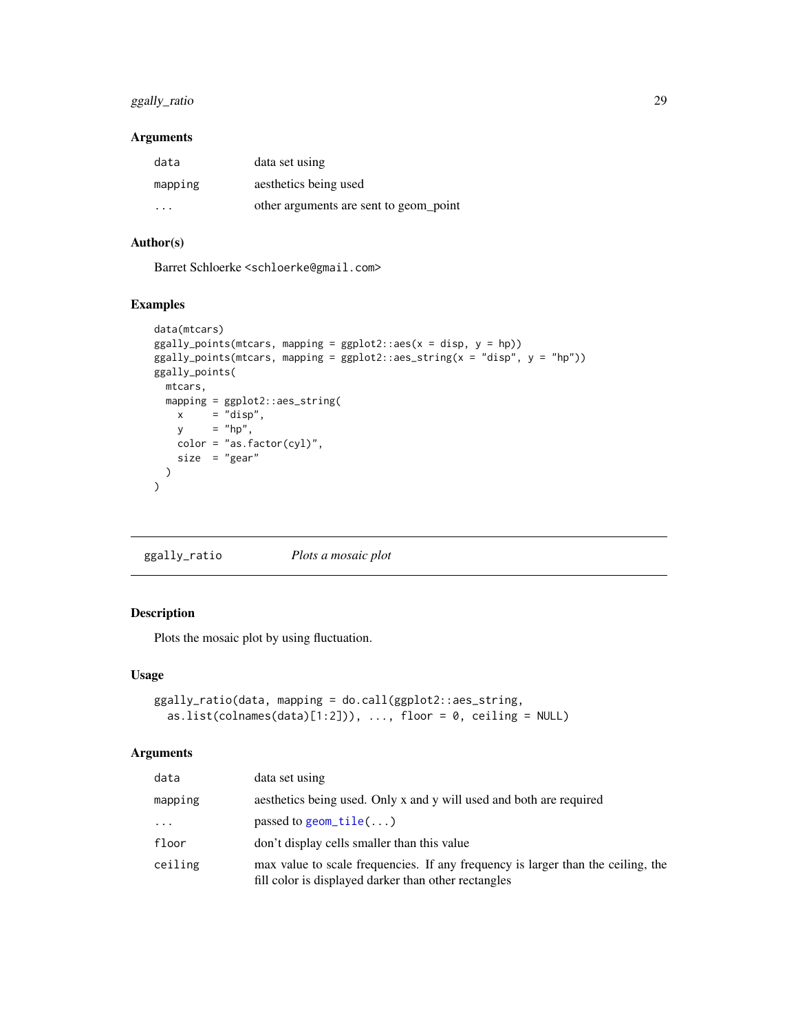### Arguments

| | |
|---|---|
| data | data set using |
| mapping | aesthetics being used |
| ... | other arguments are sent to geom_point |

### Author(s)

Barret Schloerke <schloerke@gmail.com>

### Examples

```
data(mtcars)
ggally_points(mtcars, mapping = ggplot2::aes(x = disp, y = hp))
ggally_points(mtcars, mapping = ggplot2::aes_string(x = "disp", y = "hp"))
ggally_points(
  mtcars,
  mapping = ggplot2::aes_string(
    x     = "disp",
    y     = "hp",
    color = "as.factor(cyl)",
    size  = "gear"
  )
)
```

---

## ggally_ratio *Plots a mosaic plot*

### Description

Plots the mosaic plot by using fluctuation.

### Usage

```
ggally_ratio(data, mapping = do.call(ggplot2::aes_string,
  as.list(colnames(data)[1:2])), ..., floor = 0, ceiling = NULL)
```

### Arguments

| | |
|---|---|
| data | data set using |
| mapping | aesthetics being used. Only x and y will used and both are required |
| ... | passed to geom_tile(...) |
| floor | don't display cells smaller than this value |
| ceiling | max value to scale frequencies. If any frequency is larger than the ceiling, the fill color is displayed darker than other rectangles |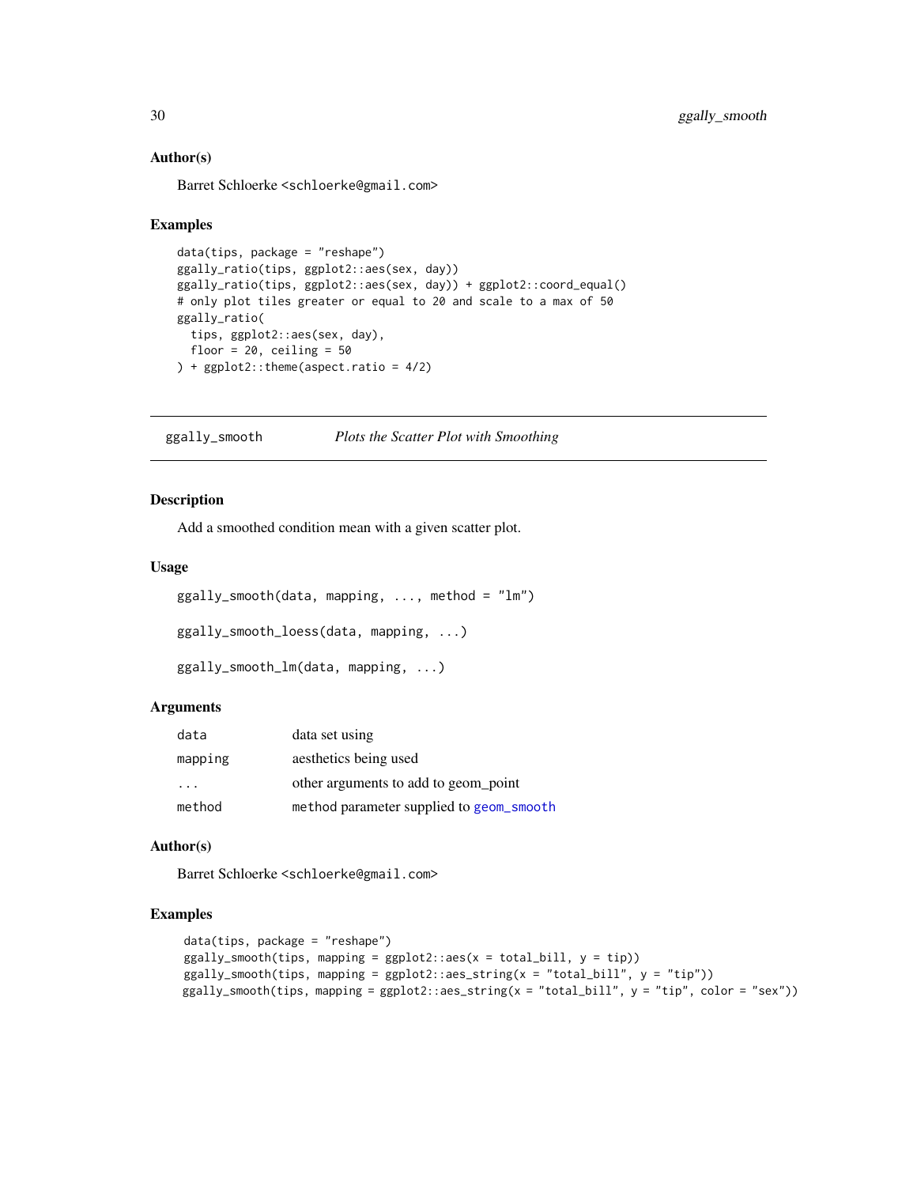### Author(s)

Barret Schloerke <schloerke@gmail.com>

### Examples

```
data(tips, package = "reshape")
ggally_ratio(tips, ggplot2::aes(sex, day))
ggally_ratio(tips, ggplot2::aes(sex, day)) + ggplot2::coord_equal()
# only plot tiles greater or equal to 20 and scale to a max of 50
ggally_ratio(
  tips, ggplot2::aes(sex, day),
  floor = 20, ceiling = 50
) + ggplot2::theme(aspect.ratio = 4/2)
```

---

## ggally_smooth *Plots the Scatter Plot with Smoothing*

### Description

Add a smoothed condition mean with a given scatter plot.

### Usage

```
ggally_smooth(data, mapping, ..., method = "lm")

ggally_smooth_loess(data, mapping, ...)

ggally_smooth_lm(data, mapping, ...)
```

### Arguments

| | |
|---|---|
| data | data set using |
| mapping | aesthetics being used |
| ... | other arguments to add to geom_point |
| method | method parameter supplied to geom_smooth |

### Author(s)

Barret Schloerke <schloerke@gmail.com>

### Examples

```
data(tips, package = "reshape")
ggally_smooth(tips, mapping = ggplot2::aes(x = total_bill, y = tip))
ggally_smooth(tips, mapping = ggplot2::aes_string(x = "total_bill", y = "tip"))
ggally_smooth(tips, mapping = ggplot2::aes_string(x = "total_bill", y = "tip", color = "sex"))
```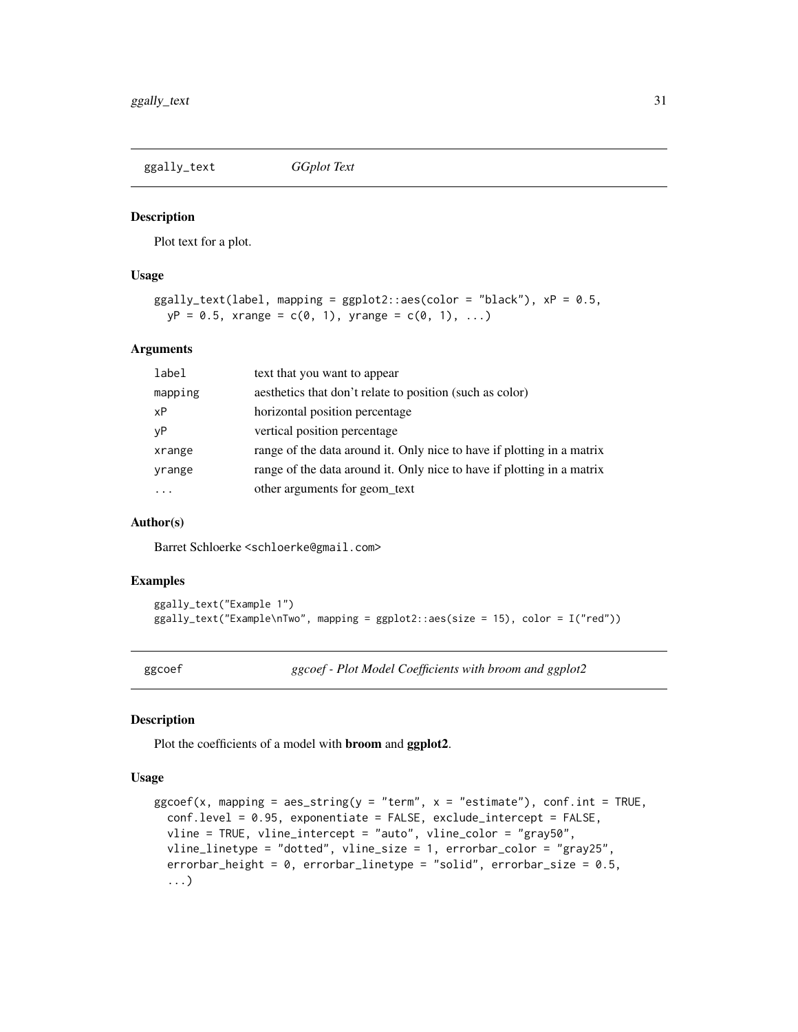## ggally_text *GGplot Text*

### Description

Plot text for a plot.

### Usage

```
ggally_text(label, mapping = ggplot2::aes(color = "black"), xP = 0.5,
  yP = 0.5, xrange = c(0, 1), yrange = c(0, 1), ...)
```

### Arguments

| | |
|---|---|
| label | text that you want to appear |
| mapping | aesthetics that don't relate to position (such as color) |
| xP | horizontal position percentage |
| yP | vertical position percentage |
| xrange | range of the data around it. Only nice to have if plotting in a matrix |
| yrange | range of the data around it. Only nice to have if plotting in a matrix |
| ... | other arguments for geom_text |

### Author(s)

Barret Schloerke <schloerke@gmail.com>

### Examples

```
ggally_text("Example 1")
ggally_text("Example\nTwo", mapping = ggplot2::aes(size = 15), color = I("red"))
```

## ggcoef *ggcoef - Plot Model Coefficients with broom and ggplot2*

### Description

Plot the coefficients of a model with **broom** and **ggplot2**.

### Usage

```
ggcoef(x, mapping = aes_string(y = "term", x = "estimate"), conf.int = TRUE,
  conf.level = 0.95, exponentiate = FALSE, exclude_intercept = FALSE,
  vline = TRUE, vline_intercept = "auto", vline_color = "gray50",
  vline_linetype = "dotted", vline_size = 1, errorbar_color = "gray25",
  errorbar_height = 0, errorbar_linetype = "solid", errorbar_size = 0.5,
  ...)
```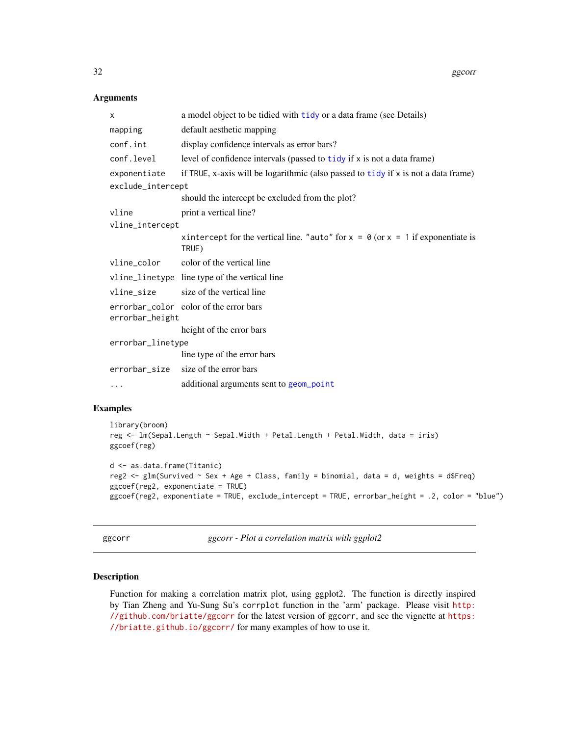### Arguments

| | |
|---|---|
| x | a model object to be tidied with tidy or a data frame (see Details) |
| mapping | default aesthetic mapping |
| conf.int | display confidence intervals as error bars? |
| conf.level | level of confidence intervals (passed to tidy if x is not a data frame) |
| exponentiate | if TRUE, x-axis will be logarithmic (also passed to tidy if x is not a data frame) |
| exclude_intercept | should the intercept be excluded from the plot? |
| vline | print a vertical line? |
| vline_intercept | xintercept for the vertical line. "auto" for x = 0 (or x = 1 if exponentiate is TRUE) |
| vline_color | color of the vertical line |
| vline_linetype | line type of the vertical line |
| vline_size | size of the vertical line |
| errorbar_color | color of the error bars |
| errorbar_height | height of the error bars |
| errorbar_linetype | line type of the error bars |
| errorbar_size | size of the error bars |
| ... | additional arguments sent to geom_point |

### Examples

```
library(broom)
reg <- lm(Sepal.Length ~ Sepal.Width + Petal.Length + Petal.Width, data = iris)
ggcoef(reg)

d <- as.data.frame(Titanic)
reg2 <- glm(Survived ~ Sex + Age + Class, family = binomial, data = d, weights = d$Freq)
ggcoef(reg2, exponentiate = TRUE)
ggcoef(reg2, exponentiate = TRUE, exclude_intercept = TRUE, errorbar_height = .2, color = "blue")
```

---

## ggcorr — *ggcorr - Plot a correlation matrix with ggplot2*

### Description

Function for making a correlation matrix plot, using ggplot2. The function is directly inspired by Tian Zheng and Yu-Sung Su's corrplot function in the 'arm' package. Please visit http://github.com/briatte/ggcorr for the latest version of ggcorr, and see the vignette at https://briatte.github.io/ggcorr/ for many examples of how to use it.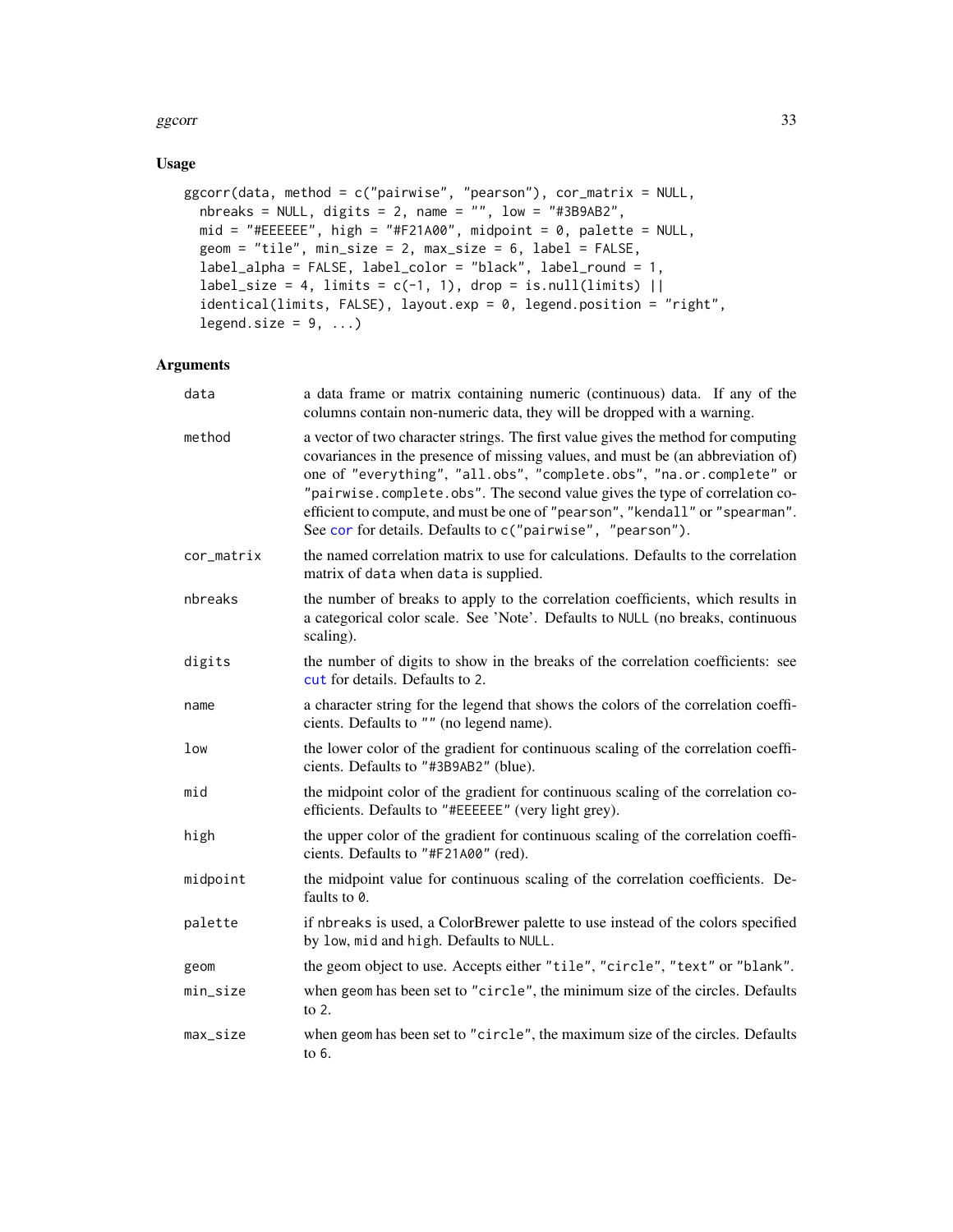## Usage

```
ggcorr(data, method = c("pairwise", "pearson"), cor_matrix = NULL,
  nbreaks = NULL, digits = 2, name = "", low = "#3B9AB2",
  mid = "#EEEEEE", high = "#F21A00", midpoint = 0, palette = NULL,
  geom = "tile", min_size = 2, max_size = 6, label = FALSE,
  label_alpha = FALSE, label_color = "black", label_round = 1,
  label_size = 4, limits = c(-1, 1), drop = is.null(limits) ||
  identical(limits, FALSE), layout.exp = 0, legend.position = "right",
  legend.size = 9, ...)
```

## Arguments

| | |
|---|---|
| data | a data frame or matrix containing numeric (continuous) data. If any of the columns contain non-numeric data, they will be dropped with a warning. |
| method | a vector of two character strings. The first value gives the method for computing covariances in the presence of missing values, and must be (an abbreviation of) one of "everything", "all.obs", "complete.obs", "na.or.complete" or "pairwise.complete.obs". The second value gives the type of correlation coefficient to compute, and must be one of "pearson", "kendall" or "spearman". See cor for details. Defaults to c("pairwise", "pearson"). |
| cor_matrix | the named correlation matrix to use for calculations. Defaults to the correlation matrix of data when data is supplied. |
| nbreaks | the number of breaks to apply to the correlation coefficients, which results in a categorical color scale. See 'Note'. Defaults to NULL (no breaks, continuous scaling). |
| digits | the number of digits to show in the breaks of the correlation coefficients: see cut for details. Defaults to 2. |
| name | a character string for the legend that shows the colors of the correlation coefficients. Defaults to "" (no legend name). |
| low | the lower color of the gradient for continuous scaling of the correlation coefficients. Defaults to "#3B9AB2" (blue). |
| mid | the midpoint color of the gradient for continuous scaling of the correlation coefficients. Defaults to "#EEEEEE" (very light grey). |
| high | the upper color of the gradient for continuous scaling of the correlation coefficients. Defaults to "#F21A00" (red). |
| midpoint | the midpoint value for continuous scaling of the correlation coefficients. Defaults to 0. |
| palette | if nbreaks is used, a ColorBrewer palette to use instead of the colors specified by low, mid and high. Defaults to NULL. |
| geom | the geom object to use. Accepts either "tile", "circle", "text" or "blank". |
| min_size | when geom has been set to "circle", the minimum size of the circles. Defaults to 2. |
| max_size | when geom has been set to "circle", the maximum size of the circles. Defaults to 6. |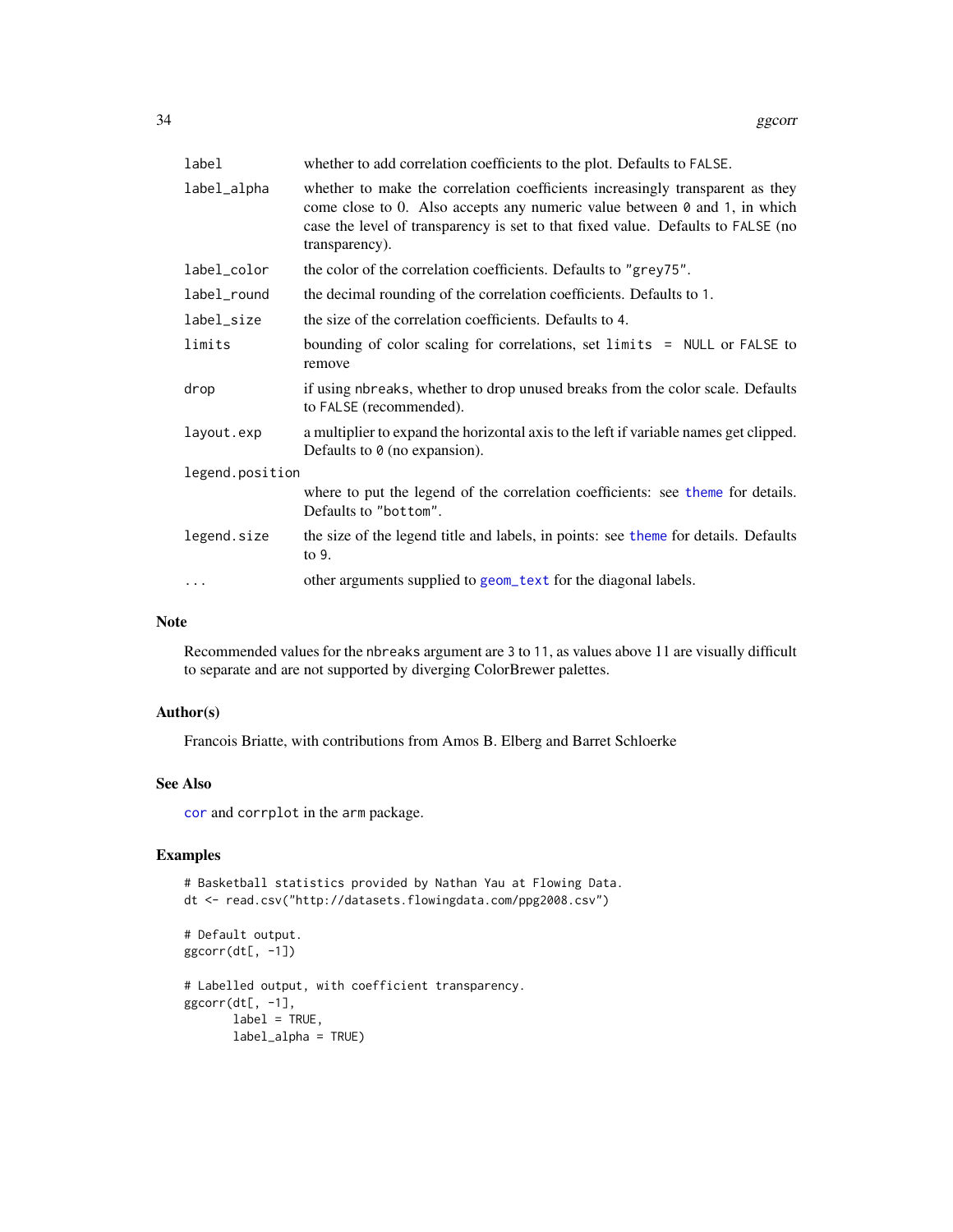| | |
|---|---|
| label | whether to add correlation coefficients to the plot. Defaults to FALSE. |
| label_alpha | whether to make the correlation coefficients increasingly transparent as they come close to 0. Also accepts any numeric value between 0 and 1, in which case the level of transparency is set to that fixed value. Defaults to FALSE (no transparency). |
| label_color | the color of the correlation coefficients. Defaults to "grey75". |
| label_round | the decimal rounding of the correlation coefficients. Defaults to 1. |
| label_size | the size of the correlation coefficients. Defaults to 4. |
| limits | bounding of color scaling for correlations, set limits = NULL or FALSE to remove |
| drop | if using nbreaks, whether to drop unused breaks from the color scale. Defaults to FALSE (recommended). |
| layout.exp | a multiplier to expand the horizontal axis to the left if variable names get clipped. Defaults to 0 (no expansion). |
| legend.position | where to put the legend of the correlation coefficients: see theme for details. Defaults to "bottom". |
| legend.size | the size of the legend title and labels, in points: see theme for details. Defaults to 9. |
| ... | other arguments supplied to geom_text for the diagonal labels. |

## Note

Recommended values for the nbreaks argument are 3 to 11, as values above 11 are visually difficult to separate and are not supported by diverging ColorBrewer palettes.

## Author(s)

Francois Briatte, with contributions from Amos B. Elberg and Barret Schloerke

## See Also

cor and corrplot in the arm package.

## Examples

```
# Basketball statistics provided by Nathan Yau at Flowing Data.
dt <- read.csv("http://datasets.flowingdata.com/ppg2008.csv")

# Default output.
ggcorr(dt[, -1])

# Labelled output, with coefficient transparency.
ggcorr(dt[, -1],
       label = TRUE,
       label_alpha = TRUE)
```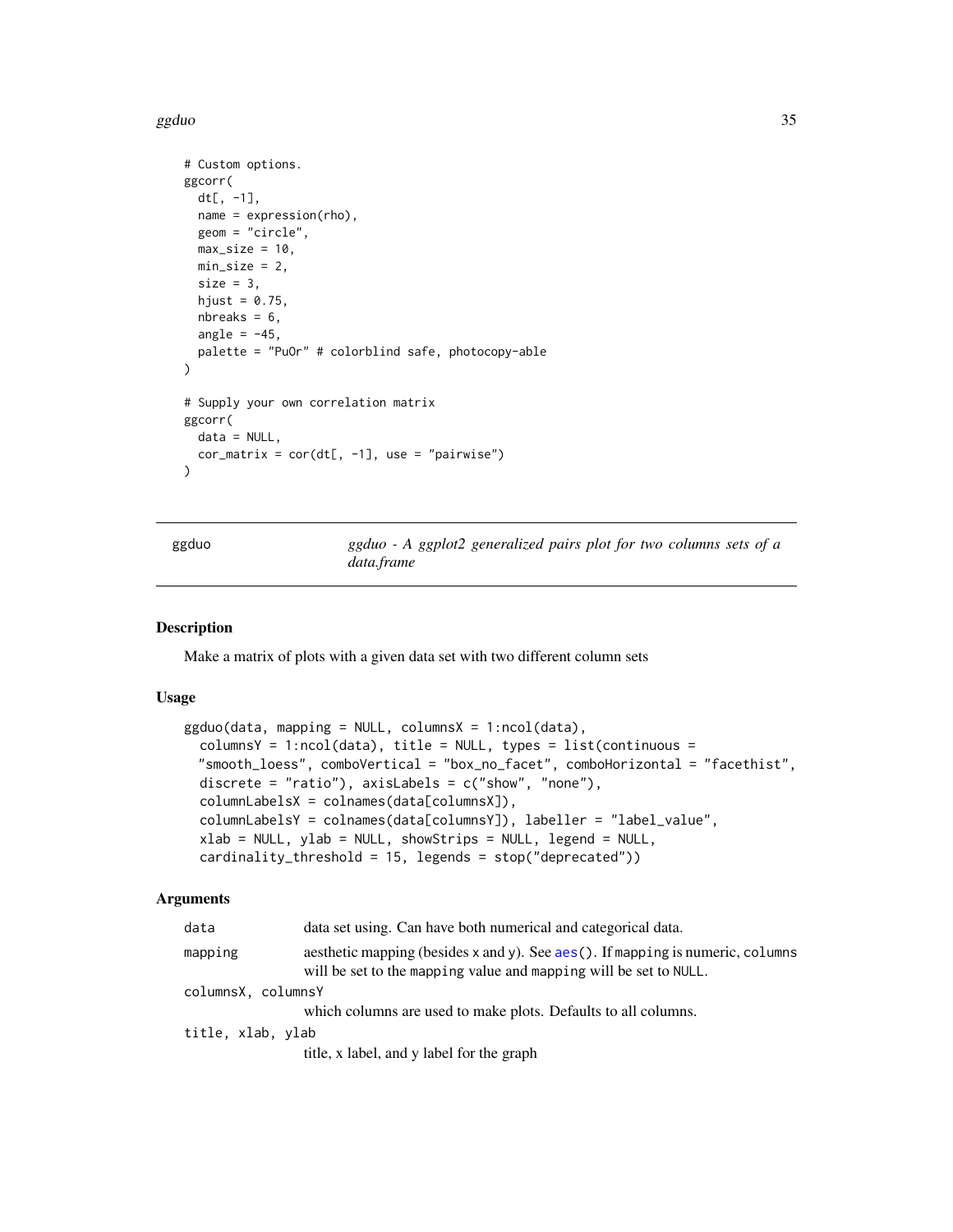```
# Custom options.
ggcorr(
  dt[, -1],
  name = expression(rho),
  geom = "circle",
  max_size = 10,
  min_size = 2,
  size = 3,
  hjust = 0.75,
  nbreaks = 6,
  angle = -45,
  palette = "PuOr" # colorblind safe, photocopy-able
)

# Supply your own correlation matrix
ggcorr(
  data = NULL,
  cor_matrix = cor(dt[, -1], use = "pairwise")
)
```

## ggduo — *ggduo - A ggplot2 generalized pairs plot for two columns sets of a data.frame*

### Description

Make a matrix of plots with a given data set with two different column sets

### Usage

```
ggduo(data, mapping = NULL, columnsX = 1:ncol(data),
  columnsY = 1:ncol(data), title = NULL, types = list(continuous =
  "smooth_loess", comboVertical = "box_no_facet", comboHorizontal = "facethist",
  discrete = "ratio"), axisLabels = c("show", "none"),
  columnLabelsX = colnames(data[columnsX]),
  columnLabelsY = colnames(data[columnsY]), labeller = "label_value",
  xlab = NULL, ylab = NULL, showStrips = NULL, legend = NULL,
  cardinality_threshold = 15, legends = stop("deprecated"))
```

### Arguments

| | |
|---|---|
| data | data set using. Can have both numerical and categorical data. |
| mapping | aesthetic mapping (besides x and y). See aes(). If mapping is numeric, columns will be set to the mapping value and mapping will be set to NULL. |
| columnsX, columnsY | which columns are used to make plots. Defaults to all columns. |
| title, xlab, ylab | title, x label, and y label for the graph |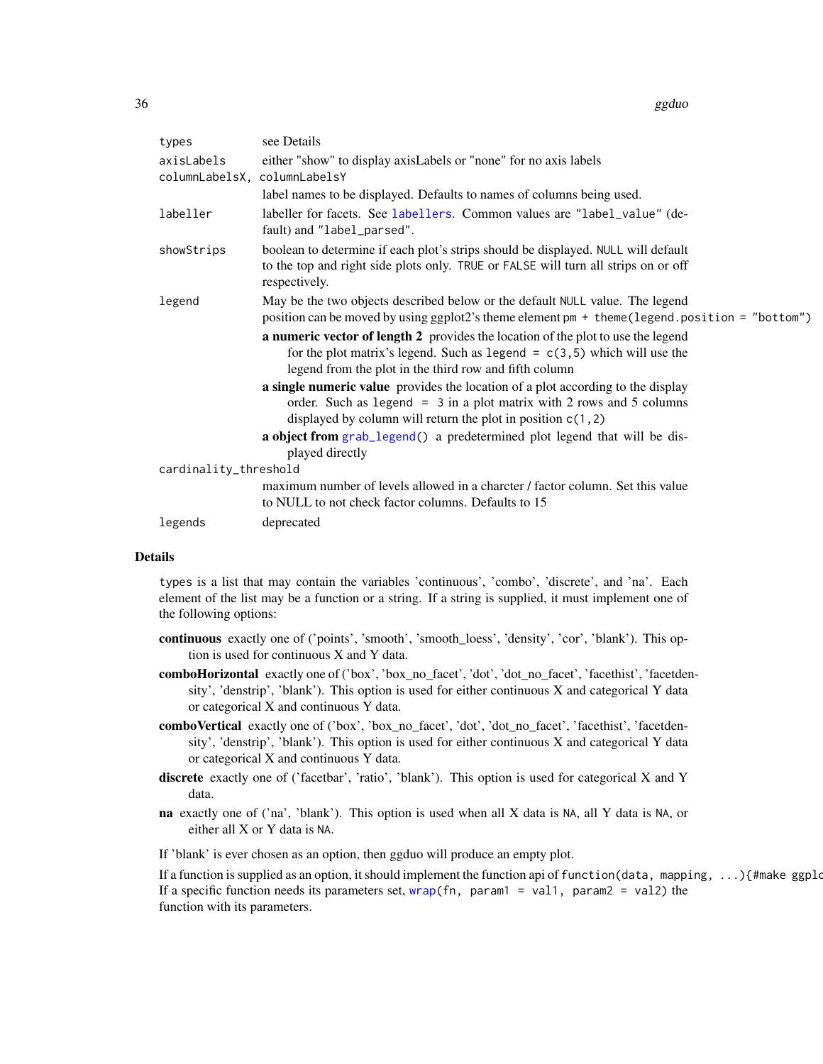| | |
|---|---|
| `types` | see Details |
| `axisLabels` | either "show" to display axisLabels or "none" for no axis labels |
| `columnLabelsX, columnLabelsY` | label names to be displayed. Defaults to names of columns being used. |
| `labeller` | labeller for facets. See `labellers`. Common values are `"label_value"` (default) and `"label_parsed"`. |
| `showStrips` | boolean to determine if each plot's strips should be displayed. `NULL` will default to the top and right side plots only. `TRUE` or `FALSE` will turn all strips on or off respectively. |
| `legend` | May be the two objects described below or the default `NULL` value. The legend position can be moved by using ggplot2's theme element `pm + theme(legend.position = "bottom")`<br>**a numeric vector of length 2** provides the location of the plot to use the legend for the plot matrix's legend. Such as `legend = c(3,5)` which will use the legend from the plot in the third row and fifth column<br>**a single numeric value** provides the location of a plot according to the display order. Such as `legend = 3` in a plot matrix with 2 rows and 5 columns displayed by column will return the plot in position `c(1,2)`<br>**a object from `grab_legend()`** a predetermined plot legend that will be displayed directly |
| `cardinality_threshold` | maximum number of levels allowed in a charcter / factor column. Set this value to NULL to not check factor columns. Defaults to 15 |
| `legends` | deprecated |

## Details

`types` is a list that may contain the variables 'continuous', 'combo', 'discrete', and 'na'. Each element of the list may be a function or a string. If a string is supplied, it must implement one of the following options:

**continuous** exactly one of ('points', 'smooth', 'smooth_loess', 'density', 'cor', 'blank'). This option is used for continuous X and Y data.

**comboHorizontal** exactly one of ('box', 'box_no_facet', 'dot', 'dot_no_facet', 'facethist', 'facetdensity', 'denstrip', 'blank'). This option is used for either continuous X and categorical Y data or categorical X and continuous Y data.

**comboVertical** exactly one of ('box', 'box_no_facet', 'dot', 'dot_no_facet', 'facethist', 'facetdensity', 'denstrip', 'blank'). This option is used for either continuous X and categorical Y data or categorical X and continuous Y data.

**discrete** exactly one of ('facetbar', 'ratio', 'blank'). This option is used for categorical X and Y data.

**na** exactly one of ('na', 'blank'). This option is used when all X data is `NA`, all Y data is `NA`, or either all X or Y data is `NA`.

If 'blank' is ever chosen as an option, then ggduo will produce an empty plot.

If a function is supplied as an option, it should implement the function api of `function(data, mapping, ...){#make ggplo`
If a specific function needs its parameters set, `wrap(fn, param1 = val1, param2 = val2)` the function with its parameters.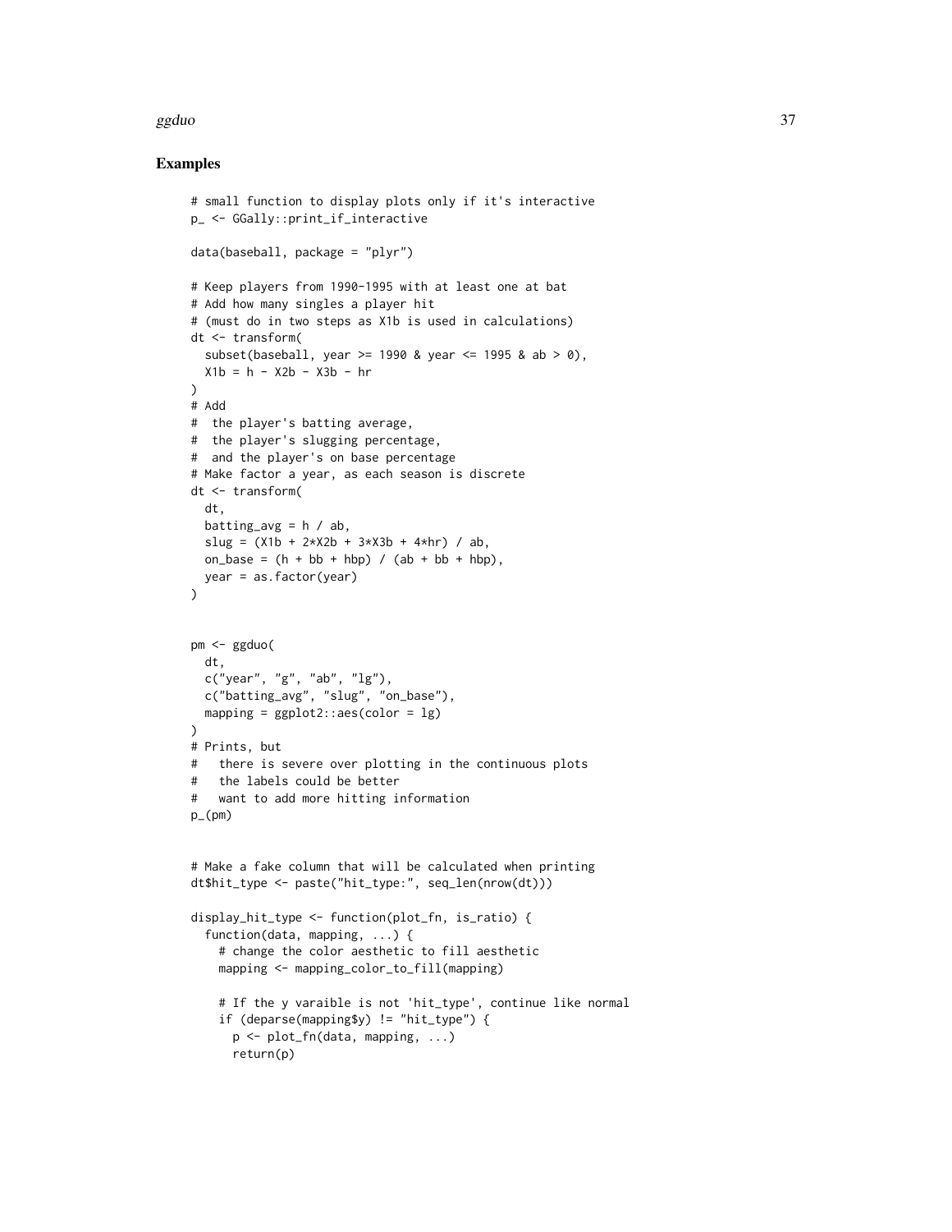## Examples

```
# small function to display plots only if it's interactive
p_ <- GGally::print_if_interactive

data(baseball, package = "plyr")

# Keep players from 1990-1995 with at least one at bat
# Add how many singles a player hit
# (must do in two steps as X1b is used in calculations)
dt <- transform(
  subset(baseball, year >= 1990 & year <= 1995 & ab > 0),
  X1b = h - X2b - X3b - hr
)
# Add
#  the player's batting average,
#  the player's slugging percentage,
#  and the player's on base percentage
# Make factor a year, as each season is discrete
dt <- transform(
  dt,
  batting_avg = h / ab,
  slug = (X1b + 2*X2b + 3*X3b + 4*hr) / ab,
  on_base = (h + bb + hbp) / (ab + bb + hbp),
  year = as.factor(year)
)


pm <- ggduo(
  dt,
  c("year", "g", "ab", "lg"),
  c("batting_avg", "slug", "on_base"),
  mapping = ggplot2::aes(color = lg)
)
# Prints, but
#   there is severe over plotting in the continuous plots
#   the labels could be better
#   want to add more hitting information
p_(pm)


# Make a fake column that will be calculated when printing
dt$hit_type <- paste("hit_type:", seq_len(nrow(dt)))

display_hit_type <- function(plot_fn, is_ratio) {
  function(data, mapping, ...) {
    # change the color aesthetic to fill aesthetic
    mapping <- mapping_color_to_fill(mapping)

    # If the y varaible is not 'hit_type', continue like normal
    if (deparse(mapping$y) != "hit_type") {
      p <- plot_fn(data, mapping, ...)
      return(p)
```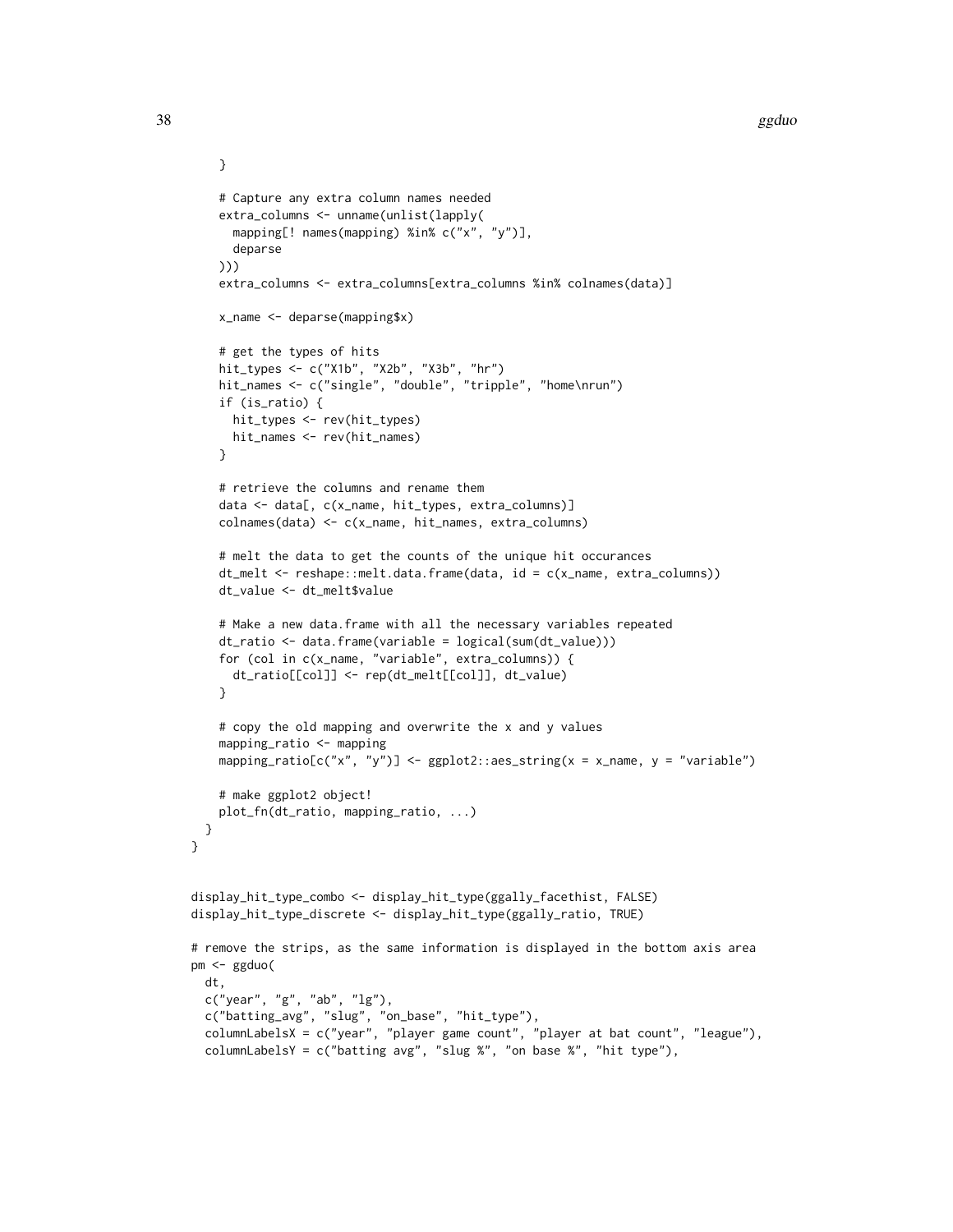```
    }

    # Capture any extra column names needed
    extra_columns <- unname(unlist(lapply(
      mapping[! names(mapping) %in% c("x", "y")],
      deparse
    )))
    extra_columns <- extra_columns[extra_columns %in% colnames(data)]

    x_name <- deparse(mapping$x)

    # get the types of hits
    hit_types <- c("X1b", "X2b", "X3b", "hr")
    hit_names <- c("single", "double", "tripple", "home\nrun")
    if (is_ratio) {
      hit_types <- rev(hit_types)
      hit_names <- rev(hit_names)
    }

    # retrieve the columns and rename them
    data <- data[, c(x_name, hit_types, extra_columns)]
    colnames(data) <- c(x_name, hit_names, extra_columns)

    # melt the data to get the counts of the unique hit occurances
    dt_melt <- reshape::melt.data.frame(data, id = c(x_name, extra_columns))
    dt_value <- dt_melt$value

    # Make a new data.frame with all the necessary variables repeated
    dt_ratio <- data.frame(variable = logical(sum(dt_value)))
    for (col in c(x_name, "variable", extra_columns)) {
      dt_ratio[[col]] <- rep(dt_melt[[col]], dt_value)
    }

    # copy the old mapping and overwrite the x and y values
    mapping_ratio <- mapping
    mapping_ratio[c("x", "y")] <- ggplot2::aes_string(x = x_name, y = "variable")

    # make ggplot2 object!
    plot_fn(dt_ratio, mapping_ratio, ...)
  }
}


display_hit_type_combo <- display_hit_type(ggally_facethist, FALSE)
display_hit_type_discrete <- display_hit_type(ggally_ratio, TRUE)

# remove the strips, as the same information is displayed in the bottom axis area
pm <- ggduo(
  dt,
  c("year", "g", "ab", "lg"),
  c("batting_avg", "slug", "on_base", "hit_type"),
  columnLabelsX = c("year", "player game count", "player at bat count", "league"),
  columnLabelsY = c("batting avg", "slug %", "on base %", "hit type"),
```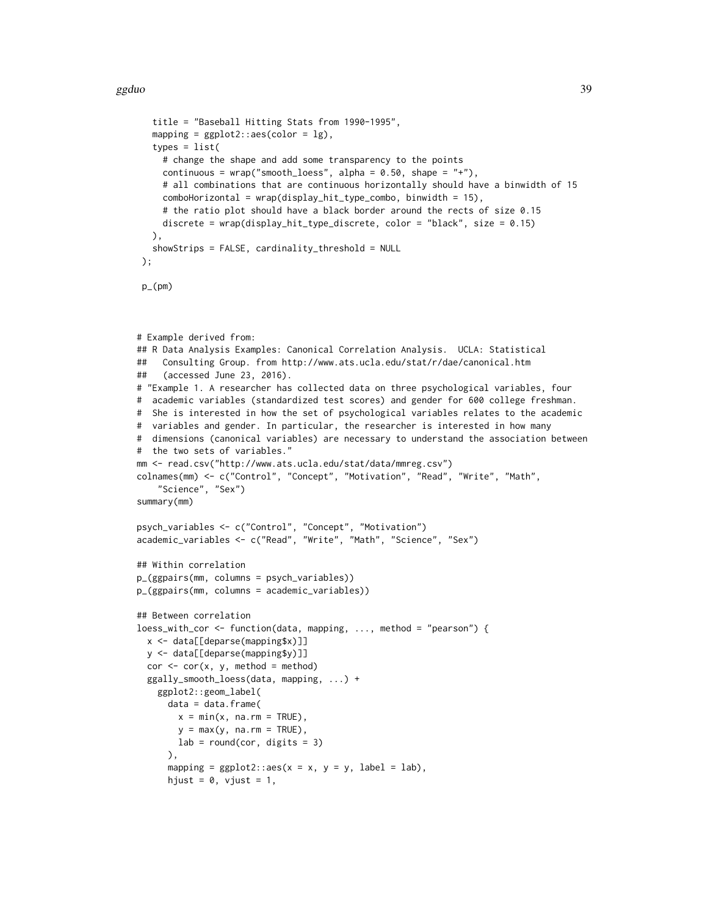```
    title = "Baseball Hitting Stats from 1990-1995",
    mapping = ggplot2::aes(color = lg),
    types = list(
      # change the shape and add some transparency to the points
      continuous = wrap("smooth_loess", alpha = 0.50, shape = "+"),
      # all combinations that are continuous horizontally should have a binwidth of 15
      comboHorizontal = wrap(display_hit_type_combo, binwidth = 15),
      # the ratio plot should have a black border around the rects of size 0.15
      discrete = wrap(display_hit_type_discrete, color = "black", size = 0.15)
    ),
    showStrips = FALSE, cardinality_threshold = NULL
  );

  p_(pm)



# Example derived from:
## R Data Analysis Examples: Canonical Correlation Analysis.  UCLA: Statistical
##   Consulting Group. from http://www.ats.ucla.edu/stat/r/dae/canonical.htm
##   (accessed June 23, 2016).
# "Example 1. A researcher has collected data on three psychological variables, four
#  academic variables (standardized test scores) and gender for 600 college freshman.
#  She is interested in how the set of psychological variables relates to the academic
#  variables and gender. In particular, the researcher is interested in how many
#  dimensions (canonical variables) are necessary to understand the association between
#  the two sets of variables."
mm <- read.csv("http://www.ats.ucla.edu/stat/data/mmreg.csv")
colnames(mm) <- c("Control", "Concept", "Motivation", "Read", "Write", "Math",
    "Science", "Sex")
summary(mm)

psych_variables <- c("Control", "Concept", "Motivation")
academic_variables <- c("Read", "Write", "Math", "Science", "Sex")

## Within correlation
p_(ggpairs(mm, columns = psych_variables))
p_(ggpairs(mm, columns = academic_variables))

## Between correlation
loess_with_cor <- function(data, mapping, ..., method = "pearson") {
  x <- data[[deparse(mapping$x)]]
  y <- data[[deparse(mapping$y)]]
  cor <- cor(x, y, method = method)
  ggally_smooth_loess(data, mapping, ...) +
    ggplot2::geom_label(
      data = data.frame(
        x = min(x, na.rm = TRUE),
        y = max(y, na.rm = TRUE),
        lab = round(cor, digits = 3)
      ),
      mapping = ggplot2::aes(x = x, y = y, label = lab),
      hjust = 0, vjust = 1,
```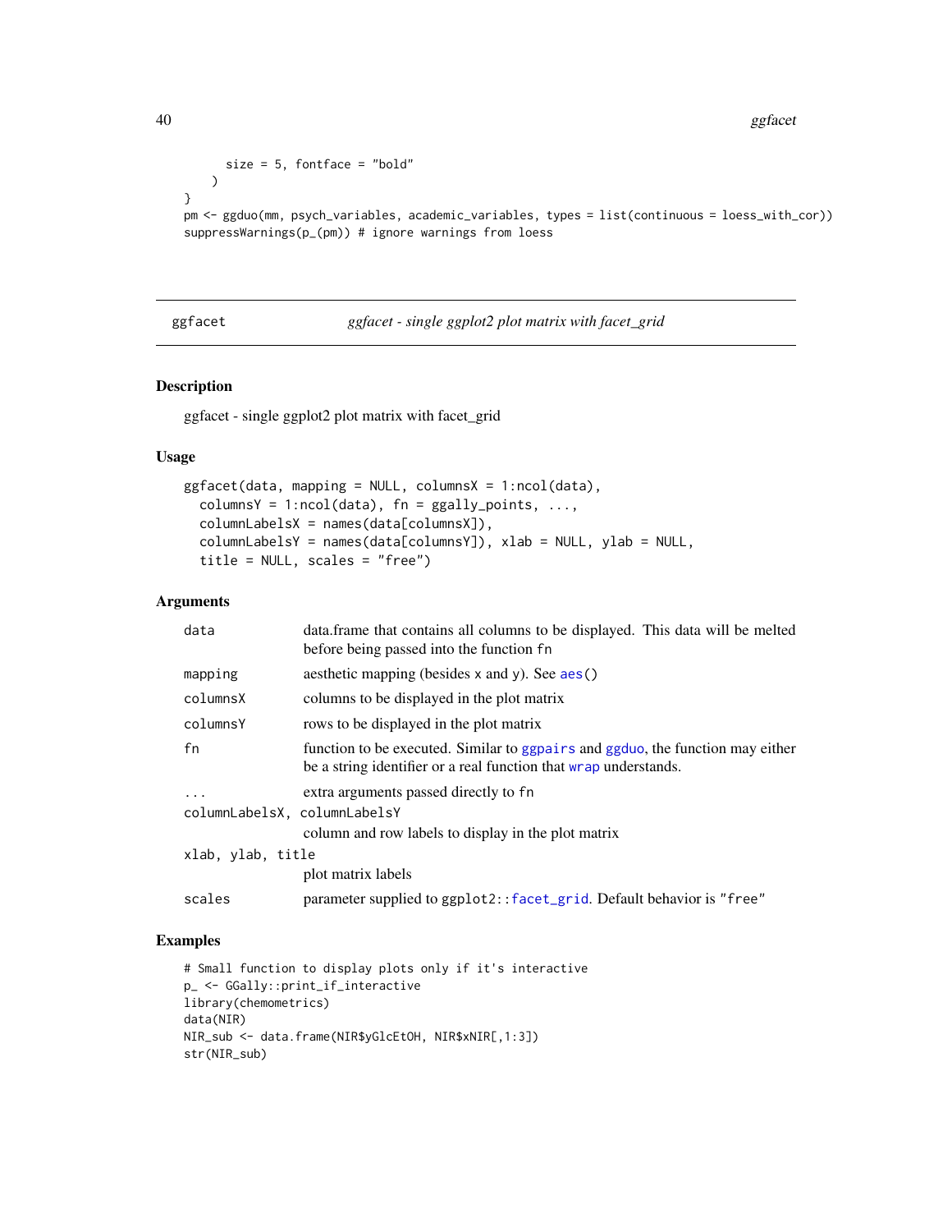```
    size = 5, fontface = "bold"
  )
}
pm <- ggduo(mm, psych_variables, academic_variables, types = list(continuous = loess_with_cor))
suppressWarnings(p_(pm)) # ignore warnings from loess
```

## ggfacet — *ggfacet - single ggplot2 plot matrix with facet_grid*

### Description

ggfacet - single ggplot2 plot matrix with facet_grid

### Usage

```
ggfacet(data, mapping = NULL, columnsX = 1:ncol(data),
  columnsY = 1:ncol(data), fn = ggally_points, ...,
  columnLabelsX = names(data[columnsX]),
  columnLabelsY = names(data[columnsY]), xlab = NULL, ylab = NULL,
  title = NULL, scales = "free")
```

### Arguments

| | |
|---|---|
| `data` | data.frame that contains all columns to be displayed. This data will be melted before being passed into the function `fn` |
| `mapping` | aesthetic mapping (besides `x` and `y`). See `aes()` |
| `columnsX` | columns to be displayed in the plot matrix |
| `columnsY` | rows to be displayed in the plot matrix |
| `fn` | function to be executed. Similar to `ggpairs` and `ggduo`, the function may either be a string identifier or a real function that `wrap` understands. |
| `...` | extra arguments passed directly to `fn` |
| `columnLabelsX, columnLabelsY` | column and row labels to display in the plot matrix |
| `xlab, ylab, title` | plot matrix labels |
| `scales` | parameter supplied to `ggplot2::facet_grid`. Default behavior is `"free"` |

### Examples

```
# Small function to display plots only if it's interactive
p_ <- GGally::print_if_interactive
library(chemometrics)
data(NIR)
NIR_sub <- data.frame(NIR$yGlcEtOH, NIR$xNIR[,1:3])
str(NIR_sub)
```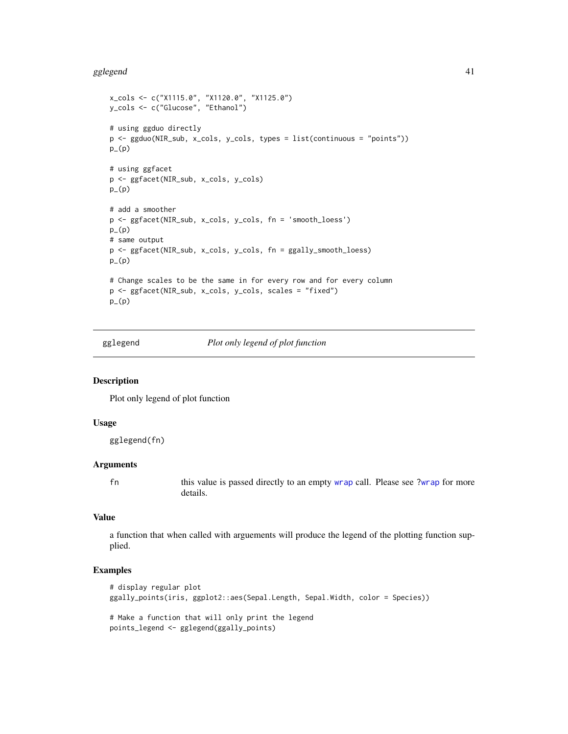```
x_cols <- c("X1115.0", "X1120.0", "X1125.0")
y_cols <- c("Glucose", "Ethanol")

# using ggduo directly
p <- ggduo(NIR_sub, x_cols, y_cols, types = list(continuous = "points"))
p_(p)

# using ggfacet
p <- ggfacet(NIR_sub, x_cols, y_cols)
p_(p)

# add a smoother
p <- ggfacet(NIR_sub, x_cols, y_cols, fn = 'smooth_loess')
p_(p)
# same output
p <- ggfacet(NIR_sub, x_cols, y_cols, fn = ggally_smooth_loess)
p_(p)

# Change scales to be the same in for every row and for every column
p <- ggfacet(NIR_sub, x_cols, y_cols, scales = "fixed")
p_(p)
```

---

## gglegend — *Plot only legend of plot function*

### Description

Plot only legend of plot function

### Usage

```
gglegend(fn)
```

### Arguments

| | |
|---|---|
| fn | this value is passed directly to an empty wrap call. Please see ?wrap for more details. |

### Value

a function that when called with arguements will produce the legend of the plotting function supplied.

### Examples

```
# display regular plot
ggally_points(iris, ggplot2::aes(Sepal.Length, Sepal.Width, color = Species))

# Make a function that will only print the legend
points_legend <- gglegend(ggally_points)
```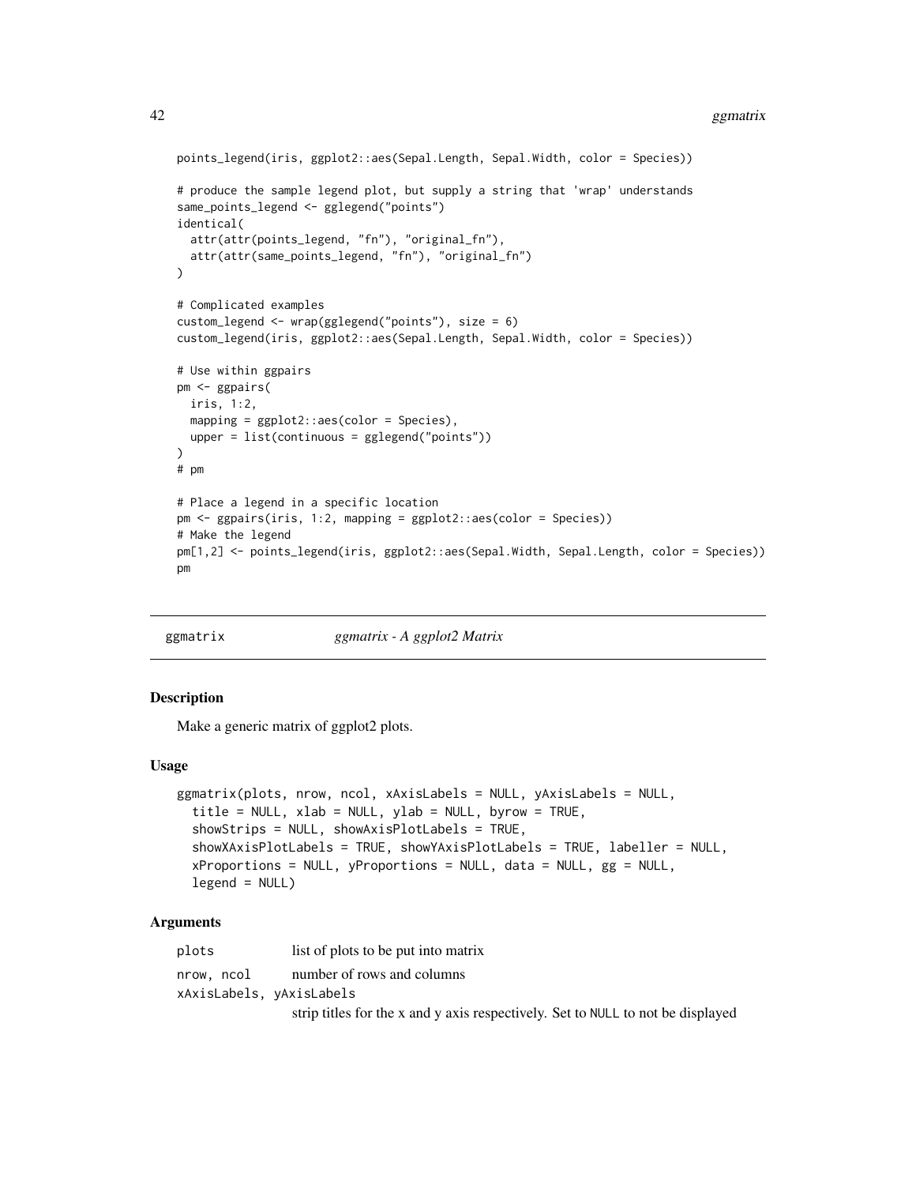```
points_legend(iris, ggplot2::aes(Sepal.Length, Sepal.Width, color = Species))

# produce the sample legend plot, but supply a string that 'wrap' understands
same_points_legend <- gglegend("points")
identical(
  attr(attr(points_legend, "fn"), "original_fn"),
  attr(attr(same_points_legend, "fn"), "original_fn")
)

# Complicated examples
custom_legend <- wrap(gglegend("points"), size = 6)
custom_legend(iris, ggplot2::aes(Sepal.Length, Sepal.Width, color = Species))

# Use within ggpairs
pm <- ggpairs(
  iris, 1:2,
  mapping = ggplot2::aes(color = Species),
  upper = list(continuous = gglegend("points"))
)
# pm

# Place a legend in a specific location
pm <- ggpairs(iris, 1:2, mapping = ggplot2::aes(color = Species))
# Make the legend
pm[1,2] <- points_legend(iris, ggplot2::aes(Sepal.Width, Sepal.Length, color = Species))
pm
```

## ggmatrix — *ggmatrix - A ggplot2 Matrix*

### Description

Make a generic matrix of ggplot2 plots.

### Usage

```
ggmatrix(plots, nrow, ncol, xAxisLabels = NULL, yAxisLabels = NULL,
  title = NULL, xlab = NULL, ylab = NULL, byrow = TRUE,
  showStrips = NULL, showAxisPlotLabels = TRUE,
  showXAxisPlotLabels = TRUE, showYAxisPlotLabels = TRUE, labeller = NULL,
  xProportions = NULL, yProportions = NULL, data = NULL, gg = NULL,
  legend = NULL)
```

### Arguments

`plots`
: list of plots to be put into matrix

`nrow, ncol`
: number of rows and columns

`xAxisLabels, yAxisLabels`
: strip titles for the x and y axis respectively. Set to `NULL` to not be displayed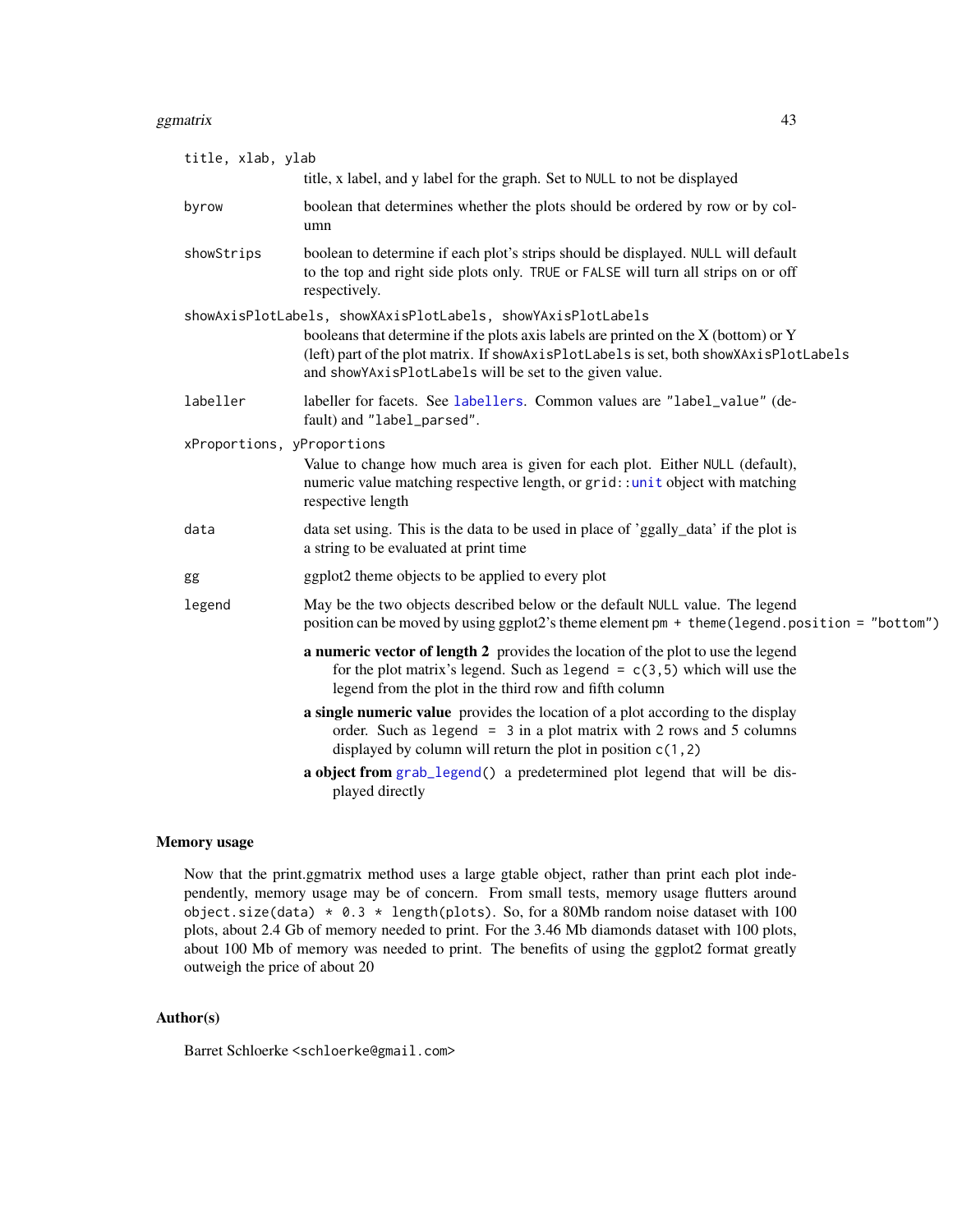**title, xlab, ylab**
: title, x label, and y label for the graph. Set to `NULL` to not be displayed

**byrow**
: boolean that determines whether the plots should be ordered by row or by column

**showStrips**
: boolean to determine if each plot's strips should be displayed. `NULL` will default to the top and right side plots only. `TRUE` or `FALSE` will turn all strips on or off respectively.

**showAxisPlotLabels, showXAxisPlotLabels, showYAxisPlotLabels**
: booleans that determine if the plots axis labels are printed on the X (bottom) or Y (left) part of the plot matrix. If `showAxisPlotLabels` is set, both `showXAxisPlotLabels` and `showYAxisPlotLabels` will be set to the given value.

**labeller**
: labeller for facets. See `labellers`. Common values are `"label_value"` (default) and `"label_parsed"`.

**xProportions, yProportions**
: Value to change how much area is given for each plot. Either `NULL` (default), numeric value matching respective length, or `grid::unit` object with matching respective length

**data**
: data set using. This is the data to be used in place of 'ggally_data' if the plot is a string to be evaluated at print time

**gg**
: ggplot2 theme objects to be applied to every plot

**legend**
: May be the two objects described below or the default `NULL` value. The legend position can be moved by using ggplot2's theme element `pm + theme(legend.position = "bottom")`

  **a numeric vector of length 2** provides the location of the plot to use the legend for the plot matrix's legend. Such as `legend = c(3,5)` which will use the legend from the plot in the third row and fifth column

  **a single numeric value** provides the location of a plot according to the display order. Such as `legend = 3` in a plot matrix with 2 rows and 5 columns displayed by column will return the plot in position `c(1,2)`

  **a object from `grab_legend()`** a predetermined plot legend that will be displayed directly

## Memory usage

Now that the print.ggmatrix method uses a large gtable object, rather than print each plot independently, memory usage may be of concern. From small tests, memory usage flutters around `object.size(data) * 0.3 * length(plots)`. So, for a 80Mb random noise dataset with 100 plots, about 2.4 Gb of memory needed to print. For the 3.46 Mb diamonds dataset with 100 plots, about 100 Mb of memory was needed to print. The benefits of using the ggplot2 format greatly outweigh the price of about 20

## Author(s)

Barret Schloerke <schloerke@gmail.com>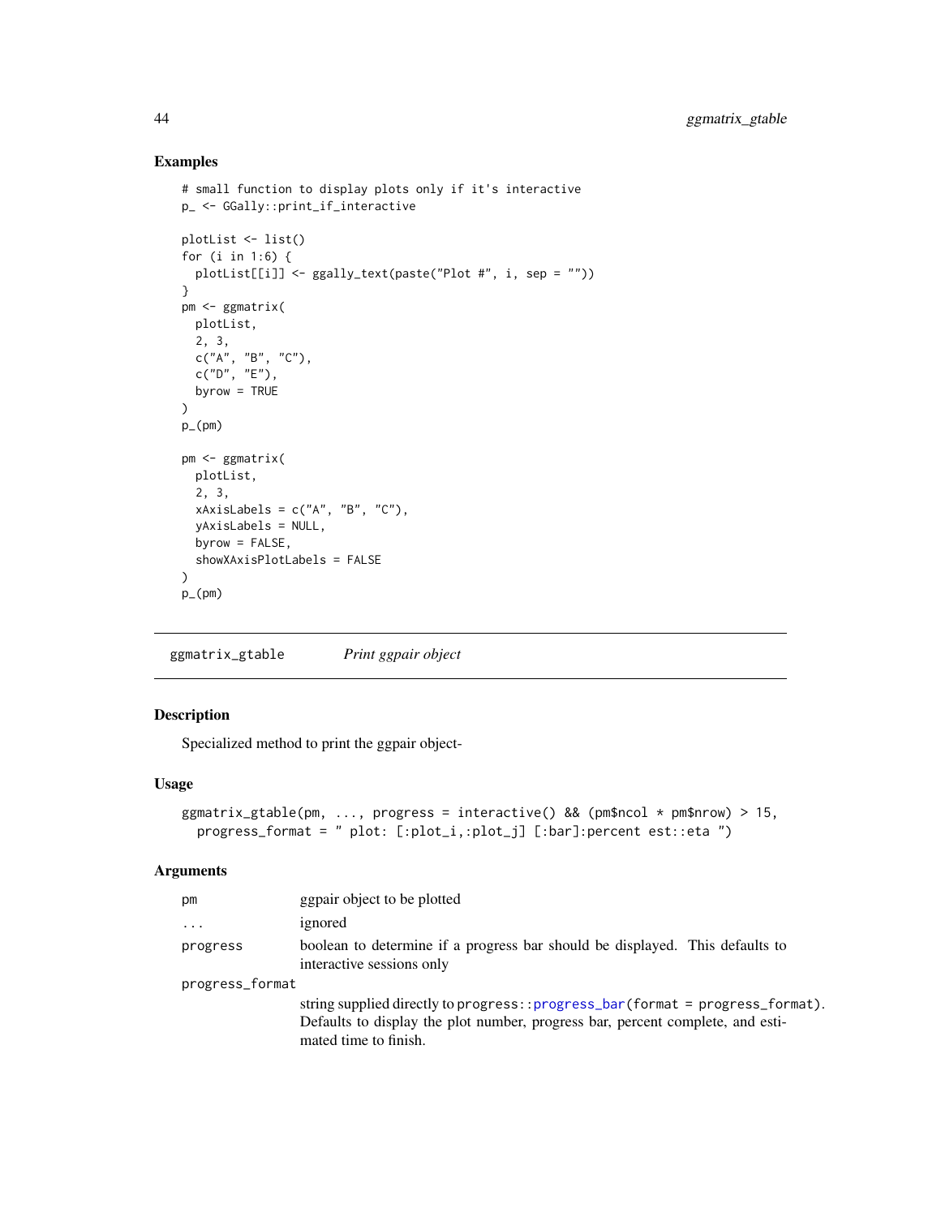## Examples

```
# small function to display plots only if it's interactive
p_ <- GGally::print_if_interactive

plotList <- list()
for (i in 1:6) {
  plotList[[i]] <- ggally_text(paste("Plot #", i, sep = ""))
}
pm <- ggmatrix(
  plotList,
  2, 3,
  c("A", "B", "C"),
  c("D", "E"),
  byrow = TRUE
)
p_(pm)

pm <- ggmatrix(
  plotList,
  2, 3,
  xAxisLabels = c("A", "B", "C"),
  yAxisLabels = NULL,
  byrow = FALSE,
  showXAxisPlotLabels = FALSE
)
p_(pm)
```

---

# ggmatrix_gtable *Print ggpair object*

## Description

Specialized method to print the ggpair object-

## Usage

```
ggmatrix_gtable(pm, ..., progress = interactive() && (pm$ncol * pm$nrow) > 15,
  progress_format = " plot: [:plot_i,:plot_j] [:bar]:percent est::eta ")
```

## Arguments

| | |
|---|---|
| pm | ggpair object to be plotted |
| ... | ignored |
| progress | boolean to determine if a progress bar should be displayed. This defaults to interactive sessions only |
| progress_format | string supplied directly to `progress::progress_bar(format = progress_format)`. Defaults to display the plot number, progress bar, percent complete, and estimated time to finish. |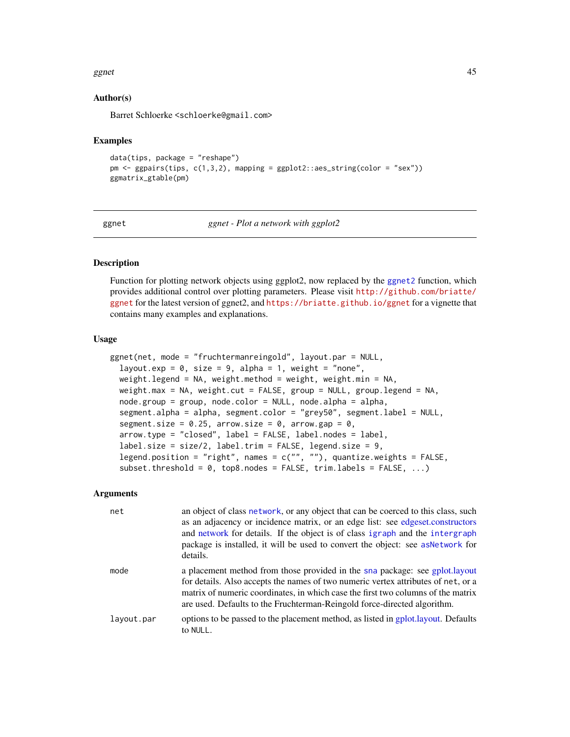### Author(s)

Barret Schloerke <schloerke@gmail.com>

### Examples

```
data(tips, package = "reshape")
pm <- ggpairs(tips, c(1,3,2), mapping = ggplot2::aes_string(color = "sex"))
ggmatrix_gtable(pm)
```

---

## ggnet — *ggnet - Plot a network with ggplot2*

---

### Description

Function for plotting network objects using ggplot2, now replaced by the ggnet2 function, which provides additional control over plotting parameters. Please visit http://github.com/briatte/ggnet for the latest version of ggnet2, and https://briatte.github.io/ggnet for a vignette that contains many examples and explanations.

### Usage

```
ggnet(net, mode = "fruchtermanreingold", layout.par = NULL,
  layout.exp = 0, size = 9, alpha = 1, weight = "none",
  weight.legend = NA, weight.method = weight, weight.min = NA,
  weight.max = NA, weight.cut = FALSE, group = NULL, group.legend = NA,
  node.group = group, node.color = NULL, node.alpha = alpha,
  segment.alpha = alpha, segment.color = "grey50", segment.label = NULL,
  segment.size = 0.25, arrow.size = 0, arrow.gap = 0,
  arrow.type = "closed", label = FALSE, label.nodes = label,
  label.size = size/2, label.trim = FALSE, legend.size = 9,
  legend.position = "right", names = c("", ""), quantize.weights = FALSE,
  subset.threshold = 0, top8.nodes = FALSE, trim.labels = FALSE, ...)
```

### Arguments

| | |
|---|---|
| `net` | an object of class network, or any object that can be coerced to this class, such as an adjacency or incidence matrix, or an edge list: see edgeset.constructors and network for details. If the object is of class igraph and the intergraph package is installed, it will be used to convert the object: see asNetwork for details. |
| `mode` | a placement method from those provided in the sna package: see gplot.layout for details. Also accepts the names of two numeric vertex attributes of net, or a matrix of numeric coordinates, in which case the first two columns of the matrix are used. Defaults to the Fruchterman-Reingold force-directed algorithm. |
| `layout.par` | options to be passed to the placement method, as listed in gplot.layout. Defaults to NULL. |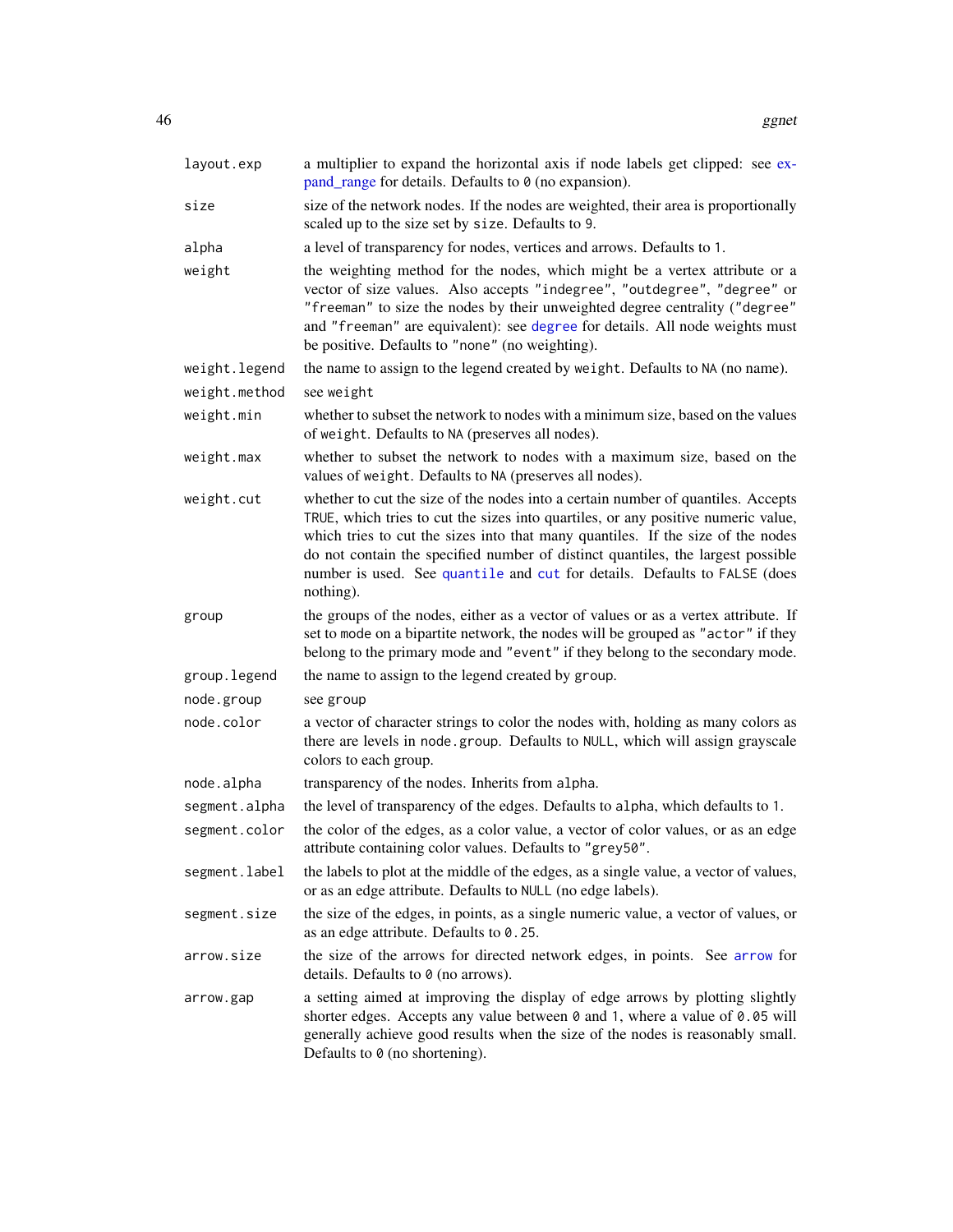| | |
|---|---|
| `layout.exp` | a multiplier to expand the horizontal axis if node labels get clipped: see expand_range for details. Defaults to `0` (no expansion). |
| `size` | size of the network nodes. If the nodes are weighted, their area is proportionally scaled up to the size set by `size`. Defaults to `9`. |
| `alpha` | a level of transparency for nodes, vertices and arrows. Defaults to `1`. |
| `weight` | the weighting method for the nodes, which might be a vertex attribute or a vector of size values. Also accepts `"indegree"`, `"outdegree"`, `"degree"` or `"freeman"` to size the nodes by their unweighted degree centrality (`"degree"` and `"freeman"` are equivalent): see `degree` for details. All node weights must be positive. Defaults to `"none"` (no weighting). |
| `weight.legend` | the name to assign to the legend created by `weight`. Defaults to `NA` (no name). |
| `weight.method` | see `weight` |
| `weight.min` | whether to subset the network to nodes with a minimum size, based on the values of `weight`. Defaults to `NA` (preserves all nodes). |
| `weight.max` | whether to subset the network to nodes with a maximum size, based on the values of `weight`. Defaults to `NA` (preserves all nodes). |
| `weight.cut` | whether to cut the size of the nodes into a certain number of quantiles. Accepts `TRUE`, which tries to cut the sizes into quartiles, or any positive numeric value, which tries to cut the sizes into that many quantiles. If the size of the nodes do not contain the specified number of distinct quantiles, the largest possible number is used. See `quantile` and `cut` for details. Defaults to `FALSE` (does nothing). |
| `group` | the groups of the nodes, either as a vector of values or as a vertex attribute. If set to `mode` on a bipartite network, the nodes will be grouped as `"actor"` if they belong to the primary mode and `"event"` if they belong to the secondary mode. |
| `group.legend` | the name to assign to the legend created by `group`. |
| `node.group` | see `group` |
| `node.color` | a vector of character strings to color the nodes with, holding as many colors as there are levels in `node.group`. Defaults to `NULL`, which will assign grayscale colors to each group. |
| `node.alpha` | transparency of the nodes. Inherits from `alpha`. |
| `segment.alpha` | the level of transparency of the edges. Defaults to `alpha`, which defaults to `1`. |
| `segment.color` | the color of the edges, as a color value, a vector of color values, or as an edge attribute containing color values. Defaults to `"grey50"`. |
| `segment.label` | the labels to plot at the middle of the edges, as a single value, a vector of values, or as an edge attribute. Defaults to `NULL` (no edge labels). |
| `segment.size` | the size of the edges, in points, as a single numeric value, a vector of values, or as an edge attribute. Defaults to `0.25`. |
| `arrow.size` | the size of the arrows for directed network edges, in points. See `arrow` for details. Defaults to `0` (no arrows). |
| `arrow.gap` | a setting aimed at improving the display of edge arrows by plotting slightly shorter edges. Accepts any value between `0` and `1`, where a value of `0.05` will generally achieve good results when the size of the nodes is reasonably small. Defaults to `0` (no shortening). |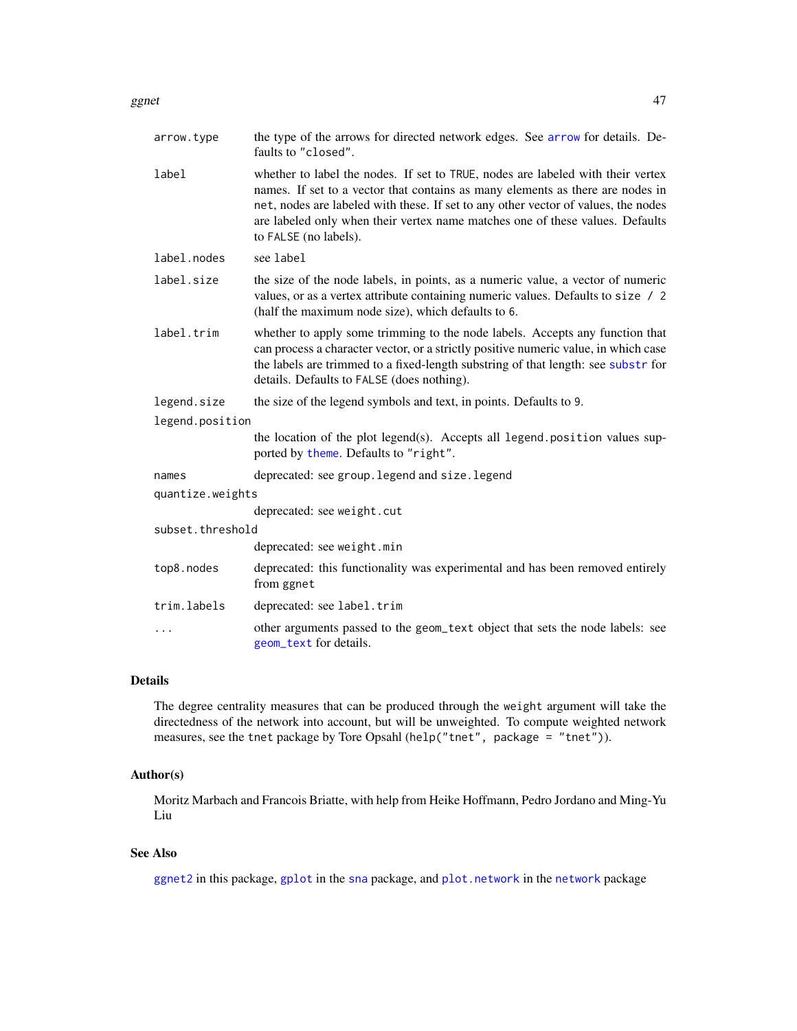| | |
|---|---|
| `arrow.type` | the type of the arrows for directed network edges. See `arrow` for details. Defaults to `"closed"`. |
| `label` | whether to label the nodes. If set to `TRUE`, nodes are labeled with their vertex names. If set to a vector that contains as many elements as there are nodes in `net`, nodes are labeled with these. If set to any other vector of values, the nodes are labeled only when their vertex name matches one of these values. Defaults to `FALSE` (no labels). |
| `label.nodes` | see `label` |
| `label.size` | the size of the node labels, in points, as a numeric value, a vector of numeric values, or as a vertex attribute containing numeric values. Defaults to `size / 2` (half the maximum node size), which defaults to `6`. |
| `label.trim` | whether to apply some trimming to the node labels. Accepts any function that can process a character vector, or a strictly positive numeric value, in which case the labels are trimmed to a fixed-length substring of that length: see `substr` for details. Defaults to `FALSE` (does nothing). |
| `legend.size` | the size of the legend symbols and text, in points. Defaults to `9`. |
| `legend.position` | the location of the plot legend(s). Accepts all `legend.position` values supported by `theme`. Defaults to `"right"`. |
| `names` | deprecated: see `group.legend` and `size.legend` |
| `quantize.weights` | deprecated: see `weight.cut` |
| `subset.threshold` | deprecated: see `weight.min` |
| `top8.nodes` | deprecated: this functionality was experimental and has been removed entirely from `ggnet` |
| `trim.labels` | deprecated: see `label.trim` |
| `...` | other arguments passed to the `geom_text` object that sets the node labels: see `geom_text` for details. |

## Details

The degree centrality measures that can be produced through the `weight` argument will take the directedness of the network into account, but will be unweighted. To compute weighted network measures, see the `tnet` package by Tore Opsahl (`help("tnet", package = "tnet")`).

## Author(s)

Moritz Marbach and Francois Briatte, with help from Heike Hoffmann, Pedro Jordano and Ming-Yu Liu

## See Also

`ggnet2` in this package, `gplot` in the `sna` package, and `plot.network` in the `network` package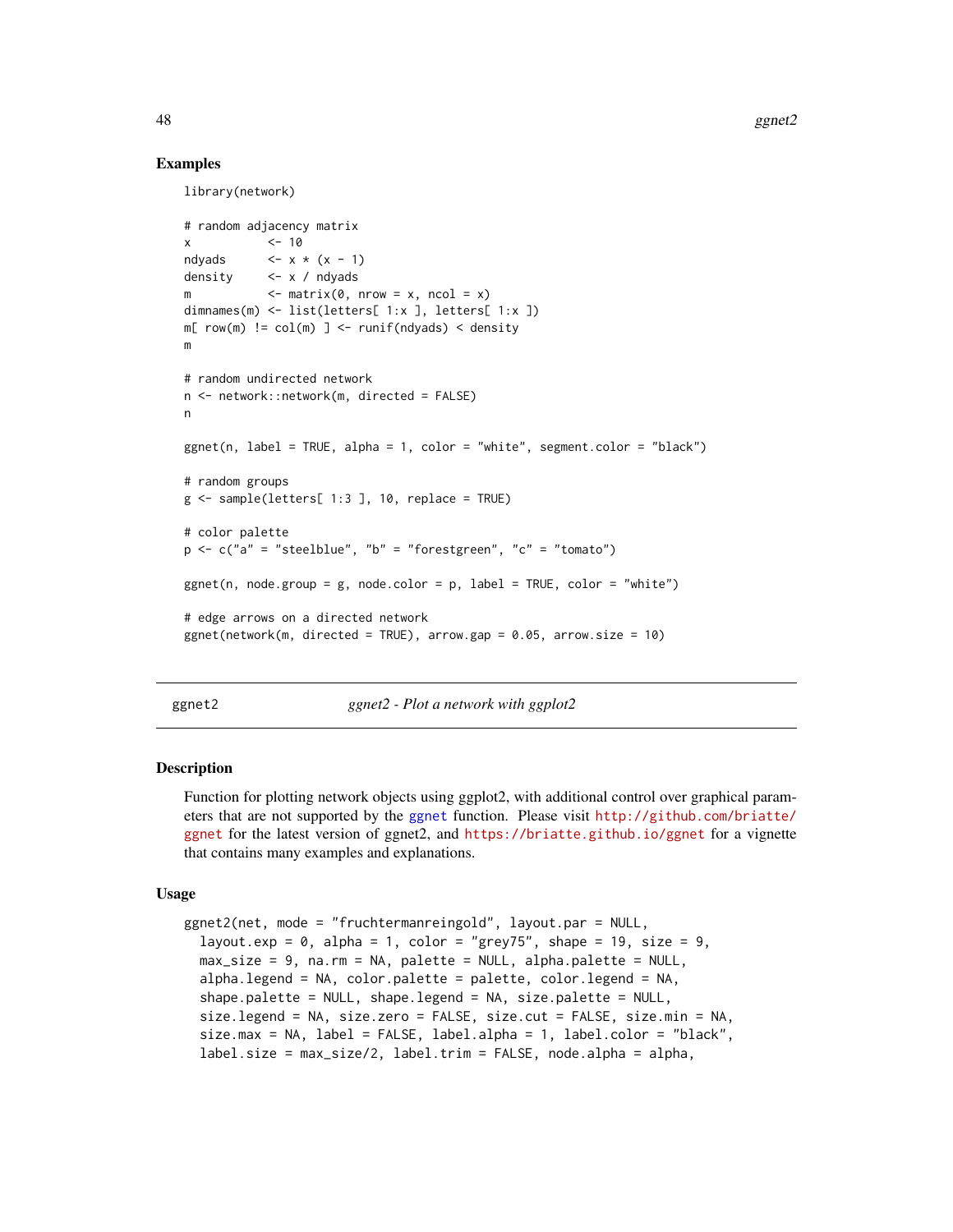## Examples

```
library(network)

# random adjacency matrix
x           <- 10
ndyads      <- x * (x - 1)
density     <- x / ndyads
m           <- matrix(0, nrow = x, ncol = x)
dimnames(m) <- list(letters[ 1:x ], letters[ 1:x ])
m[ row(m) != col(m) ] <- runif(ndyads) < density
m

# random undirected network
n <- network::network(m, directed = FALSE)
n

ggnet(n, label = TRUE, alpha = 1, color = "white", segment.color = "black")

# random groups
g <- sample(letters[ 1:3 ], 10, replace = TRUE)

# color palette
p <- c("a" = "steelblue", "b" = "forestgreen", "c" = "tomato")

ggnet(n, node.group = g, node.color = p, label = TRUE, color = "white")

# edge arrows on a directed network
ggnet(network(m, directed = TRUE), arrow.gap = 0.05, arrow.size = 10)
```

---

ggnet2 &nbsp;&nbsp;&nbsp;&nbsp;&nbsp;&nbsp;&nbsp;&nbsp; *ggnet2 - Plot a network with ggplot2*

---

## Description

Function for plotting network objects using ggplot2, with additional control over graphical parameters that are not supported by the ggnet function. Please visit http://github.com/briatte/ggnet for the latest version of ggnet2, and https://briatte.github.io/ggnet for a vignette that contains many examples and explanations.

## Usage

```
ggnet2(net, mode = "fruchtermanreingold", layout.par = NULL,
  layout.exp = 0, alpha = 1, color = "grey75", shape = 19, size = 9,
  max_size = 9, na.rm = NA, palette = NULL, alpha.palette = NULL,
  alpha.legend = NA, color.palette = palette, color.legend = NA,
  shape.palette = NULL, shape.legend = NA, size.palette = NULL,
  size.legend = NA, size.zero = FALSE, size.cut = FALSE, size.min = NA,
  size.max = NA, label = FALSE, label.alpha = 1, label.color = "black",
  label.size = max_size/2, label.trim = FALSE, node.alpha = alpha,
```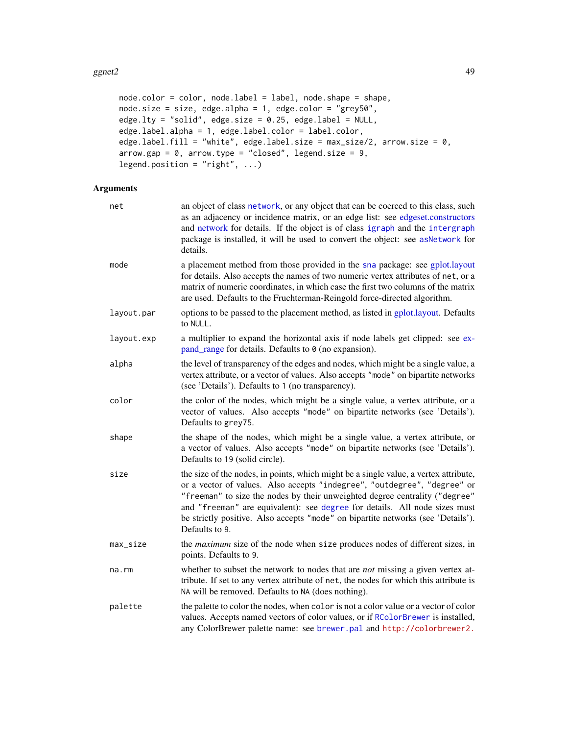```
node.color = color, node.label = label, node.shape = shape,
node.size = size, edge.alpha = 1, edge.color = "grey50",
edge.lty = "solid", edge.size = 0.25, edge.label = NULL,
edge.label.alpha = 1, edge.label.color = label.color,
edge.label.fill = "white", edge.label.size = max_size/2, arrow.size = 0,
arrow.gap = 0, arrow.type = "closed", legend.size = 9,
legend.position = "right", ...)
```

### Arguments

| | |
|---|---|
| net | an object of class network, or any object that can be coerced to this class, such as an adjacency or incidence matrix, or an edge list: see edgeset.constructors and network for details. If the object is of class igraph and the intergraph package is installed, it will be used to convert the object: see asNetwork for details. |
| mode | a placement method from those provided in the sna package: see gplot.layout for details. Also accepts the names of two numeric vertex attributes of net, or a matrix of numeric coordinates, in which case the first two columns of the matrix are used. Defaults to the Fruchterman-Reingold force-directed algorithm. |
| layout.par | options to be passed to the placement method, as listed in gplot.layout. Defaults to NULL. |
| layout.exp | a multiplier to expand the horizontal axis if node labels get clipped: see expand_range for details. Defaults to 0 (no expansion). |
| alpha | the level of transparency of the edges and nodes, which might be a single value, a vertex attribute, or a vector of values. Also accepts "mode" on bipartite networks (see 'Details'). Defaults to 1 (no transparency). |
| color | the color of the nodes, which might be a single value, a vertex attribute, or a vector of values. Also accepts "mode" on bipartite networks (see 'Details'). Defaults to grey75. |
| shape | the shape of the nodes, which might be a single value, a vertex attribute, or a vector of values. Also accepts "mode" on bipartite networks (see 'Details'). Defaults to 19 (solid circle). |
| size | the size of the nodes, in points, which might be a single value, a vertex attribute, or a vector of values. Also accepts "indegree", "outdegree", "degree" or "freeman" to size the nodes by their unweighted degree centrality ("degree" and "freeman" are equivalent): see degree for details. All node sizes must be strictly positive. Also accepts "mode" on bipartite networks (see 'Details'). Defaults to 9. |
| max_size | the *maximum* size of the node when size produces nodes of different sizes, in points. Defaults to 9. |
| na.rm | whether to subset the network to nodes that are *not* missing a given vertex attribute. If set to any vertex attribute of net, the nodes for which this attribute is NA will be removed. Defaults to NA (does nothing). |
| palette | the palette to color the nodes, when color is not a color value or a vector of color values. Accepts named vectors of color values, or if RColorBrewer is installed, any ColorBrewer palette name: see brewer.pal and http://colorbrewer2. |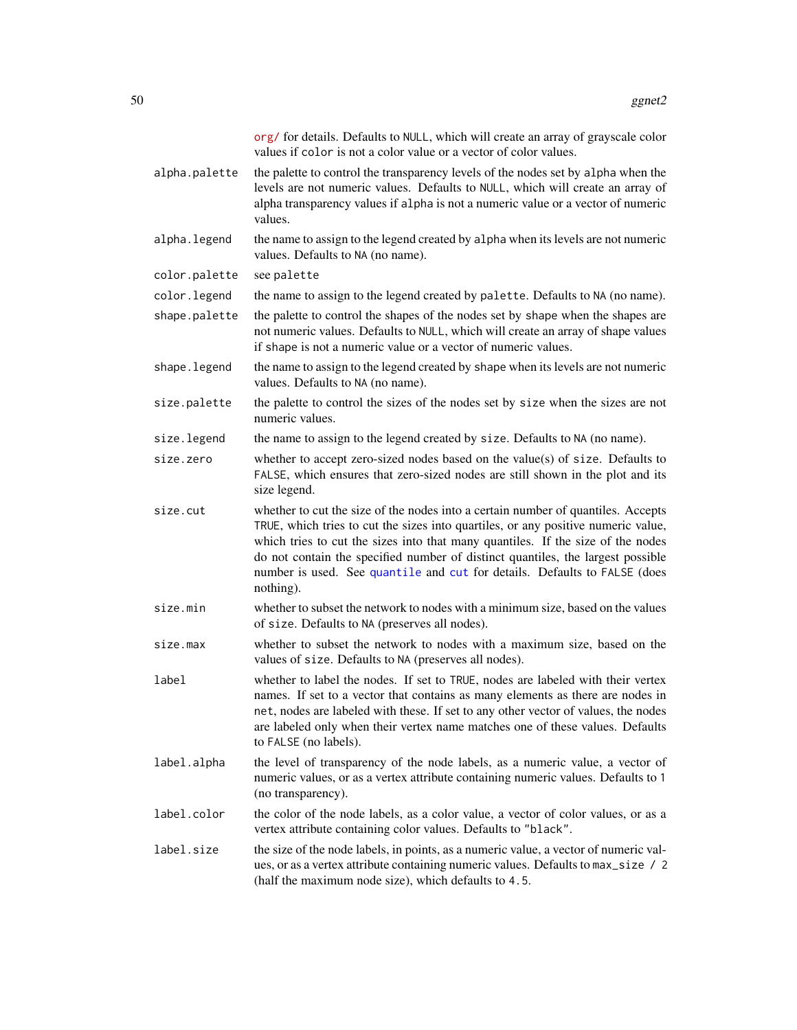org/ for details. Defaults to `NULL`, which will create an array of grayscale color values if `color` is not a color value or a vector of color values.

| | |
|---|---|
| `alpha.palette` | the palette to control the transparency levels of the nodes set by `alpha` when the levels are not numeric values. Defaults to `NULL`, which will create an array of alpha transparency values if `alpha` is not a numeric value or a vector of numeric values. |
| `alpha.legend` | the name to assign to the legend created by `alpha` when its levels are not numeric values. Defaults to `NA` (no name). |
| `color.palette` | see `palette` |
| `color.legend` | the name to assign to the legend created by `palette`. Defaults to `NA` (no name). |
| `shape.palette` | the palette to control the shapes of the nodes set by `shape` when the shapes are not numeric values. Defaults to `NULL`, which will create an array of shape values if `shape` is not a numeric value or a vector of numeric values. |
| `shape.legend` | the name to assign to the legend created by `shape` when its levels are not numeric values. Defaults to `NA` (no name). |
| `size.palette` | the palette to control the sizes of the nodes set by `size` when the sizes are not numeric values. |
| `size.legend` | the name to assign to the legend created by `size`. Defaults to `NA` (no name). |
| `size.zero` | whether to accept zero-sized nodes based on the value(s) of `size`. Defaults to `FALSE`, which ensures that zero-sized nodes are still shown in the plot and its size legend. |
| `size.cut` | whether to cut the size of the nodes into a certain number of quantiles. Accepts `TRUE`, which tries to cut the sizes into quartiles, or any positive numeric value, which tries to cut the sizes into that many quantiles. If the size of the nodes do not contain the specified number of distinct quantiles, the largest possible number is used. See `quantile` and `cut` for details. Defaults to `FALSE` (does nothing). |
| `size.min` | whether to subset the network to nodes with a minimum size, based on the values of `size`. Defaults to `NA` (preserves all nodes). |
| `size.max` | whether to subset the network to nodes with a maximum size, based on the values of `size`. Defaults to `NA` (preserves all nodes). |
| `label` | whether to label the nodes. If set to `TRUE`, nodes are labeled with their vertex names. If set to a vector that contains as many elements as there are nodes in `net`, nodes are labeled with these. If set to any other vector of values, the nodes are labeled only when their vertex name matches one of these values. Defaults to `FALSE` (no labels). |
| `label.alpha` | the level of transparency of the node labels, as a numeric value, a vector of numeric values, or as a vertex attribute containing numeric values. Defaults to `1` (no transparency). |
| `label.color` | the color of the node labels, as a color value, a vector of color values, or as a vertex attribute containing color values. Defaults to `"black"`. |
| `label.size` | the size of the node labels, in points, as a numeric value, a vector of numeric values, or as a vertex attribute containing numeric values. Defaults to `max_size / 2` (half the maximum node size), which defaults to `4.5`. |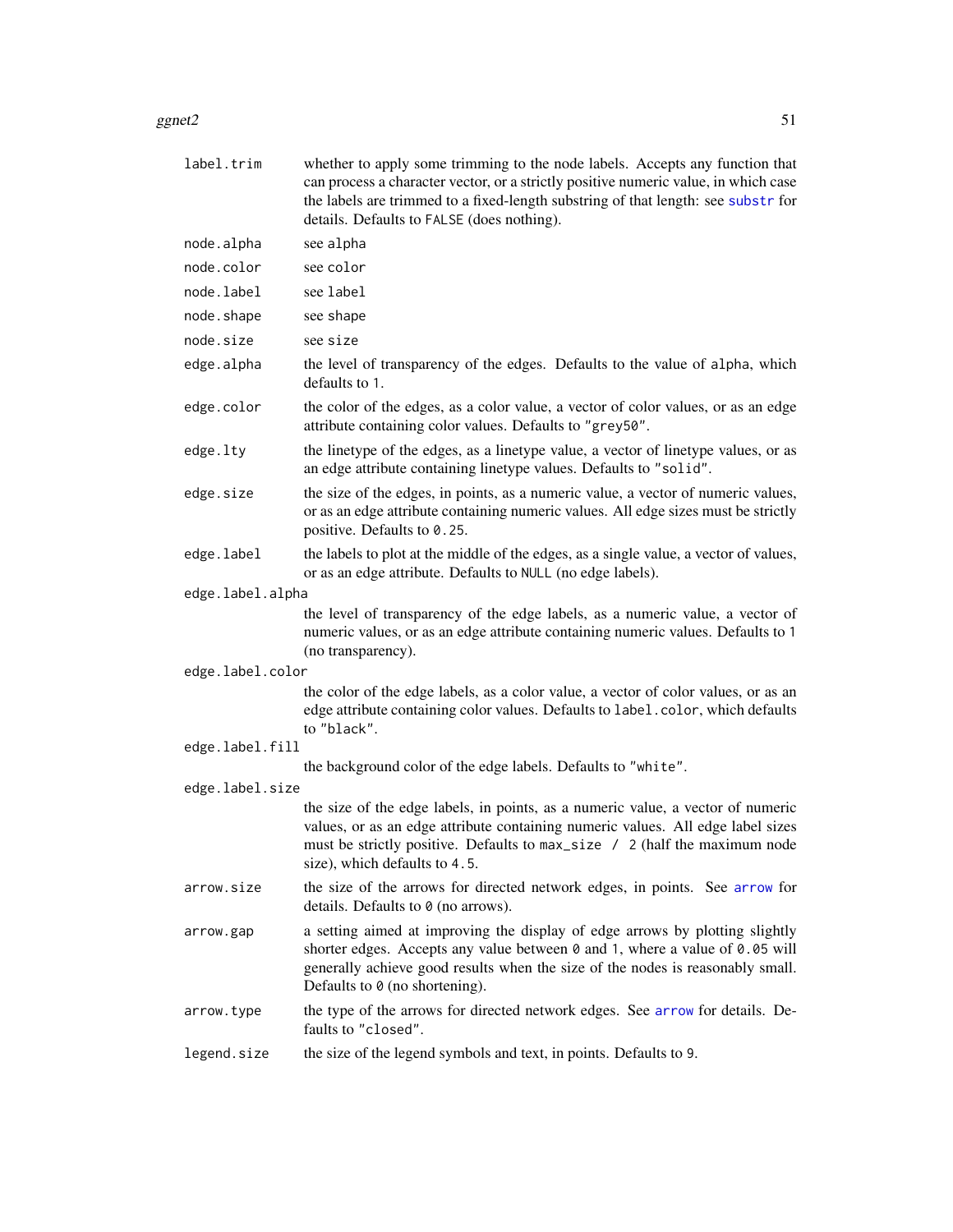label.trim
: whether to apply some trimming to the node labels. Accepts any function that can process a character vector, or a strictly positive numeric value, in which case the labels are trimmed to a fixed-length substring of that length: see `substr` for details. Defaults to `FALSE` (does nothing).

node.alpha
: see `alpha`

node.color
: see `color`

node.label
: see `label`

node.shape
: see `shape`

node.size
: see `size`

edge.alpha
: the level of transparency of the edges. Defaults to the value of `alpha`, which defaults to `1`.

edge.color
: the color of the edges, as a color value, a vector of color values, or as an edge attribute containing color values. Defaults to `"grey50"`.

edge.lty
: the linetype of the edges, as a linetype value, a vector of linetype values, or as an edge attribute containing linetype values. Defaults to `"solid"`.

edge.size
: the size of the edges, in points, as a numeric value, a vector of numeric values, or as an edge attribute containing numeric values. All edge sizes must be strictly positive. Defaults to `0.25`.

edge.label
: the labels to plot at the middle of the edges, as a single value, a vector of values, or as an edge attribute. Defaults to `NULL` (no edge labels).

edge.label.alpha
: the level of transparency of the edge labels, as a numeric value, a vector of numeric values, or as an edge attribute containing numeric values. Defaults to `1` (no transparency).

edge.label.color
: the color of the edge labels, as a color value, a vector of color values, or as an edge attribute containing color values. Defaults to `label.color`, which defaults to `"black"`.

edge.label.fill
: the background color of the edge labels. Defaults to `"white"`.

edge.label.size
: the size of the edge labels, in points, as a numeric value, a vector of numeric values, or as an edge attribute containing numeric values. All edge label sizes must be strictly positive. Defaults to `max_size / 2` (half the maximum node size), which defaults to `4.5`.

arrow.size
: the size of the arrows for directed network edges, in points. See `arrow` for details. Defaults to `0` (no arrows).

arrow.gap
: a setting aimed at improving the display of edge arrows by plotting slightly shorter edges. Accepts any value between `0` and `1`, where a value of `0.05` will generally achieve good results when the size of the nodes is reasonably small. Defaults to `0` (no shortening).

arrow.type
: the type of the arrows for directed network edges. See `arrow` for details. Defaults to `"closed"`.

legend.size
: the size of the legend symbols and text, in points. Defaults to `9`.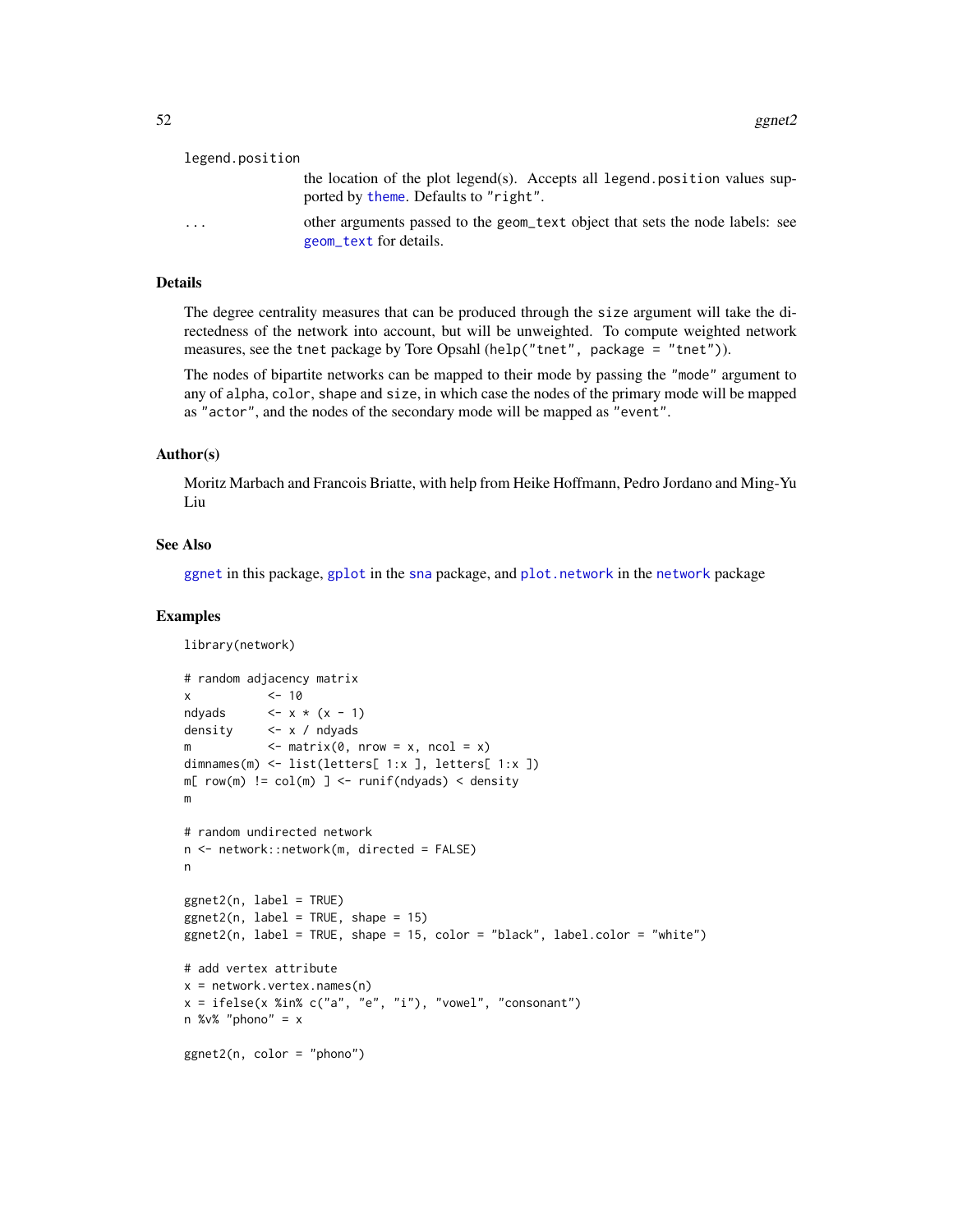`legend.position`
: the location of the plot legend(s). Accepts all `legend.position` values supported by `theme`. Defaults to `"right"`.

`...`
: other arguments passed to the `geom_text` object that sets the node labels: see `geom_text` for details.

## Details

The degree centrality measures that can be produced through the `size` argument will take the directedness of the network into account, but will be unweighted. To compute weighted network measures, see the `tnet` package by Tore Opsahl (`help("tnet", package = "tnet")`).

The nodes of bipartite networks can be mapped to their mode by passing the `"mode"` argument to any of `alpha`, `color`, `shape` and `size`, in which case the nodes of the primary mode will be mapped as `"actor"`, and the nodes of the secondary mode will be mapped as `"event"`.

## Author(s)

Moritz Marbach and Francois Briatte, with help from Heike Hoffmann, Pedro Jordano and Ming-Yu Liu

## See Also

`ggnet` in this package, `gplot` in the `sna` package, and `plot.network` in the `network` package

## Examples

```
library(network)

# random adjacency matrix
x           <- 10
ndyads      <- x * (x - 1)
density     <- x / ndyads
m           <- matrix(0, nrow = x, ncol = x)
dimnames(m) <- list(letters[ 1:x ], letters[ 1:x ])
m[ row(m) != col(m) ] <- runif(ndyads) < density
m

# random undirected network
n <- network::network(m, directed = FALSE)
n

ggnet2(n, label = TRUE)
ggnet2(n, label = TRUE, shape = 15)
ggnet2(n, label = TRUE, shape = 15, color = "black", label.color = "white")

# add vertex attribute
x = network.vertex.names(n)
x = ifelse(x %in% c("a", "e", "i"), "vowel", "consonant")
n %v% "phono" = x

ggnet2(n, color = "phono")
```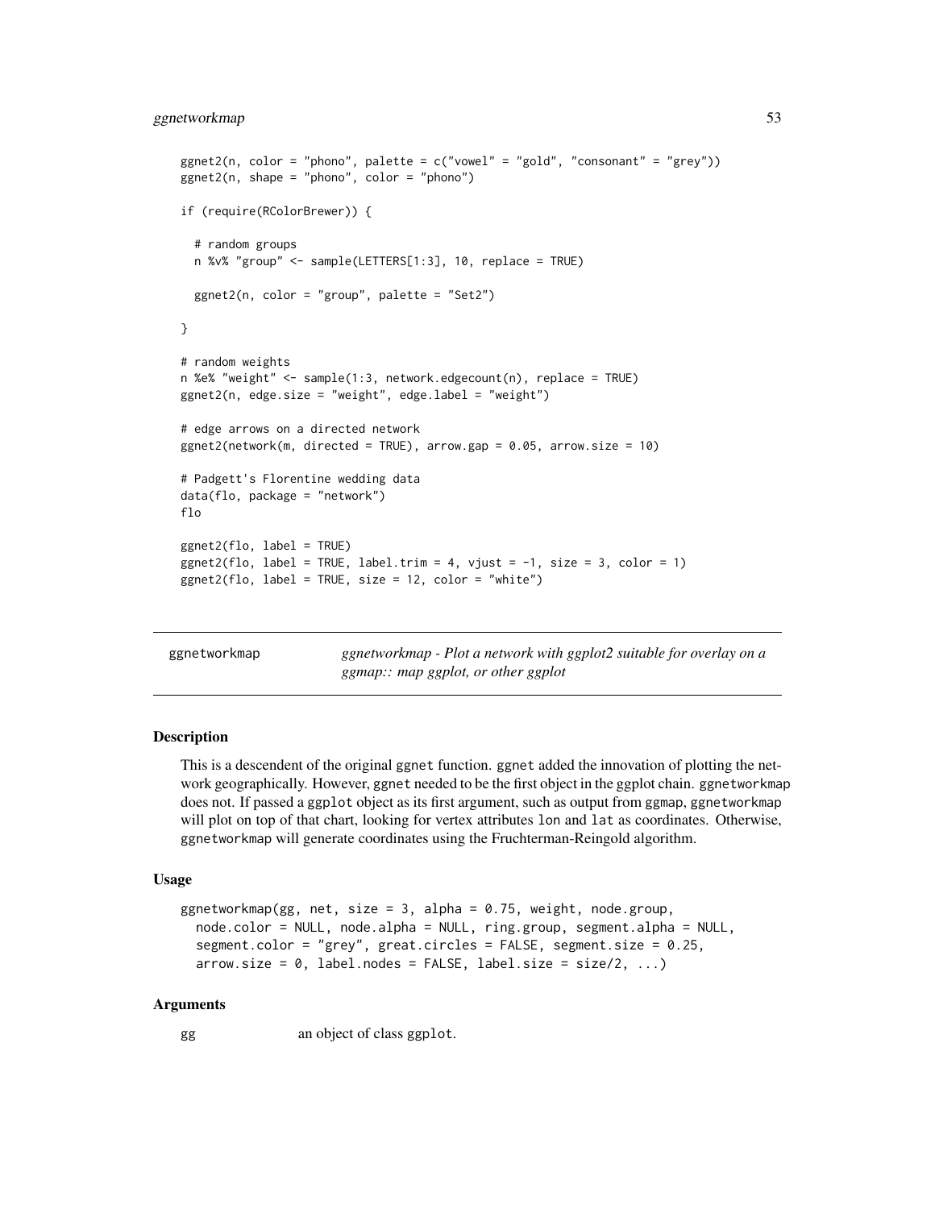```
ggnet2(n, color = "phono", palette = c("vowel" = "gold", "consonant" = "grey"))
ggnet2(n, shape = "phono", color = "phono")

if (require(RColorBrewer)) {

  # random groups
  n %v% "group" <- sample(LETTERS[1:3], 10, replace = TRUE)

  ggnet2(n, color = "group", palette = "Set2")

}

# random weights
n %e% "weight" <- sample(1:3, network.edgecount(n), replace = TRUE)
ggnet2(n, edge.size = "weight", edge.label = "weight")

# edge arrows on a directed network
ggnet2(network(m, directed = TRUE), arrow.gap = 0.05, arrow.size = 10)

# Padgett's Florentine wedding data
data(flo, package = "network")
flo

ggnet2(flo, label = TRUE)
ggnet2(flo, label = TRUE, label.trim = 4, vjust = -1, size = 3, color = 1)
ggnet2(flo, label = TRUE, size = 12, color = "white")
```

## ggnetworkmap — *ggnetworkmap - Plot a network with ggplot2 suitable for overlay on a ggmap:: map ggplot, or other ggplot*

### Description

This is a descendent of the original ggnet function. ggnet added the innovation of plotting the network geographically. However, ggnet needed to be the first object in the ggplot chain. ggnetworkmap does not. If passed a ggplot object as its first argument, such as output from ggmap, ggnetworkmap will plot on top of that chart, looking for vertex attributes lon and lat as coordinates. Otherwise, ggnetworkmap will generate coordinates using the Fruchterman-Reingold algorithm.

### Usage

```
ggnetworkmap(gg, net, size = 3, alpha = 0.75, weight, node.group,
  node.color = NULL, node.alpha = NULL, ring.group, segment.alpha = NULL,
  segment.color = "grey", great.circles = FALSE, segment.size = 0.25,
  arrow.size = 0, label.nodes = FALSE, label.size = size/2, ...)
```

### Arguments

| | |
|---|---|
| gg | an object of class ggplot. |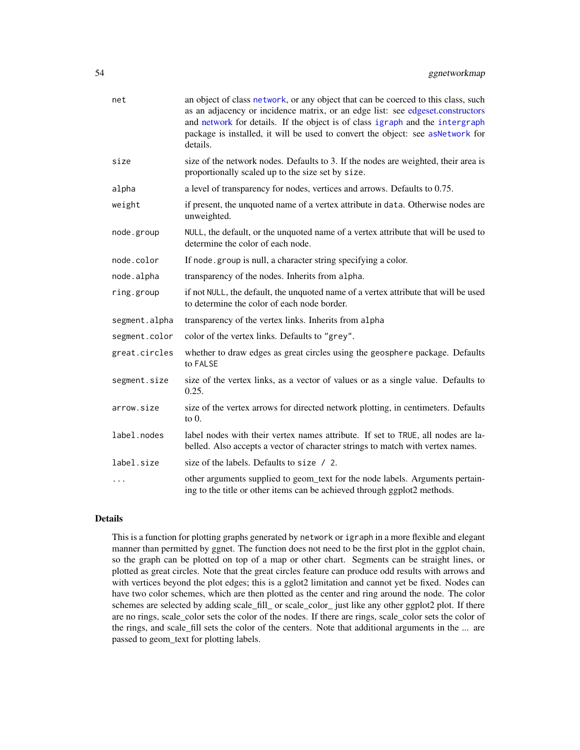| | |
|---|---|
| `net` | an object of class network, or any object that can be coerced to this class, such as an adjacency or incidence matrix, or an edge list: see edgeset.constructors and network for details. If the object is of class igraph and the intergraph package is installed, it will be used to convert the object: see asNetwork for details. |
| `size` | size of the network nodes. Defaults to 3. If the nodes are weighted, their area is proportionally scaled up to the size set by `size`. |
| `alpha` | a level of transparency for nodes, vertices and arrows. Defaults to 0.75. |
| `weight` | if present, the unquoted name of a vertex attribute in `data`. Otherwise nodes are unweighted. |
| `node.group` | `NULL`, the default, or the unquoted name of a vertex attribute that will be used to determine the color of each node. |
| `node.color` | If `node.group` is null, a character string specifying a color. |
| `node.alpha` | transparency of the nodes. Inherits from `alpha`. |
| `ring.group` | if not `NULL`, the default, the unquoted name of a vertex attribute that will be used to determine the color of each node border. |
| `segment.alpha` | transparency of the vertex links. Inherits from `alpha` |
| `segment.color` | color of the vertex links. Defaults to `"grey"`. |
| `great.circles` | whether to draw edges as great circles using the `geosphere` package. Defaults to `FALSE` |
| `segment.size` | size of the vertex links, as a vector of values or as a single value. Defaults to 0.25. |
| `arrow.size` | size of the vertex arrows for directed network plotting, in centimeters. Defaults to 0. |
| `label.nodes` | label nodes with their vertex names attribute. If set to `TRUE`, all nodes are labelled. Also accepts a vector of character strings to match with vertex names. |
| `label.size` | size of the labels. Defaults to `size / 2`. |
| `...` | other arguments supplied to geom_text for the node labels. Arguments pertaining to the title or other items can be achieved through ggplot2 methods. |

### Details

This is a function for plotting graphs generated by `network` or `igraph` in a more flexible and elegant manner than permitted by ggnet. The function does not need to be the first plot in the ggplot chain, so the graph can be plotted on top of a map or other chart. Segments can be straight lines, or plotted as great circles. Note that the great circles feature can produce odd results with arrows and with vertices beyond the plot edges; this is a gglot2 limitation and cannot yet be fixed. Nodes can have two color schemes, which are then plotted as the center and ring around the node. The color schemes are selected by adding scale_fill_ or scale_color_ just like any other ggplot2 plot. If there are no rings, scale_color sets the color of the nodes. If there are rings, scale_color sets the color of the rings, and scale_fill sets the color of the centers. Note that additional arguments in the ... are passed to geom_text for plotting labels.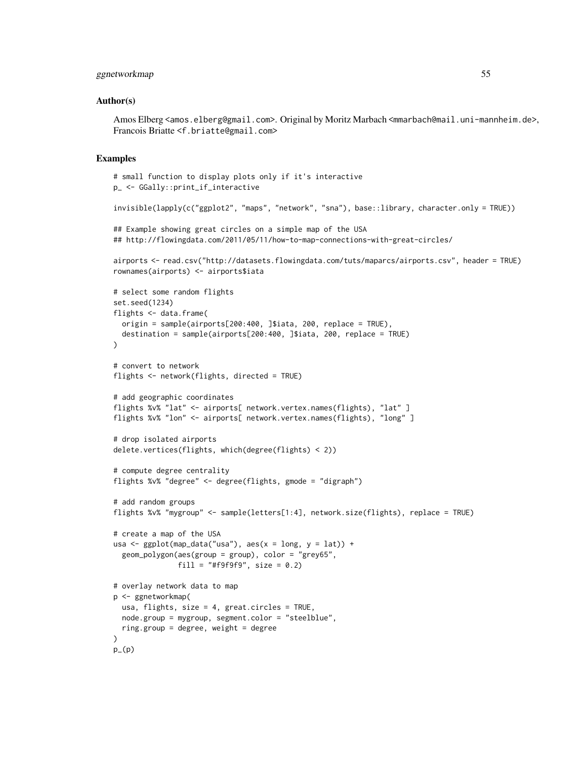### Author(s)

Amos Elberg <amos.elberg@gmail.com>. Original by Moritz Marbach <mmarbach@mail.uni-mannheim.de>, Francois Briatte <f.briatte@gmail.com>

### Examples

```
# small function to display plots only if it's interactive
p_ <- GGally::print_if_interactive

invisible(lapply(c("ggplot2", "maps", "network", "sna"), base::library, character.only = TRUE))

## Example showing great circles on a simple map of the USA
## http://flowingdata.com/2011/05/11/how-to-map-connections-with-great-circles/

airports <- read.csv("http://datasets.flowingdata.com/tuts/maparcs/airports.csv", header = TRUE)
rownames(airports) <- airports$iata

# select some random flights
set.seed(1234)
flights <- data.frame(
  origin = sample(airports[200:400, ]$iata, 200, replace = TRUE),
  destination = sample(airports[200:400, ]$iata, 200, replace = TRUE)
)

# convert to network
flights <- network(flights, directed = TRUE)

# add geographic coordinates
flights %v% "lat" <- airports[ network.vertex.names(flights), "lat" ]
flights %v% "lon" <- airports[ network.vertex.names(flights), "long" ]

# drop isolated airports
delete.vertices(flights, which(degree(flights) < 2))

# compute degree centrality
flights %v% "degree" <- degree(flights, gmode = "digraph")

# add random groups
flights %v% "mygroup" <- sample(letters[1:4], network.size(flights), replace = TRUE)

# create a map of the USA
usa <- ggplot(map_data("usa"), aes(x = long, y = lat)) +
  geom_polygon(aes(group = group), color = "grey65",
               fill = "#f9f9f9", size = 0.2)

# overlay network data to map
p <- ggnetworkmap(
  usa, flights, size = 4, great.circles = TRUE,
  node.group = mygroup, segment.color = "steelblue",
  ring.group = degree, weight = degree
)
p_(p)
```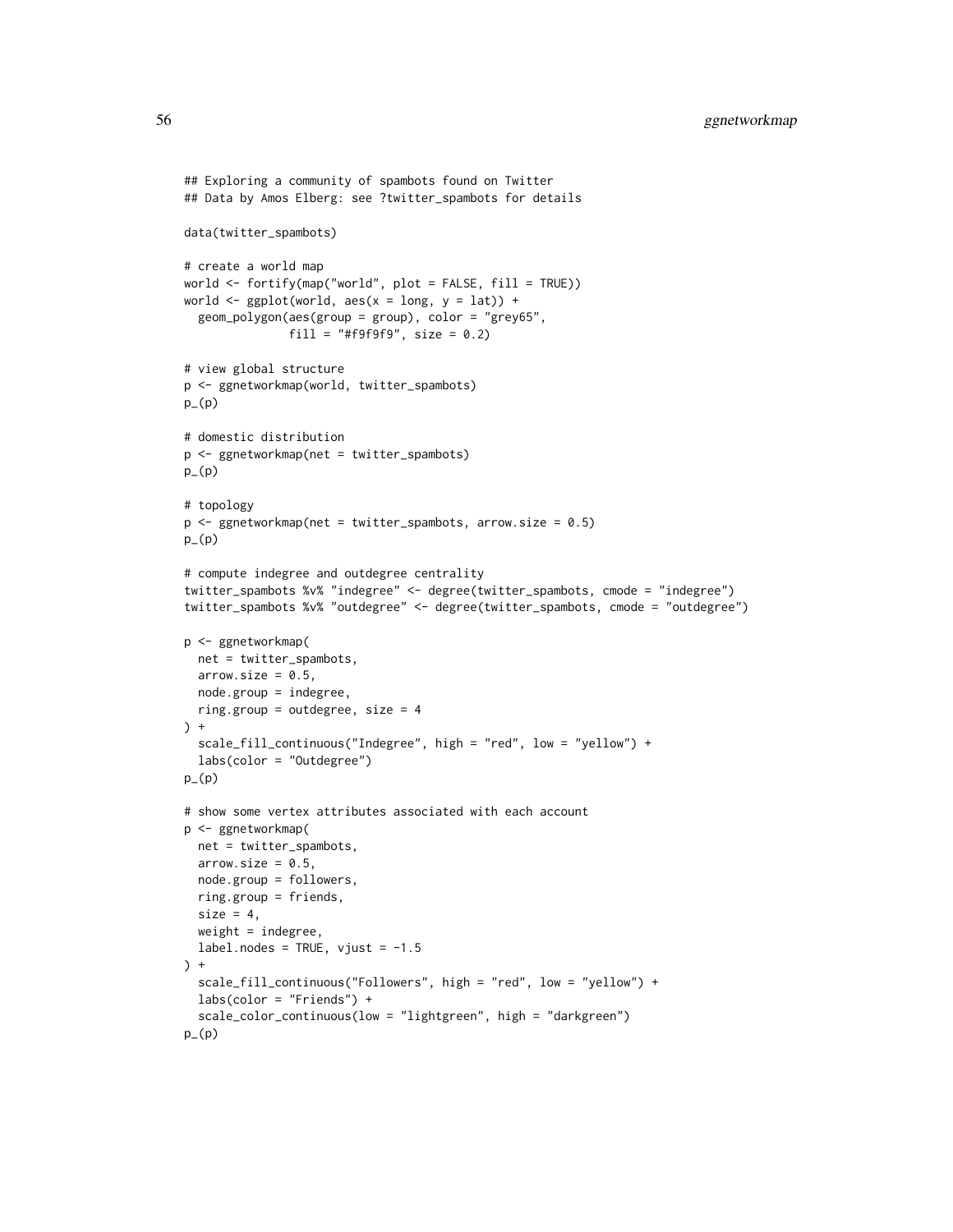```
## Exploring a community of spambots found on Twitter
## Data by Amos Elberg: see ?twitter_spambots for details

data(twitter_spambots)

# create a world map
world <- fortify(map("world", plot = FALSE, fill = TRUE))
world <- ggplot(world, aes(x = long, y = lat)) +
  geom_polygon(aes(group = group), color = "grey65",
               fill = "#f9f9f9", size = 0.2)

# view global structure
p <- ggnetworkmap(world, twitter_spambots)
p_(p)

# domestic distribution
p <- ggnetworkmap(net = twitter_spambots)
p_(p)

# topology
p <- ggnetworkmap(net = twitter_spambots, arrow.size = 0.5)
p_(p)

# compute indegree and outdegree centrality
twitter_spambots %v% "indegree" <- degree(twitter_spambots, cmode = "indegree")
twitter_spambots %v% "outdegree" <- degree(twitter_spambots, cmode = "outdegree")

p <- ggnetworkmap(
  net = twitter_spambots,
  arrow.size = 0.5,
  node.group = indegree,
  ring.group = outdegree, size = 4
) +
  scale_fill_continuous("Indegree", high = "red", low = "yellow") +
  labs(color = "Outdegree")
p_(p)

# show some vertex attributes associated with each account
p <- ggnetworkmap(
  net = twitter_spambots,
  arrow.size = 0.5,
  node.group = followers,
  ring.group = friends,
  size = 4,
  weight = indegree,
  label.nodes = TRUE, vjust = -1.5
) +
  scale_fill_continuous("Followers", high = "red", low = "yellow") +
  labs(color = "Friends") +
  scale_color_continuous(low = "lightgreen", high = "darkgreen")
p_(p)
```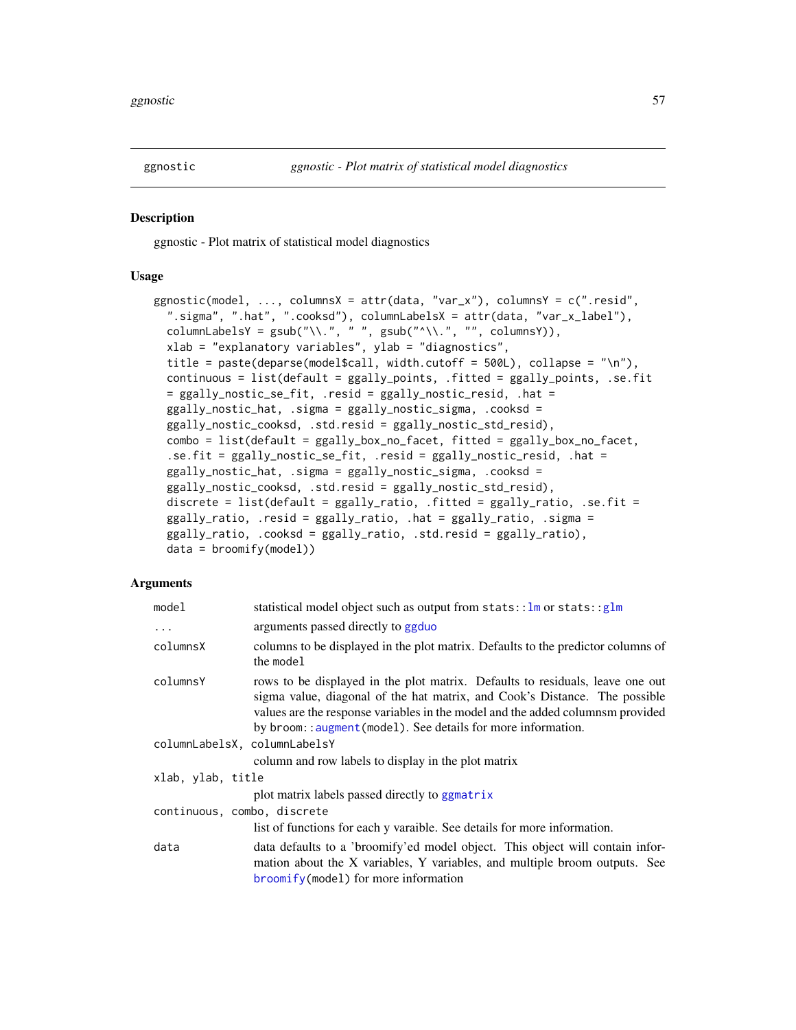## ggnostic — *ggnostic - Plot matrix of statistical model diagnostics*

### Description

ggnostic - Plot matrix of statistical model diagnostics

### Usage

```
ggnostic(model, ..., columnsX = attr(data, "var_x"), columnsY = c(".resid",
  ".sigma", ".hat", ".cooksd"), columnLabelsX = attr(data, "var_x_label"),
  columnLabelsY = gsub("\\.", " ", gsub("^\\.", "", columnsY)),
  xlab = "explanatory variables", ylab = "diagnostics",
  title = paste(deparse(model$call, width.cutoff = 500L), collapse = "\n"),
  continuous = list(default = ggally_points, .fitted = ggally_points, .se.fit
  = ggally_nostic_se_fit, .resid = ggally_nostic_resid, .hat =
  ggally_nostic_hat, .sigma = ggally_nostic_sigma, .cooksd =
  ggally_nostic_cooksd, .std.resid = ggally_nostic_std_resid),
  combo = list(default = ggally_box_no_facet, fitted = ggally_box_no_facet,
  .se.fit = ggally_nostic_se_fit, .resid = ggally_nostic_resid, .hat =
  ggally_nostic_hat, .sigma = ggally_nostic_sigma, .cooksd =
  ggally_nostic_cooksd, .std.resid = ggally_nostic_std_resid),
  discrete = list(default = ggally_ratio, .fitted = ggally_ratio, .se.fit =
  ggally_ratio, .resid = ggally_ratio, .hat = ggally_ratio, .sigma =
  ggally_ratio, .cooksd = ggally_ratio, .std.resid = ggally_ratio),
  data = broomify(model))
```

### Arguments

| | |
|---|---|
| `model` | statistical model object such as output from `stats::lm` or `stats::glm` |
| `...` | arguments passed directly to `ggduo` |
| `columnsX` | columns to be displayed in the plot matrix. Defaults to the predictor columns of the `model` |
| `columnsY` | rows to be displayed in the plot matrix. Defaults to residuals, leave one out sigma value, diagonal of the hat matrix, and Cook's Distance. The possible values are the response variables in the model and the added columnsm provided by `broom::augment(model)`. See details for more information. |
| `columnLabelsX, columnLabelsY` | column and row labels to display in the plot matrix |
| `xlab, ylab, title` | plot matrix labels passed directly to `ggmatrix` |
| `continuous, combo, discrete` | list of functions for each y varaible. See details for more information. |
| `data` | data defaults to a 'broomify'ed model object. This object will contain information about the X variables, Y variables, and multiple broom outputs. See `broomify(model)` for more information |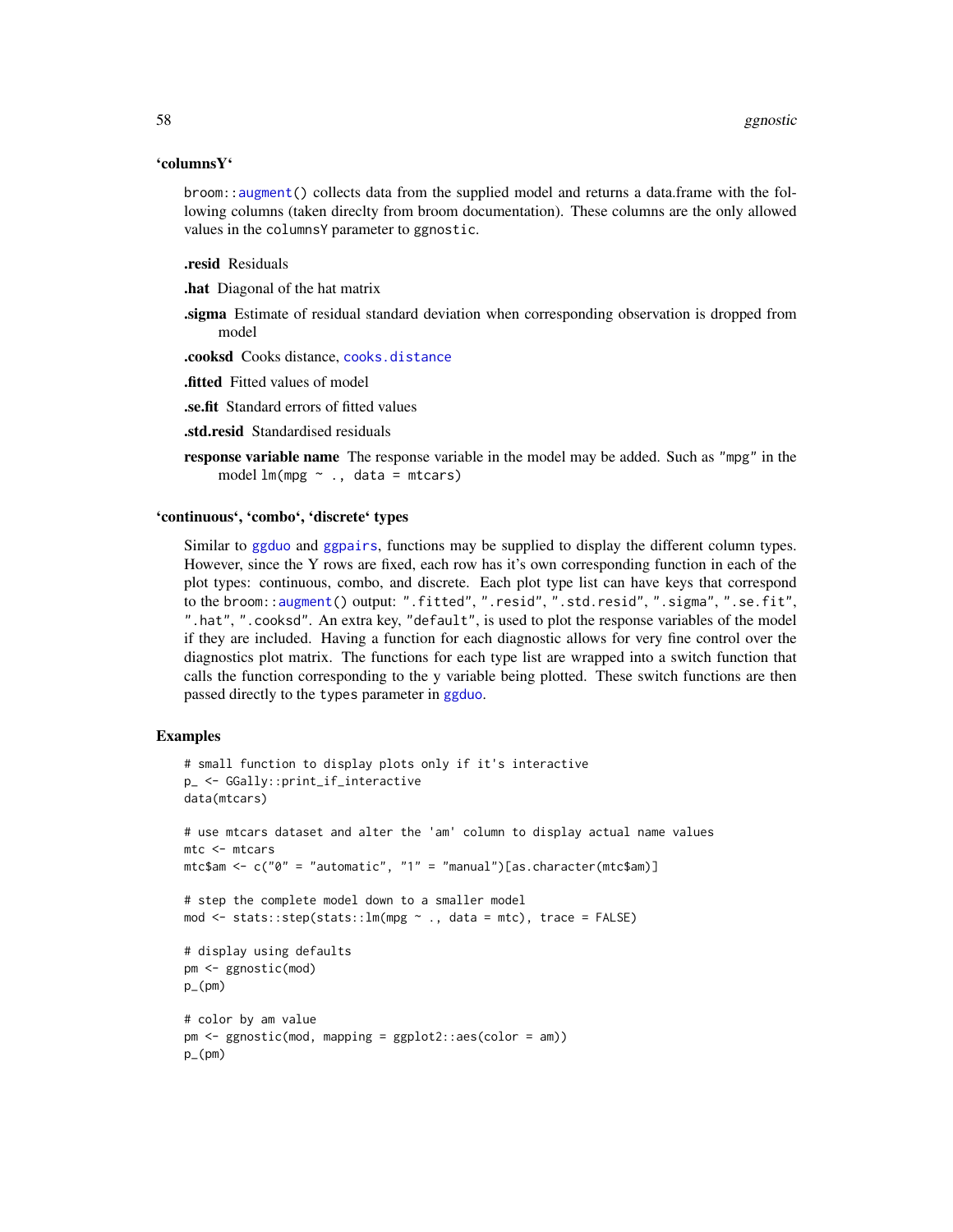### 'columnsY'

broom::augment() collects data from the supplied model and returns a data.frame with the following columns (taken direclty from broom documentation). These columns are the only allowed values in the columnsY parameter to ggnostic.

**.resid** Residuals

**.hat** Diagonal of the hat matrix

**.sigma** Estimate of residual standard deviation when corresponding observation is dropped from model

**.cooksd** Cooks distance, cooks.distance

**.fitted** Fitted values of model

**.se.fit** Standard errors of fitted values

**.std.resid** Standardised residuals

**response variable name** The response variable in the model may be added. Such as "mpg" in the model lm(mpg ~ ., data = mtcars)

### 'continuous', 'combo', 'discrete' types

Similar to ggduo and ggpairs, functions may be supplied to display the different column types. However, since the Y rows are fixed, each row has it's own corresponding function in each of the plot types: continuous, combo, and discrete. Each plot type list can have keys that correspond to the broom::augment() output: ".fitted", ".resid", ".std.resid", ".sigma", ".se.fit", ".hat", ".cooksd". An extra key, "default", is used to plot the response variables of the model if they are included. Having a function for each diagnostic allows for very fine control over the diagnostics plot matrix. The functions for each type list are wrapped into a switch function that calls the function corresponding to the y variable being plotted. These switch functions are then passed directly to the types parameter in ggduo.

## Examples

```
# small function to display plots only if it's interactive
p_ <- GGally::print_if_interactive
data(mtcars)

# use mtcars dataset and alter the 'am' column to display actual name values
mtc <- mtcars
mtc$am <- c("0" = "automatic", "1" = "manual")[as.character(mtc$am)]

# step the complete model down to a smaller model
mod <- stats::step(stats::lm(mpg ~ ., data = mtc), trace = FALSE)

# display using defaults
pm <- ggnostic(mod)
p_(pm)

# color by am value
pm <- ggnostic(mod, mapping = ggplot2::aes(color = am))
p_(pm)
```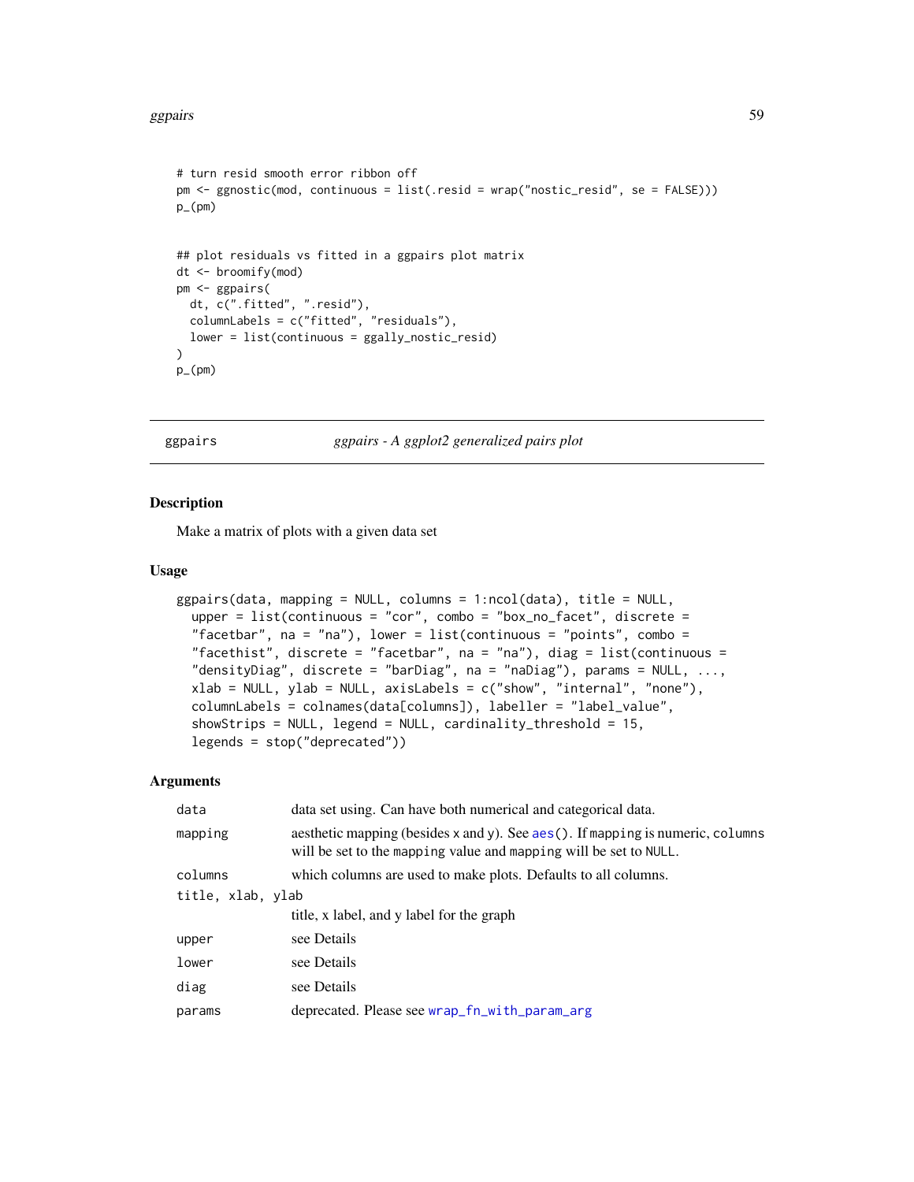```
# turn resid smooth error ribbon off
pm <- ggnostic(mod, continuous = list(.resid = wrap("nostic_resid", se = FALSE)))
p_(pm)


## plot residuals vs fitted in a ggpairs plot matrix
dt <- broomify(mod)
pm <- ggpairs(
  dt, c(".fitted", ".resid"),
  columnLabels = c("fitted", "residuals"),
  lower = list(continuous = ggally_nostic_resid)
)
p_(pm)
```

---

## ggpairs *ggpairs - A ggplot2 generalized pairs plot*

---

### Description

Make a matrix of plots with a given data set

### Usage

```
ggpairs(data, mapping = NULL, columns = 1:ncol(data), title = NULL,
  upper = list(continuous = "cor", combo = "box_no_facet", discrete =
  "facetbar", na = "na"), lower = list(continuous = "points", combo =
  "facethist", discrete = "facetbar", na = "na"), diag = list(continuous =
  "densityDiag", discrete = "barDiag", na = "naDiag"), params = NULL, ...,
  xlab = NULL, ylab = NULL, axisLabels = c("show", "internal", "none"),
  columnLabels = colnames(data[columns]), labeller = "label_value",
  showStrips = NULL, legend = NULL, cardinality_threshold = 15,
  legends = stop("deprecated"))
```

### Arguments

| | |
|---|---|
| `data` | data set using. Can have both numerical and categorical data. |
| `mapping` | aesthetic mapping (besides `x` and `y`). See `aes()`. If `mapping` is numeric, `columns` will be set to the `mapping` value and `mapping` will be set to `NULL`. |
| `columns` | which columns are used to make plots. Defaults to all columns. |
| `title, xlab, ylab` | title, x label, and y label for the graph |
| `upper` | see Details |
| `lower` | see Details |
| `diag` | see Details |
| `params` | deprecated. Please see `wrap_fn_with_param_arg` |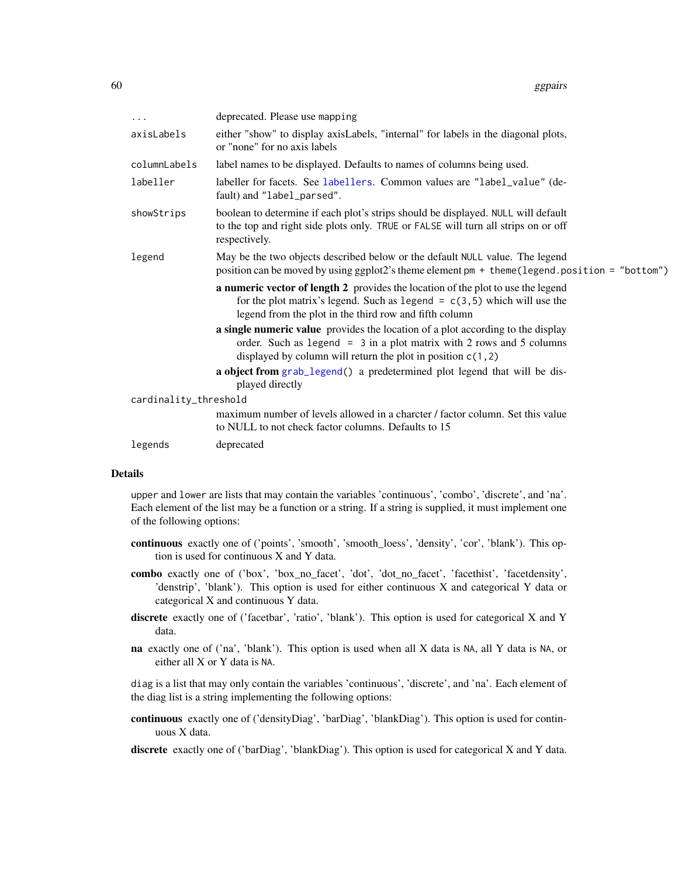| | |
|---|---|
| `...` | deprecated. Please use `mapping` |
| `axisLabels` | either "show" to display axisLabels, "internal" for labels in the diagonal plots, or "none" for no axis labels |
| `columnLabels` | label names to be displayed. Defaults to names of columns being used. |
| `labeller` | labeller for facets. See `labellers`. Common values are `"label_value"` (default) and `"label_parsed"`. |
| `showStrips` | boolean to determine if each plot's strips should be displayed. `NULL` will default to the top and right side plots only. `TRUE` or `FALSE` will turn all strips on or off respectively. |
| `legend` | May be the two objects described below or the default `NULL` value. The legend position can be moved by using ggplot2's theme element `pm + theme(legend.position = "bottom")`<br>**a numeric vector of length 2** provides the location of the plot to use the legend for the plot matrix's legend. Such as `legend = c(3,5)` which will use the legend from the plot in the third row and fifth column<br>**a single numeric value** provides the location of a plot according to the display order. Such as `legend = 3` in a plot matrix with 2 rows and 5 columns displayed by column will return the plot in position `c(1,2)`<br>**a object from** `grab_legend()` a predetermined plot legend that will be displayed directly |
| `cardinality_threshold` | maximum number of levels allowed in a charcter / factor column. Set this value to NULL to not check factor columns. Defaults to 15 |
| `legends` | deprecated |

## Details

`upper` and `lower` are lists that may contain the variables 'continuous', 'combo', 'discrete', and 'na'. Each element of the list may be a function or a string. If a string is supplied, it must implement one of the following options:

**continuous** exactly one of ('points', 'smooth', 'smooth_loess', 'density', 'cor', 'blank'). This option is used for continuous X and Y data.

**combo** exactly one of ('box', 'box_no_facet', 'dot', 'dot_no_facet', 'facethist', 'facetdensity', 'denstrip', 'blank'). This option is used for either continuous X and categorical Y data or categorical X and continuous Y data.

**discrete** exactly one of ('facetbar', 'ratio', 'blank'). This option is used for categorical X and Y data.

**na** exactly one of ('na', 'blank'). This option is used when all X data is `NA`, all Y data is `NA`, or either all X or Y data is `NA`.

`diag` is a list that may only contain the variables 'continuous', 'discrete', and 'na'. Each element of the diag list is a string implementing the following options:

**continuous** exactly one of ('densityDiag', 'barDiag', 'blankDiag'). This option is used for continuous X data.

**discrete** exactly one of ('barDiag', 'blankDiag'). This option is used for categorical X and Y data.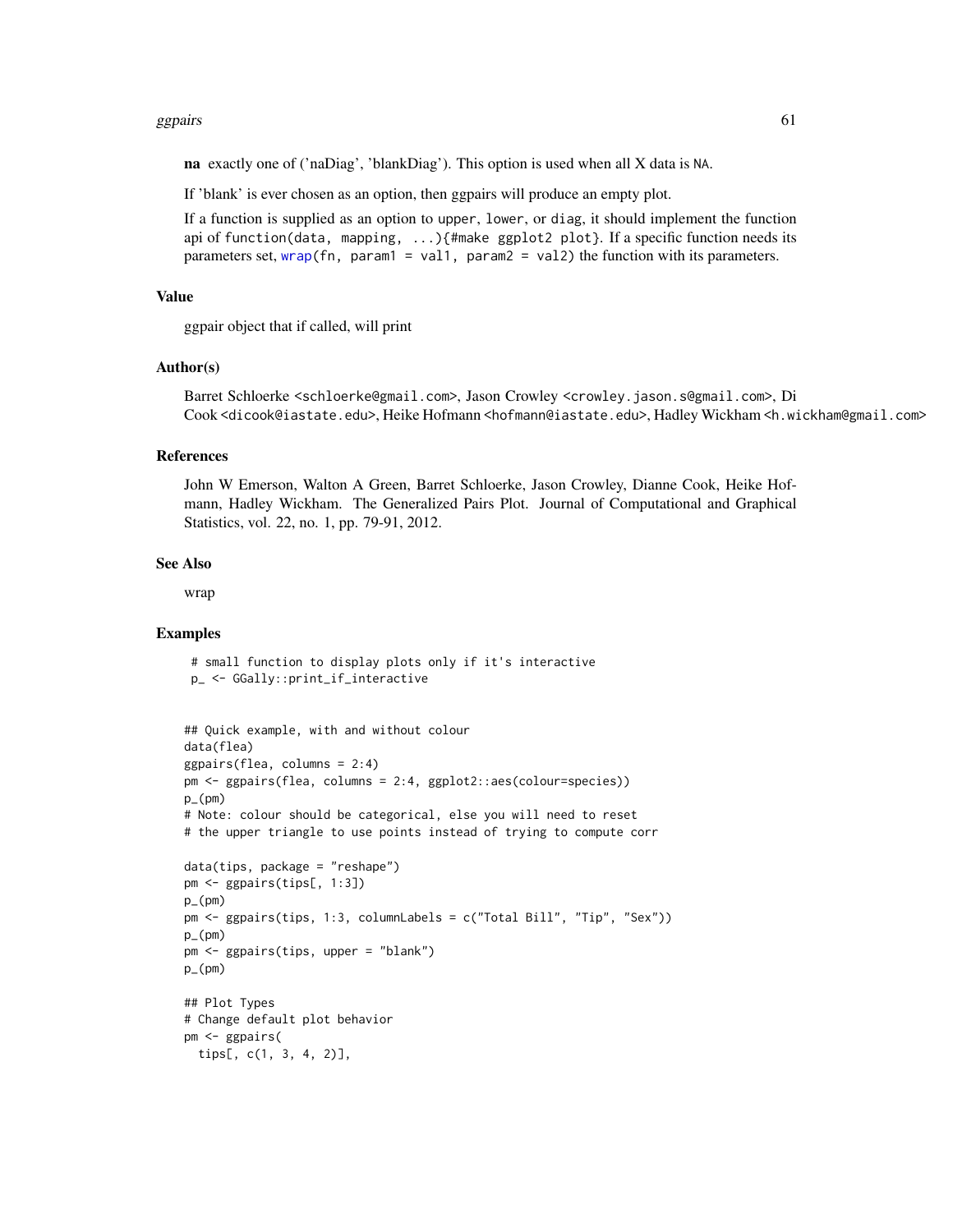**na** exactly one of ('naDiag', 'blankDiag'). This option is used when all X data is NA.

If 'blank' is ever chosen as an option, then ggpairs will produce an empty plot.

If a function is supplied as an option to upper, lower, or diag, it should implement the function api of function(data, mapping, ...){#make ggplot2 plot}. If a specific function needs its parameters set, wrap(fn, param1 = val1, param2 = val2) the function with its parameters.

### Value

ggpair object that if called, will print

### Author(s)

Barret Schloerke <schloerke@gmail.com>, Jason Crowley <crowley.jason.s@gmail.com>, Di Cook <dicook@iastate.edu>, Heike Hofmann <hofmann@iastate.edu>, Hadley Wickham <h.wickham@gmail.com>

### References

John W Emerson, Walton A Green, Barret Schloerke, Jason Crowley, Dianne Cook, Heike Hofmann, Hadley Wickham. The Generalized Pairs Plot. Journal of Computational and Graphical Statistics, vol. 22, no. 1, pp. 79-91, 2012.

### See Also

wrap

### Examples

```
 # small function to display plots only if it's interactive
 p_ <- GGally::print_if_interactive


## Quick example, with and without colour
data(flea)
ggpairs(flea, columns = 2:4)
pm <- ggpairs(flea, columns = 2:4, ggplot2::aes(colour=species))
p_(pm)
# Note: colour should be categorical, else you will need to reset
# the upper triangle to use points instead of trying to compute corr

data(tips, package = "reshape")
pm <- ggpairs(tips[, 1:3])
p_(pm)
pm <- ggpairs(tips, 1:3, columnLabels = c("Total Bill", "Tip", "Sex"))
p_(pm)
pm <- ggpairs(tips, upper = "blank")
p_(pm)

## Plot Types
# Change default plot behavior
pm <- ggpairs(
  tips[, c(1, 3, 4, 2)],
```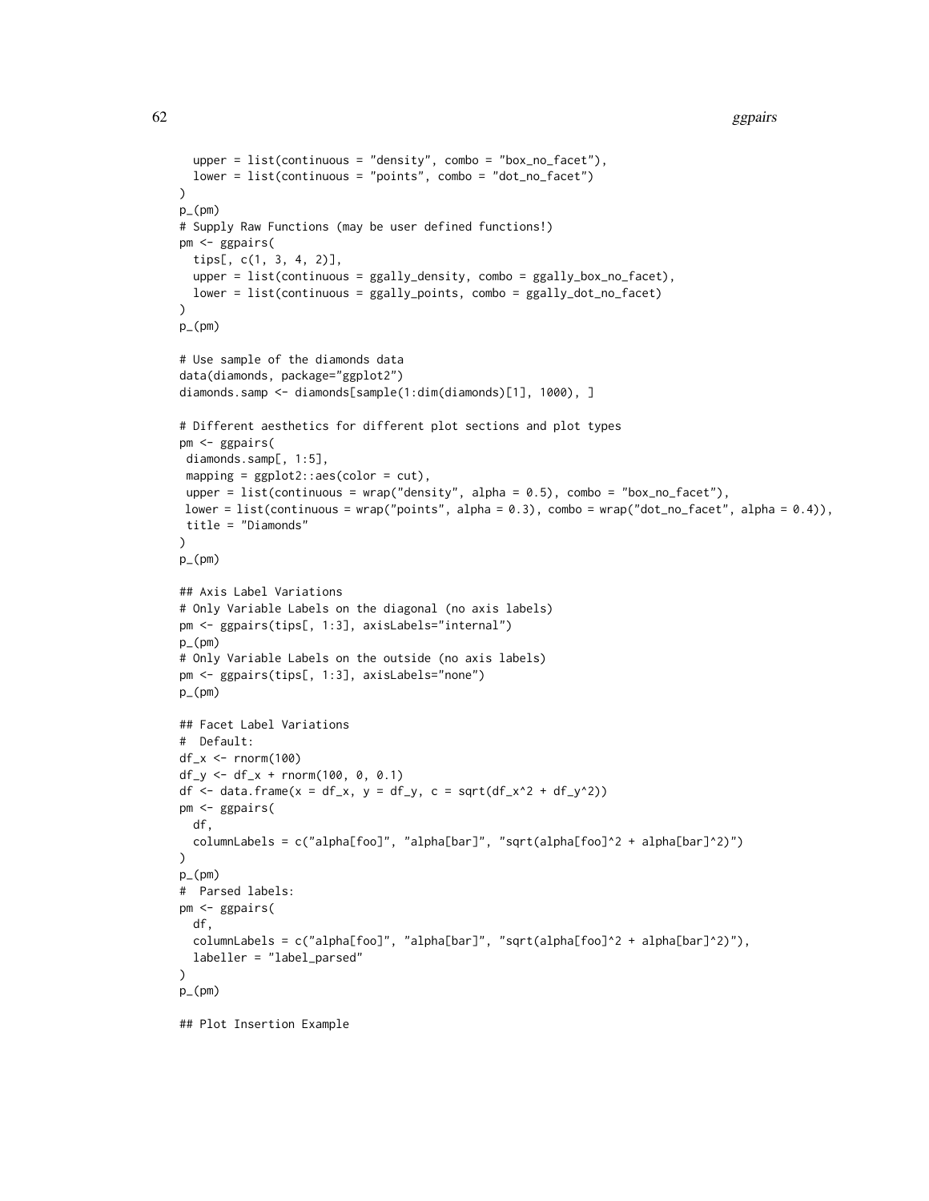```
  upper = list(continuous = "density", combo = "box_no_facet"),
  lower = list(continuous = "points", combo = "dot_no_facet")
)
p_(pm)
# Supply Raw Functions (may be user defined functions!)
pm <- ggpairs(
  tips[, c(1, 3, 4, 2)],
  upper = list(continuous = ggally_density, combo = ggally_box_no_facet),
  lower = list(continuous = ggally_points, combo = ggally_dot_no_facet)
)
p_(pm)

# Use sample of the diamonds data
data(diamonds, package="ggplot2")
diamonds.samp <- diamonds[sample(1:dim(diamonds)[1], 1000), ]

# Different aesthetics for different plot sections and plot types
pm <- ggpairs(
 diamonds.samp[, 1:5],
 mapping = ggplot2::aes(color = cut),
 upper = list(continuous = wrap("density", alpha = 0.5), combo = "box_no_facet"),
 lower = list(continuous = wrap("points", alpha = 0.3), combo = wrap("dot_no_facet", alpha = 0.4)),
 title = "Diamonds"
)
p_(pm)

## Axis Label Variations
# Only Variable Labels on the diagonal (no axis labels)
pm <- ggpairs(tips[, 1:3], axisLabels="internal")
p_(pm)
# Only Variable Labels on the outside (no axis labels)
pm <- ggpairs(tips[, 1:3], axisLabels="none")
p_(pm)

## Facet Label Variations
#  Default:
df_x <- rnorm(100)
df_y <- df_x + rnorm(100, 0, 0.1)
df <- data.frame(x = df_x, y = df_y, c = sqrt(df_x^2 + df_y^2))
pm <- ggpairs(
  df,
  columnLabels = c("alpha[foo]", "alpha[bar]", "sqrt(alpha[foo]^2 + alpha[bar]^2)")
)
p_(pm)
#  Parsed labels:
pm <- ggpairs(
  df,
  columnLabels = c("alpha[foo]", "alpha[bar]", "sqrt(alpha[foo]^2 + alpha[bar]^2)"),
  labeller = "label_parsed"
)
p_(pm)

## Plot Insertion Example
```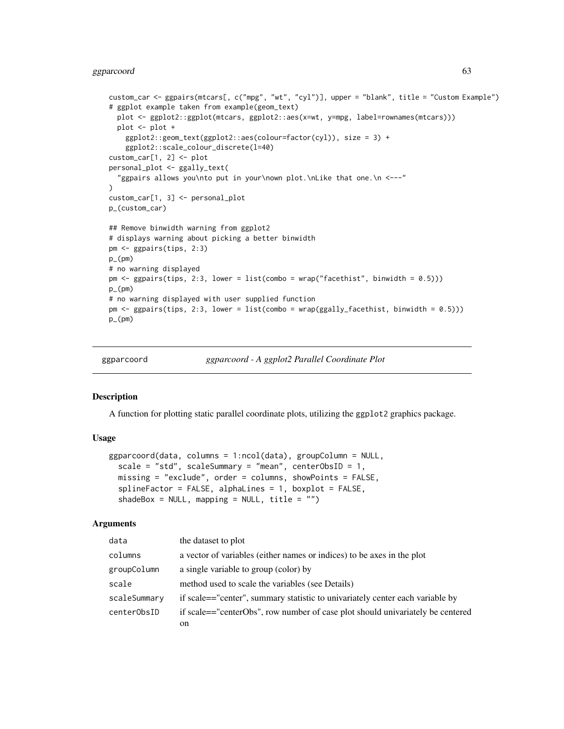```
custom_car <- ggpairs(mtcars[, c("mpg", "wt", "cyl")], upper = "blank", title = "Custom Example")
# ggplot example taken from example(geom_text)
  plot <- ggplot2::ggplot(mtcars, ggplot2::aes(x=wt, y=mpg, label=rownames(mtcars)))
  plot <- plot +
    ggplot2::geom_text(ggplot2::aes(colour=factor(cyl)), size = 3) +
    ggplot2::scale_colour_discrete(l=40)
custom_car[1, 2] <- plot
personal_plot <- ggally_text(
  "ggpairs allows you\nto put in your\nown plot.\nLike that one.\n <---"
)
custom_car[1, 3] <- personal_plot
p_(custom_car)

## Remove binwidth warning from ggplot2
# displays warning about picking a better binwidth
pm <- ggpairs(tips, 2:3)
p_(pm)
# no warning displayed
pm <- ggpairs(tips, 2:3, lower = list(combo = wrap("facethist", binwidth = 0.5)))
p_(pm)
# no warning displayed with user supplied function
pm <- ggpairs(tips, 2:3, lower = list(combo = wrap(ggally_facethist, binwidth = 0.5)))
p_(pm)
```

## ggparcoord — *ggparcoord - A ggplot2 Parallel Coordinate Plot*

### Description

A function for plotting static parallel coordinate plots, utilizing the ggplot2 graphics package.

### Usage

```
ggparcoord(data, columns = 1:ncol(data), groupColumn = NULL,
  scale = "std", scaleSummary = "mean", centerObsID = 1,
  missing = "exclude", order = columns, showPoints = FALSE,
  splineFactor = FALSE, alphaLines = 1, boxplot = FALSE,
  shadeBox = NULL, mapping = NULL, title = "")
```

### Arguments

| | |
|---|---|
| data | the dataset to plot |
| columns | a vector of variables (either names or indices) to be axes in the plot |
| groupColumn | a single variable to group (color) by |
| scale | method used to scale the variables (see Details) |
| scaleSummary | if scale=="center", summary statistic to univariately center each variable by |
| centerObsID | if scale=="centerObs", row number of case plot should univariately be centered on |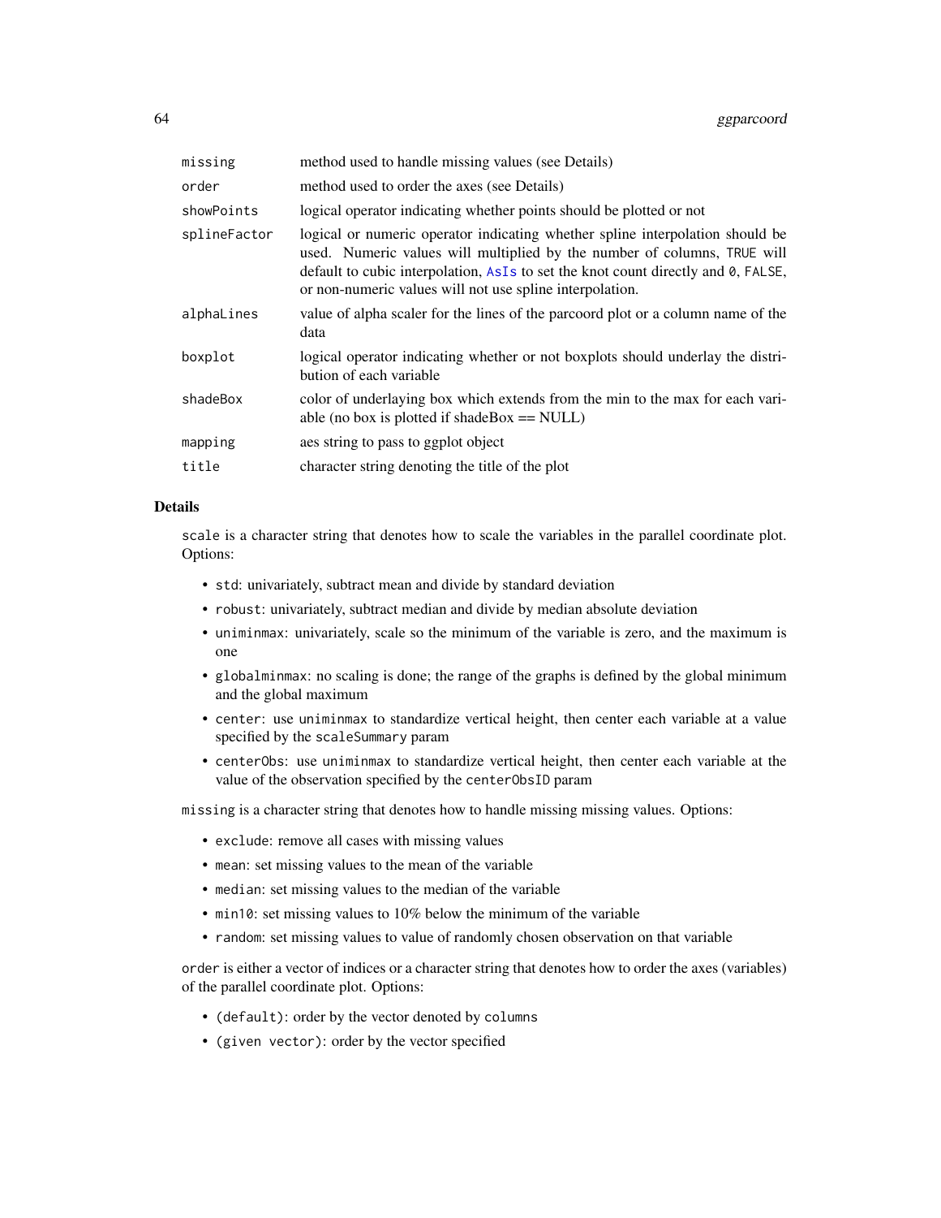| | |
|---|---|
| missing | method used to handle missing values (see Details) |
| order | method used to order the axes (see Details) |
| showPoints | logical operator indicating whether points should be plotted or not |
| splineFactor | logical or numeric operator indicating whether spline interpolation should be used. Numeric values will multiplied by the number of columns, TRUE will default to cubic interpolation, AsIs to set the knot count directly and 0, FALSE, or non-numeric values will not use spline interpolation. |
| alphaLines | value of alpha scaler for the lines of the parcoord plot or a column name of the data |
| boxplot | logical operator indicating whether or not boxplots should underlay the distribution of each variable |
| shadeBox | color of underlaying box which extends from the min to the max for each variable (no box is plotted if shadeBox == NULL) |
| mapping | aes string to pass to ggplot object |
| title | character string denoting the title of the plot |

## Details

scale is a character string that denotes how to scale the variables in the parallel coordinate plot. Options:

- std: univariately, subtract mean and divide by standard deviation
- robust: univariately, subtract median and divide by median absolute deviation
- uniminmax: univariately, scale so the minimum of the variable is zero, and the maximum is one
- globalminmax: no scaling is done; the range of the graphs is defined by the global minimum and the global maximum
- center: use uniminmax to standardize vertical height, then center each variable at a value specified by the scaleSummary param
- centerObs: use uniminmax to standardize vertical height, then center each variable at the value of the observation specified by the centerObsID param

missing is a character string that denotes how to handle missing missing values. Options:

- exclude: remove all cases with missing values
- mean: set missing values to the mean of the variable
- median: set missing values to the median of the variable
- min10: set missing values to 10% below the minimum of the variable
- random: set missing values to value of randomly chosen observation on that variable

order is either a vector of indices or a character string that denotes how to order the axes (variables) of the parallel coordinate plot. Options:

- (default): order by the vector denoted by columns
- (given vector): order by the vector specified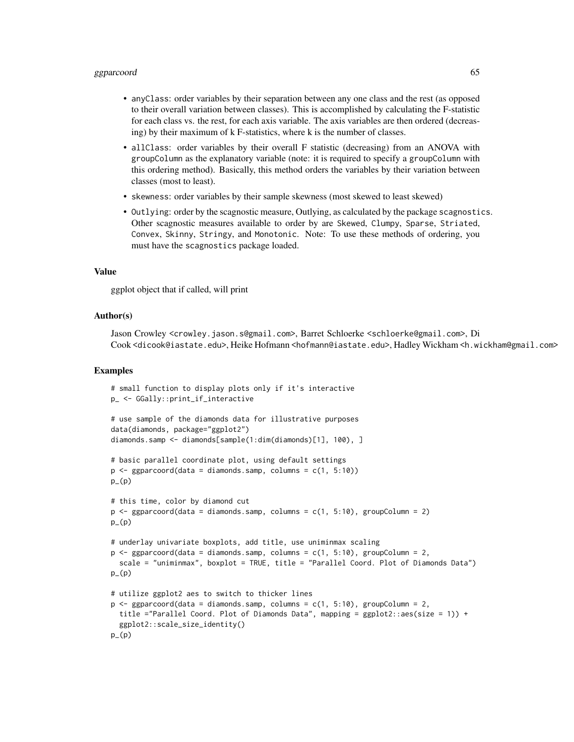- `anyClass`: order variables by their separation between any one class and the rest (as opposed to their overall variation between classes). This is accomplished by calculating the F-statistic for each class vs. the rest, for each axis variable. The axis variables are then ordered (decreasing) by their maximum of k F-statistics, where k is the number of classes.
- `allClass`: order variables by their overall F statistic (decreasing) from an ANOVA with `groupColumn` as the explanatory variable (note: it is required to specify a `groupColumn` with this ordering method). Basically, this method orders the variables by their variation between classes (most to least).
- `skewness`: order variables by their sample skewness (most skewed to least skewed)
- `Outlying`: order by the scagnostic measure, Outlying, as calculated by the package `scagnostics`. Other scagnostic measures available to order by are `Skewed`, `Clumpy`, `Sparse`, `Striated`, `Convex`, `Skinny`, `Stringy`, and `Monotonic`. Note: To use these methods of ordering, you must have the `scagnostics` package loaded.

### Value

ggplot object that if called, will print

### Author(s)

Jason Crowley <crowley.jason.s@gmail.com>, Barret Schloerke <schloerke@gmail.com>, Di Cook <dicook@iastate.edu>, Heike Hofmann <hofmann@iastate.edu>, Hadley Wickham <h.wickham@gmail.com>

### Examples

```
# small function to display plots only if it's interactive
p_ <- GGally::print_if_interactive

# use sample of the diamonds data for illustrative purposes
data(diamonds, package="ggplot2")
diamonds.samp <- diamonds[sample(1:dim(diamonds)[1], 100), ]

# basic parallel coordinate plot, using default settings
p <- ggparcoord(data = diamonds.samp, columns = c(1, 5:10))
p_(p)

# this time, color by diamond cut
p <- ggparcoord(data = diamonds.samp, columns = c(1, 5:10), groupColumn = 2)
p_(p)

# underlay univariate boxplots, add title, use uniminmax scaling
p <- ggparcoord(data = diamonds.samp, columns = c(1, 5:10), groupColumn = 2,
  scale = "uniminmax", boxplot = TRUE, title = "Parallel Coord. Plot of Diamonds Data")
p_(p)

# utilize ggplot2 aes to switch to thicker lines
p <- ggparcoord(data = diamonds.samp, columns = c(1, 5:10), groupColumn = 2,
  title ="Parallel Coord. Plot of Diamonds Data", mapping = ggplot2::aes(size = 1)) +
  ggplot2::scale_size_identity()
p_(p)
```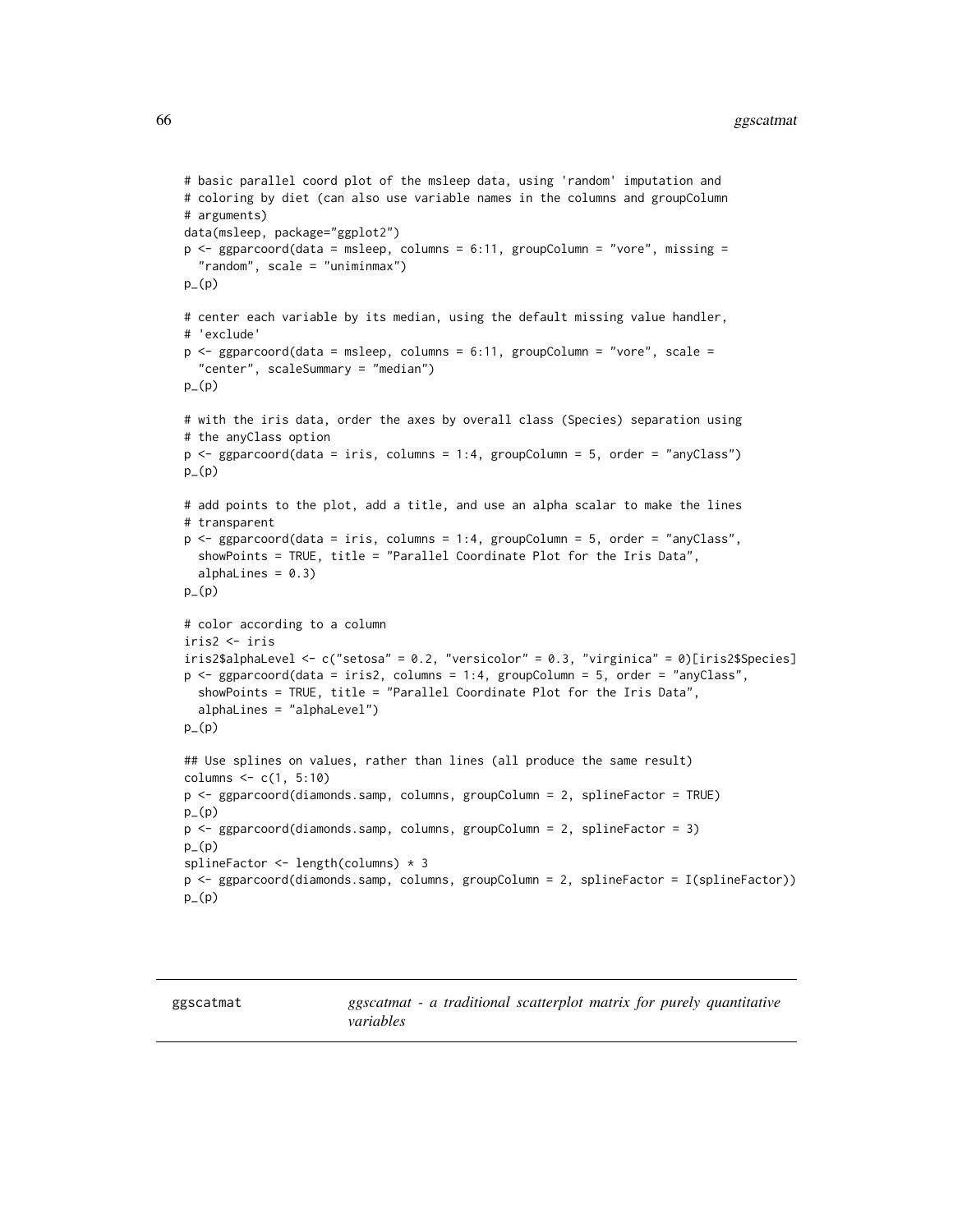```
# basic parallel coord plot of the msleep data, using 'random' imputation and
# coloring by diet (can also use variable names in the columns and groupColumn
# arguments)
data(msleep, package="ggplot2")
p <- ggparcoord(data = msleep, columns = 6:11, groupColumn = "vore", missing =
  "random", scale = "uniminmax")
p_(p)

# center each variable by its median, using the default missing value handler,
# 'exclude'
p <- ggparcoord(data = msleep, columns = 6:11, groupColumn = "vore", scale =
  "center", scaleSummary = "median")
p_(p)

# with the iris data, order the axes by overall class (Species) separation using
# the anyClass option
p <- ggparcoord(data = iris, columns = 1:4, groupColumn = 5, order = "anyClass")
p_(p)

# add points to the plot, add a title, and use an alpha scalar to make the lines
# transparent
p <- ggparcoord(data = iris, columns = 1:4, groupColumn = 5, order = "anyClass",
  showPoints = TRUE, title = "Parallel Coordinate Plot for the Iris Data",
  alphaLines = 0.3)
p_(p)

# color according to a column
iris2 <- iris
iris2$alphaLevel <- c("setosa" = 0.2, "versicolor" = 0.3, "virginica" = 0)[iris2$Species]
p <- ggparcoord(data = iris2, columns = 1:4, groupColumn = 5, order = "anyClass",
  showPoints = TRUE, title = "Parallel Coordinate Plot for the Iris Data",
  alphaLines = "alphaLevel")
p_(p)

## Use splines on values, rather than lines (all produce the same result)
columns <- c(1, 5:10)
p <- ggparcoord(diamonds.samp, columns, groupColumn = 2, splineFactor = TRUE)
p_(p)
p <- ggparcoord(diamonds.samp, columns, groupColumn = 2, splineFactor = 3)
p_(p)
splineFactor <- length(columns) * 3
p <- ggparcoord(diamonds.samp, columns, groupColumn = 2, splineFactor = I(splineFactor))
p_(p)
```

---

## ggscatmat — *ggscatmat - a traditional scatterplot matrix for purely quantitative variables*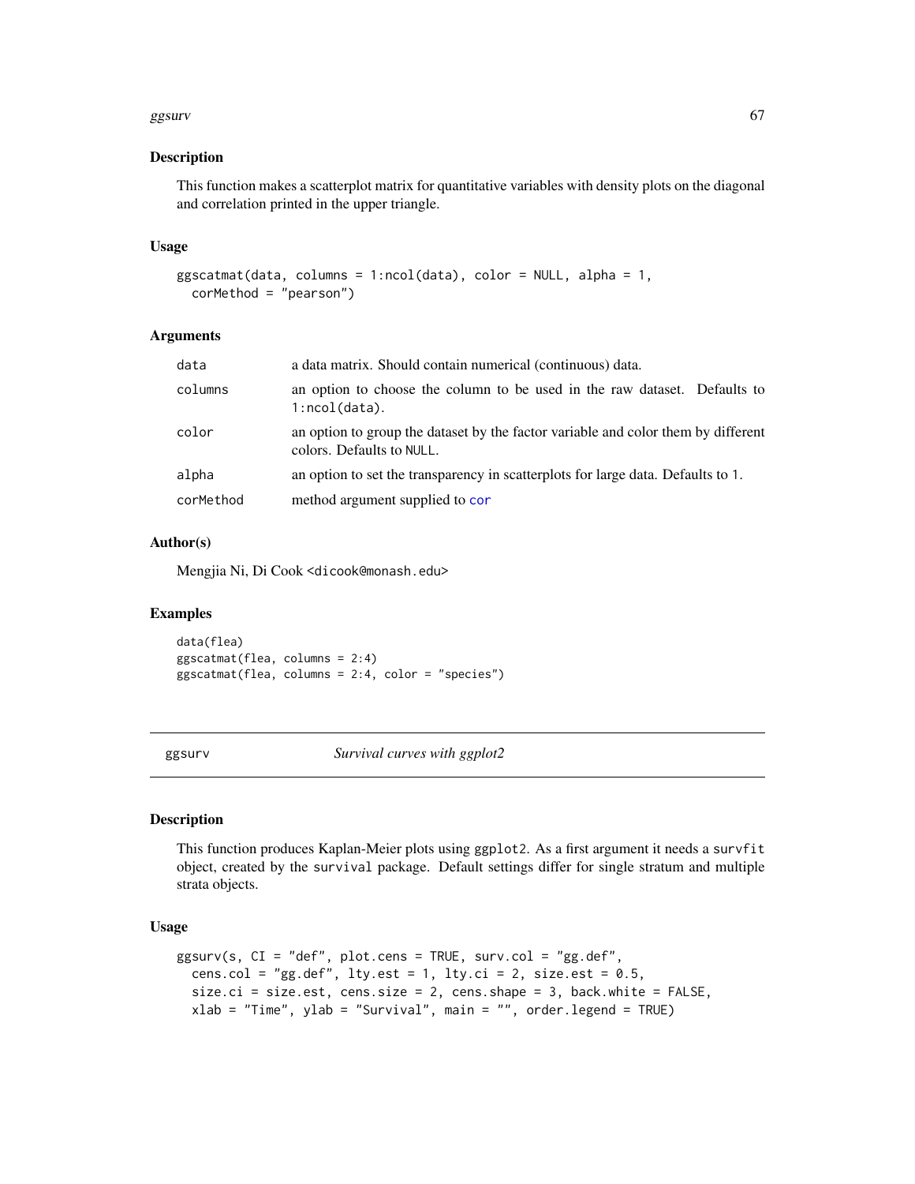### Description

This function makes a scatterplot matrix for quantitative variables with density plots on the diagonal and correlation printed in the upper triangle.

### Usage

```
ggscatmat(data, columns = 1:ncol(data), color = NULL, alpha = 1,
  corMethod = "pearson")
```

### Arguments

| | |
|---|---|
| data | a data matrix. Should contain numerical (continuous) data. |
| columns | an option to choose the column to be used in the raw dataset. Defaults to 1:ncol(data). |
| color | an option to group the dataset by the factor variable and color them by different colors. Defaults to NULL. |
| alpha | an option to set the transparency in scatterplots for large data. Defaults to 1. |
| corMethod | method argument supplied to cor |

### Author(s)

Mengjia Ni, Di Cook <dicook@monash.edu>

### Examples

```
data(flea)
ggscatmat(flea, columns = 2:4)
ggscatmat(flea, columns = 2:4, color = "species")
```

---

## ggsurv *Survival curves with ggplot2*

### Description

This function produces Kaplan-Meier plots using ggplot2. As a first argument it needs a survfit object, created by the survival package. Default settings differ for single stratum and multiple strata objects.

### Usage

```
ggsurv(s, CI = "def", plot.cens = TRUE, surv.col = "gg.def",
  cens.col = "gg.def", lty.est = 1, lty.ci = 2, size.est = 0.5,
  size.ci = size.est, cens.size = 2, cens.shape = 3, back.white = FALSE,
  xlab = "Time", ylab = "Survival", main = "", order.legend = TRUE)
```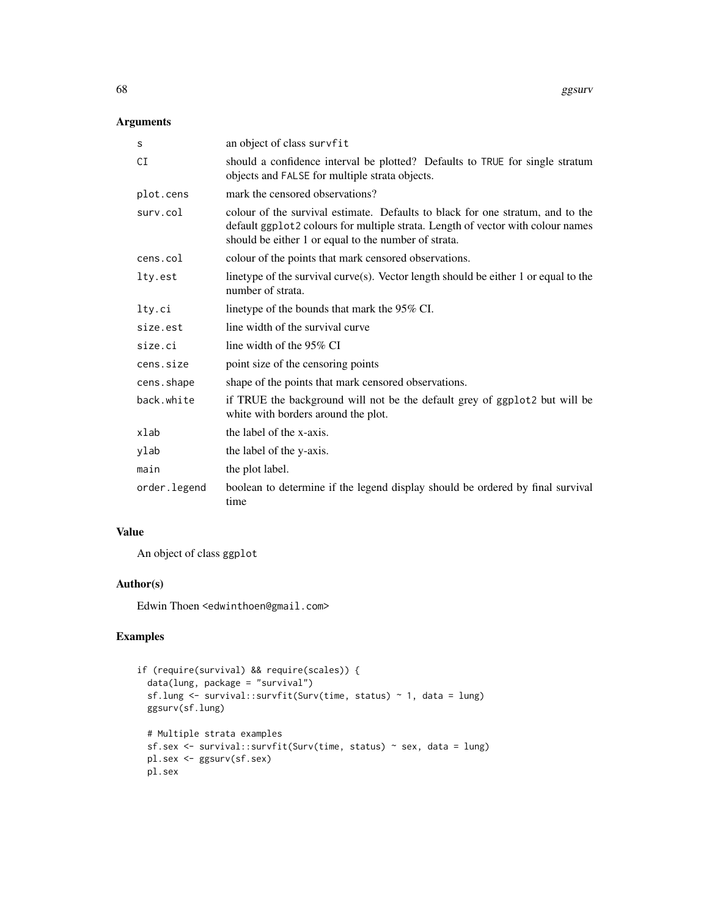## Arguments

| | |
|---|---|
| s | an object of class survfit |
| CI | should a confidence interval be plotted? Defaults to TRUE for single stratum objects and FALSE for multiple strata objects. |
| plot.cens | mark the censored observations? |
| surv.col | colour of the survival estimate. Defaults to black for one stratum, and to the default ggplot2 colours for multiple strata. Length of vector with colour names should be either 1 or equal to the number of strata. |
| cens.col | colour of the points that mark censored observations. |
| lty.est | linetype of the survival curve(s). Vector length should be either 1 or equal to the number of strata. |
| lty.ci | linetype of the bounds that mark the 95% CI. |
| size.est | line width of the survival curve |
| size.ci | line width of the 95% CI |
| cens.size | point size of the censoring points |
| cens.shape | shape of the points that mark censored observations. |
| back.white | if TRUE the background will not be the default grey of ggplot2 but will be white with borders around the plot. |
| xlab | the label of the x-axis. |
| ylab | the label of the y-axis. |
| main | the plot label. |
| order.legend | boolean to determine if the legend display should be ordered by final survival time |

## Value

An object of class ggplot

## Author(s)

Edwin Thoen <edwinthoen@gmail.com>

## Examples

```
if (require(survival) && require(scales)) {
  data(lung, package = "survival")
  sf.lung <- survival::survfit(Surv(time, status) ~ 1, data = lung)
  ggsurv(sf.lung)

  # Multiple strata examples
  sf.sex <- survival::survfit(Surv(time, status) ~ sex, data = lung)
  pl.sex <- ggsurv(sf.sex)
  pl.sex
```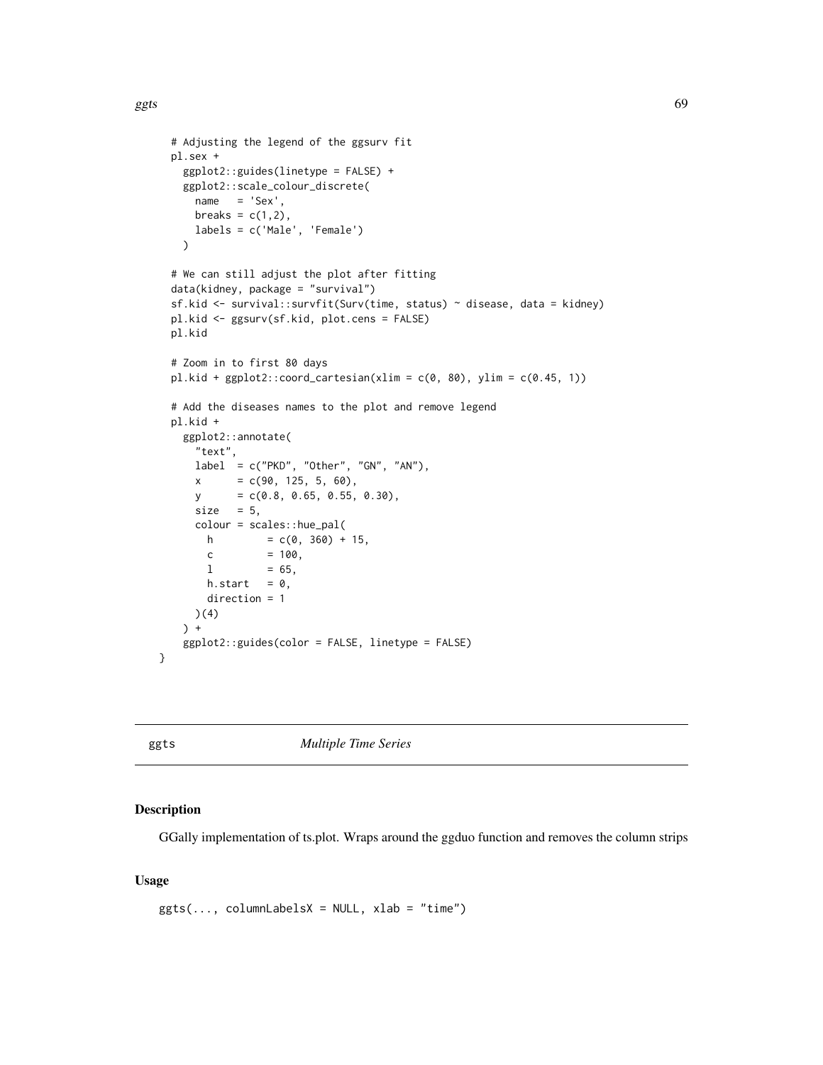```
  # Adjusting the legend of the ggsurv fit
  pl.sex +
    ggplot2::guides(linetype = FALSE) +
    ggplot2::scale_colour_discrete(
      name   = 'Sex',
      breaks = c(1,2),
      labels = c('Male', 'Female')
    )

  # We can still adjust the plot after fitting
  data(kidney, package = "survival")
  sf.kid <- survival::survfit(Surv(time, status) ~ disease, data = kidney)
  pl.kid <- ggsurv(sf.kid, plot.cens = FALSE)
  pl.kid

  # Zoom in to first 80 days
  pl.kid + ggplot2::coord_cartesian(xlim = c(0, 80), ylim = c(0.45, 1))

  # Add the diseases names to the plot and remove legend
  pl.kid +
    ggplot2::annotate(
      "text",
      label  = c("PKD", "Other", "GN", "AN"),
      x      = c(90, 125, 5, 60),
      y      = c(0.8, 0.65, 0.55, 0.30),
      size   = 5,
      colour = scales::hue_pal(
        h         = c(0, 360) + 15,
        c         = 100,
        l         = 65,
        h.start   = 0,
        direction = 1
      )(4)
    ) +
    ggplot2::guides(color = FALSE, linetype = FALSE)
}
```

## ggts *Multiple Time Series*

### Description

GGally implementation of ts.plot. Wraps around the ggduo function and removes the column strips

### Usage

```
ggts(..., columnLabelsX = NULL, xlab = "time")
```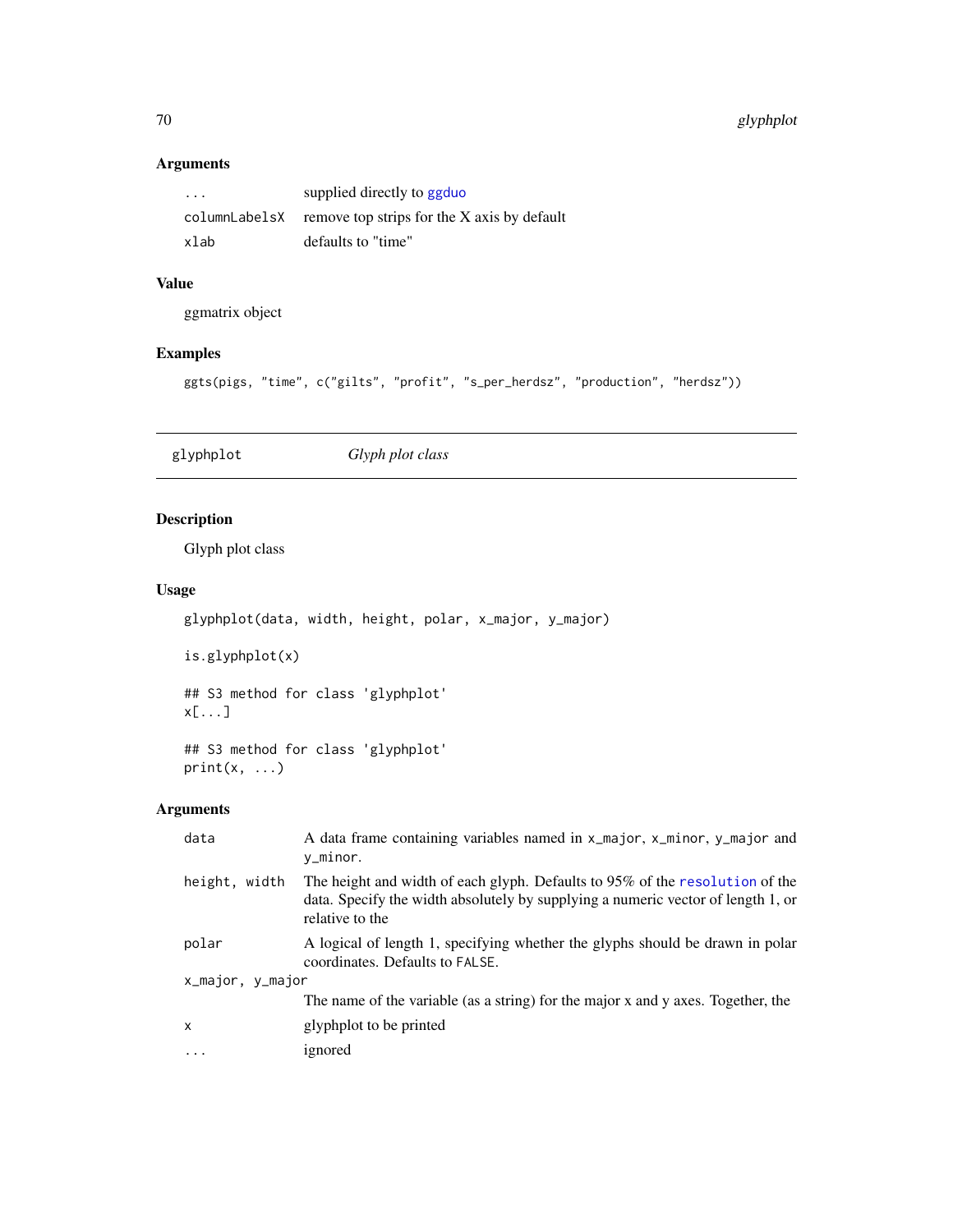## Arguments

| | |
|---|---|
| ... | supplied directly to ggduo |
| columnLabelsX | remove top strips for the X axis by default |
| xlab | defaults to "time" |

## Value

ggmatrix object

## Examples

```
ggts(pigs, "time", c("gilts", "profit", "s_per_herdsz", "production", "herdsz"))
```

---

# glyphplot — *Glyph plot class*

## Description

Glyph plot class

## Usage

```
glyphplot(data, width, height, polar, x_major, y_major)

is.glyphplot(x)

## S3 method for class 'glyphplot'
x[...]

## S3 method for class 'glyphplot'
print(x, ...)
```

## Arguments

| | |
|---|---|
| data | A data frame containing variables named in x_major, x_minor, y_major and y_minor. |
| height, width | The height and width of each glyph. Defaults to 95% of the resolution of the data. Specify the width absolutely by supplying a numeric vector of length 1, or relative to the |
| polar | A logical of length 1, specifying whether the glyphs should be drawn in polar coordinates. Defaults to FALSE. |
| x_major, y_major | The name of the variable (as a string) for the major x and y axes. Together, the |
| x | glyphplot to be printed |
| ... | ignored |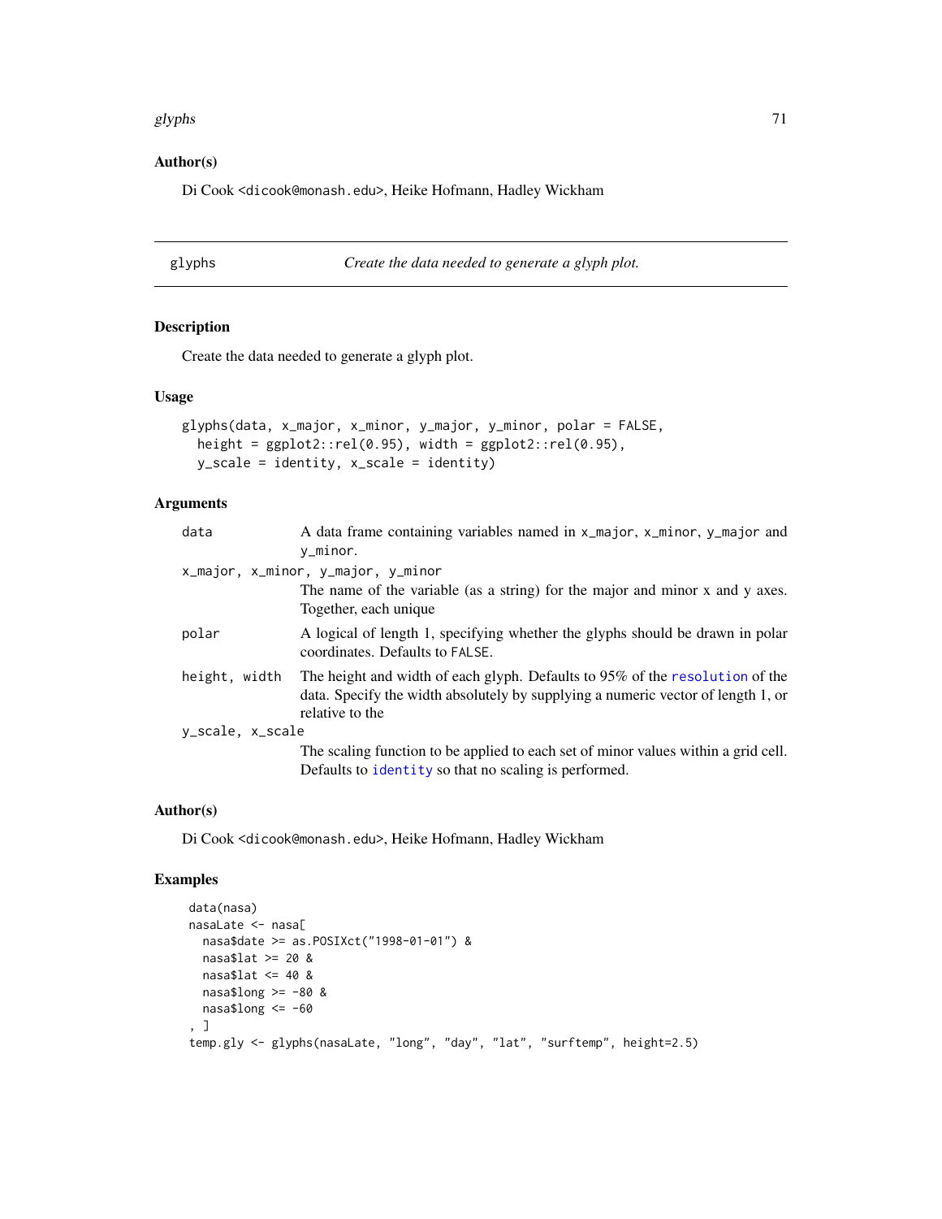### Author(s)

Di Cook <dicook@monash.edu>, Heike Hofmann, Hadley Wickham

---

## glyphs — *Create the data needed to generate a glyph plot.*

### Description

Create the data needed to generate a glyph plot.

### Usage

```
glyphs(data, x_major, x_minor, y_major, y_minor, polar = FALSE,
  height = ggplot2::rel(0.95), width = ggplot2::rel(0.95),
  y_scale = identity, x_scale = identity)
```

### Arguments

`data` — A data frame containing variables named in `x_major`, `x_minor`, `y_major` and `y_minor`.

`x_major, x_minor, y_major, y_minor` — The name of the variable (as a string) for the major and minor x and y axes. Together, each unique

`polar` — A logical of length 1, specifying whether the glyphs should be drawn in polar coordinates. Defaults to `FALSE`.

`height, width` — The height and width of each glyph. Defaults to 95% of the `resolution` of the data. Specify the width absolutely by supplying a numeric vector of length 1, or relative to the

`y_scale, x_scale` — The scaling function to be applied to each set of minor values within a grid cell. Defaults to `identity` so that no scaling is performed.

### Author(s)

Di Cook <dicook@monash.edu>, Heike Hofmann, Hadley Wickham

### Examples

```
 data(nasa)
 nasaLate <- nasa[
   nasa$date >= as.POSIXct("1998-01-01") &
   nasa$lat >= 20 &
   nasa$lat <= 40 &
   nasa$long >= -80 &
   nasa$long <= -60
 , ]
 temp.gly <- glyphs(nasaLate, "long", "day", "lat", "surftemp", height=2.5)
```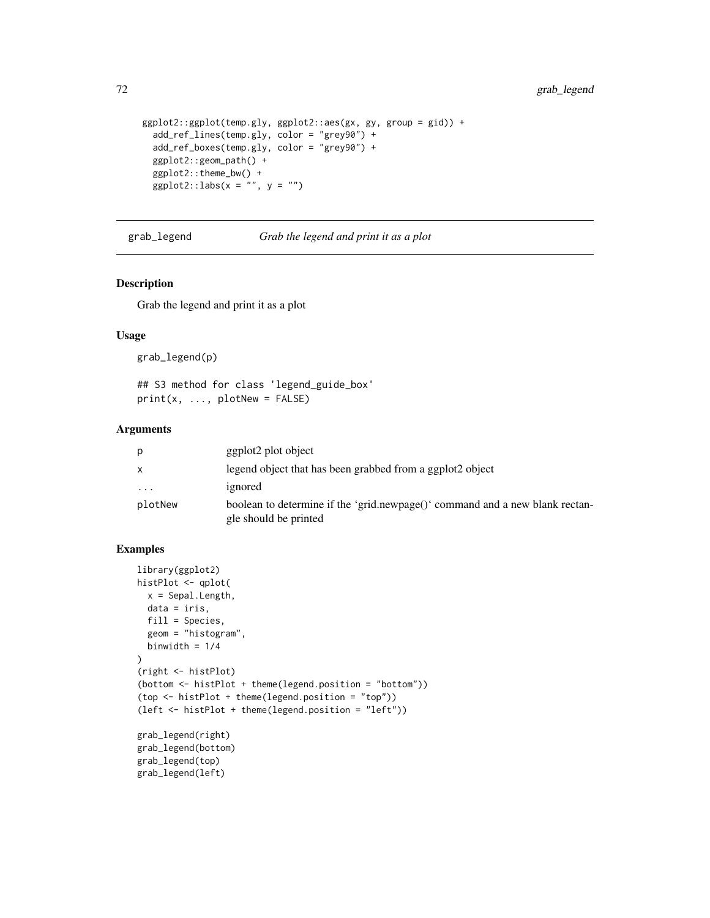```
ggplot2::ggplot(temp.gly, ggplot2::aes(gx, gy, group = gid)) +
  add_ref_lines(temp.gly, color = "grey90") +
  add_ref_boxes(temp.gly, color = "grey90") +
  ggplot2::geom_path() +
  ggplot2::theme_bw() +
  ggplot2::labs(x = "", y = "")
```

## grab_legend *Grab the legend and print it as a plot*

### Description

Grab the legend and print it as a plot

### Usage

```
grab_legend(p)

## S3 method for class 'legend_guide_box'
print(x, ..., plotNew = FALSE)
```

### Arguments

| | |
|---|---|
| p | ggplot2 plot object |
| x | legend object that has been grabbed from a ggplot2 object |
| ... | ignored |
| plotNew | boolean to determine if the 'grid.newpage()' command and a new blank rectangle should be printed |

### Examples

```
library(ggplot2)
histPlot <- qplot(
  x = Sepal.Length,
  data = iris,
  fill = Species,
  geom = "histogram",
  binwidth = 1/4
)
(right <- histPlot)
(bottom <- histPlot + theme(legend.position = "bottom"))
(top <- histPlot + theme(legend.position = "top"))
(left <- histPlot + theme(legend.position = "left"))

grab_legend(right)
grab_legend(bottom)
grab_legend(top)
grab_legend(left)
```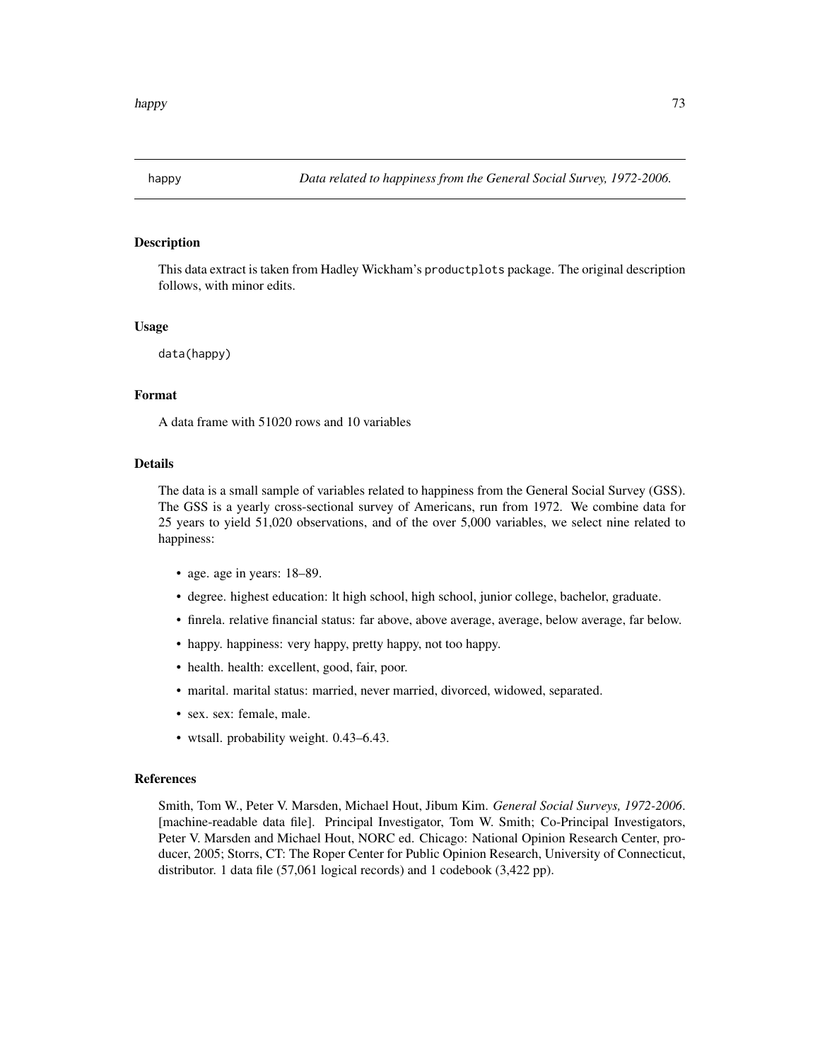# happy — *Data related to happiness from the General Social Survey, 1972-2006.*

## Description

This data extract is taken from Hadley Wickham's `productplots` package. The original description follows, with minor edits.

## Usage

```
data(happy)
```

## Format

A data frame with 51020 rows and 10 variables

## Details

The data is a small sample of variables related to happiness from the General Social Survey (GSS). The GSS is a yearly cross-sectional survey of Americans, run from 1972. We combine data for 25 years to yield 51,020 observations, and of the over 5,000 variables, we select nine related to happiness:

- age. age in years: 18–89.
- degree. highest education: lt high school, high school, junior college, bachelor, graduate.
- finrela. relative financial status: far above, above average, average, below average, far below.
- happy. happiness: very happy, pretty happy, not too happy.
- health. health: excellent, good, fair, poor.
- marital. marital status: married, never married, divorced, widowed, separated.
- sex. sex: female, male.
- wtsall. probability weight. 0.43–6.43.

## References

Smith, Tom W., Peter V. Marsden, Michael Hout, Jibum Kim. *General Social Surveys, 1972-2006*. [machine-readable data file]. Principal Investigator, Tom W. Smith; Co-Principal Investigators, Peter V. Marsden and Michael Hout, NORC ed. Chicago: National Opinion Research Center, producer, 2005; Storrs, CT: The Roper Center for Public Opinion Research, University of Connecticut, distributor. 1 data file (57,061 logical records) and 1 codebook (3,422 pp).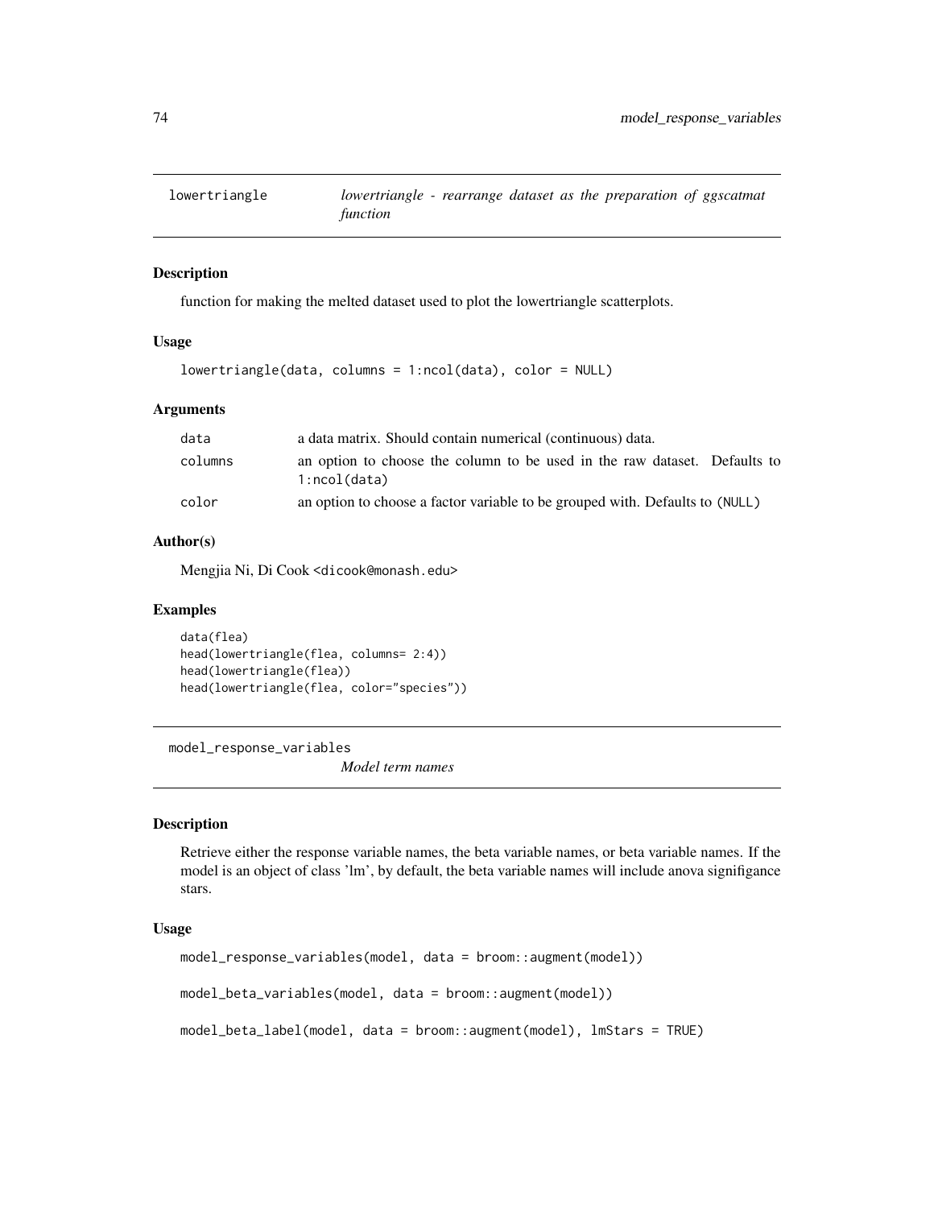## lowertriangle — *lowertriangle - rearrange dataset as the preparation of ggscatmat function*

### Description

function for making the melted dataset used to plot the lowertriangle scatterplots.

### Usage

```
lowertriangle(data, columns = 1:ncol(data), color = NULL)
```

### Arguments

| | |
|---|---|
| data | a data matrix. Should contain numerical (continuous) data. |
| columns | an option to choose the column to be used in the raw dataset. Defaults to `1:ncol(data)` |
| color | an option to choose a factor variable to be grouped with. Defaults to `(NULL)` |

### Author(s)

Mengjia Ni, Di Cook <dicook@monash.edu>

### Examples

```
data(flea)
head(lowertriangle(flea, columns= 2:4))
head(lowertriangle(flea))
head(lowertriangle(flea, color="species"))
```

## model_response_variables — *Model term names*

### Description

Retrieve either the response variable names, the beta variable names, or beta variable names. If the model is an object of class 'lm', by default, the beta variable names will include anova signifigance stars.

### Usage

```
model_response_variables(model, data = broom::augment(model))

model_beta_variables(model, data = broom::augment(model))

model_beta_label(model, data = broom::augment(model), lmStars = TRUE)
```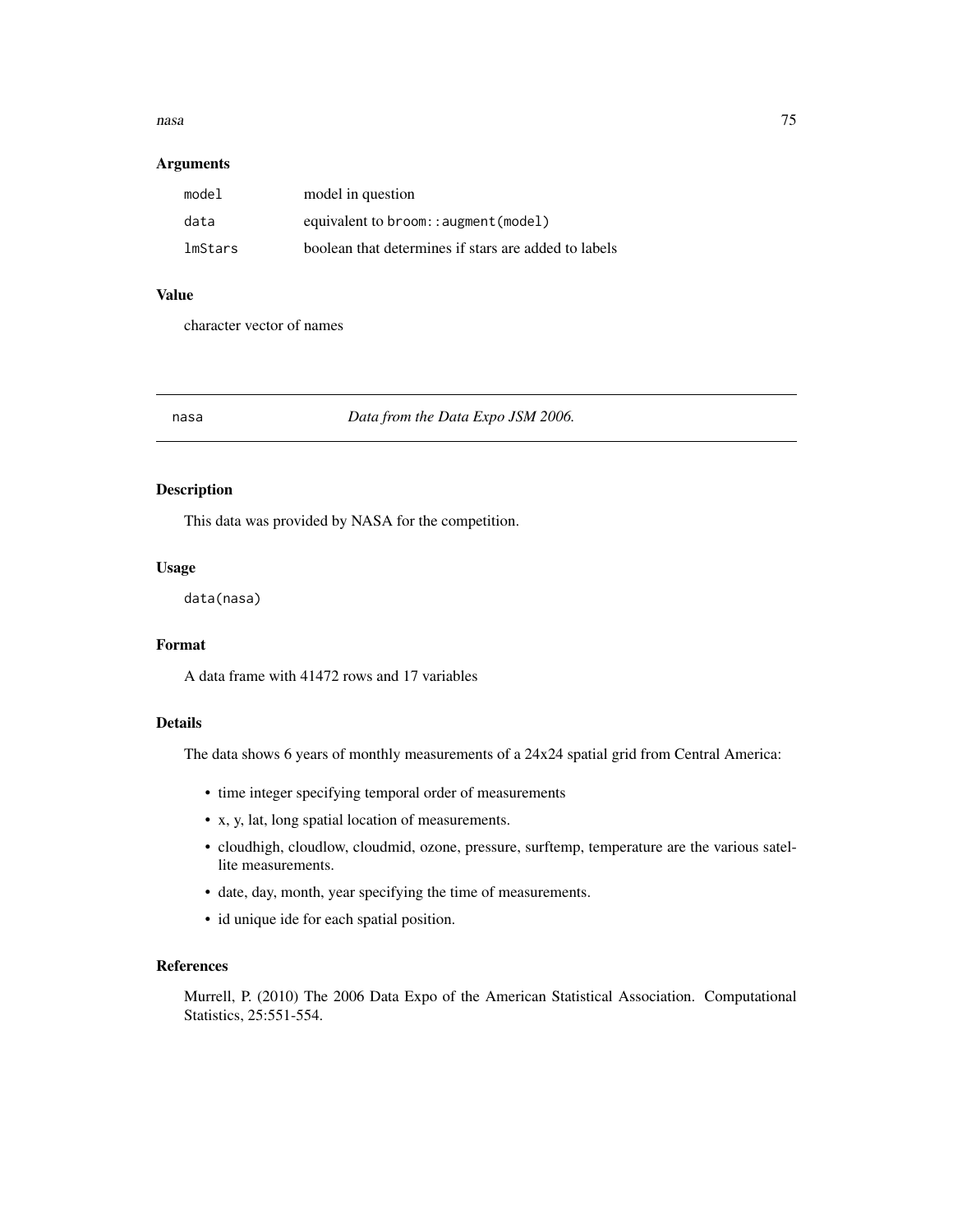### Arguments

| | |
|---|---|
| `model` | model in question |
| `data` | equivalent to `broom::augment(model)` |
| `lmStars` | boolean that determines if stars are added to labels |

### Value

character vector of names

---

## nasa — *Data from the Data Expo JSM 2006.*

---

### Description

This data was provided by NASA for the competition.

### Usage

```
data(nasa)
```

### Format

A data frame with 41472 rows and 17 variables

### Details

The data shows 6 years of monthly measurements of a 24x24 spatial grid from Central America:

- time integer specifying temporal order of measurements
- x, y, lat, long spatial location of measurements.
- cloudhigh, cloudlow, cloudmid, ozone, pressure, surftemp, temperature are the various satellite measurements.
- date, day, month, year specifying the time of measurements.
- id unique ide for each spatial position.

### References

Murrell, P. (2010) The 2006 Data Expo of the American Statistical Association. Computational Statistics, 25:551-554.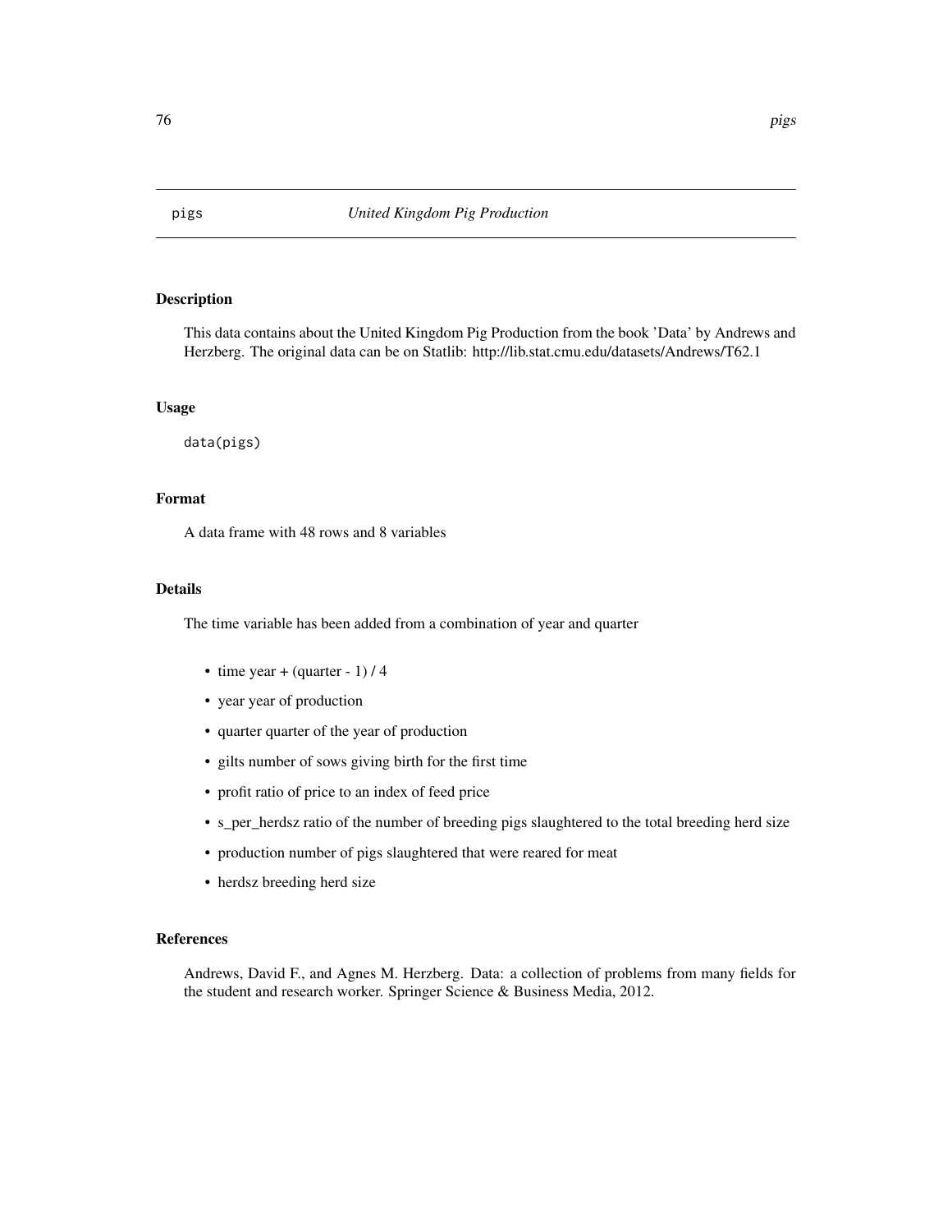pigs *United Kingdom Pig Production*

## Description

This data contains about the United Kingdom Pig Production from the book 'Data' by Andrews and Herzberg. The original data can be on Statlib: http://lib.stat.cmu.edu/datasets/Andrews/T62.1

## Usage

```
data(pigs)
```

## Format

A data frame with 48 rows and 8 variables

## Details

The time variable has been added from a combination of year and quarter

- time year + (quarter - 1) / 4
- year year of production
- quarter quarter of the year of production
- gilts number of sows giving birth for the first time
- profit ratio of price to an index of feed price
- s_per_herdsz ratio of the number of breeding pigs slaughtered to the total breeding herd size
- production number of pigs slaughtered that were reared for meat
- herdsz breeding herd size

## References

Andrews, David F., and Agnes M. Herzberg. Data: a collection of problems from many fields for the student and research worker. Springer Science & Business Media, 2012.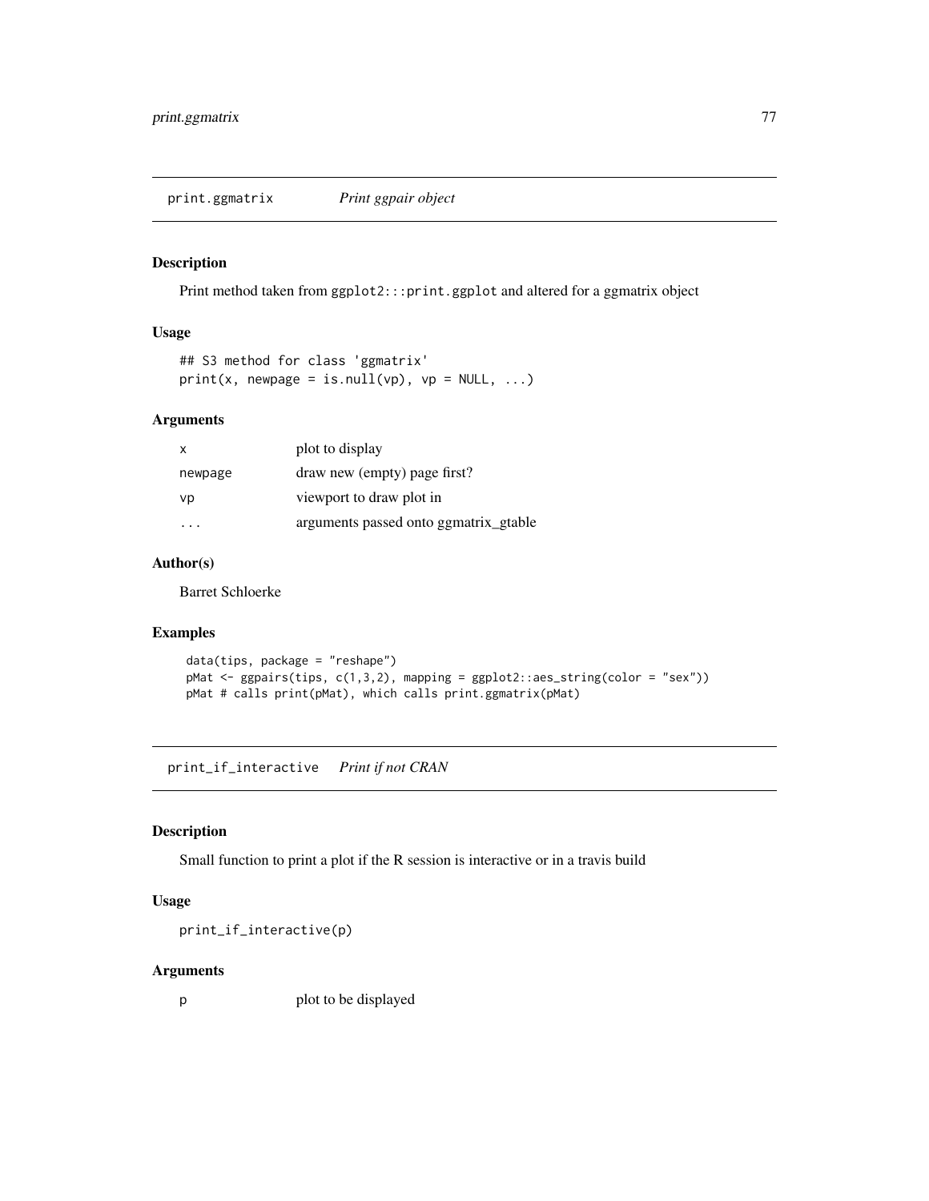## print.ggmatrix — *Print ggpair object*

### Description

Print method taken from `ggplot2:::print.ggplot` and altered for a ggmatrix object

### Usage

```
## S3 method for class 'ggmatrix'
print(x, newpage = is.null(vp), vp = NULL, ...)
```

### Arguments

| | |
|---|---|
| `x` | plot to display |
| `newpage` | draw new (empty) page first? |
| `vp` | viewport to draw plot in |
| `...` | arguments passed onto ggmatrix_gtable |

### Author(s)

Barret Schloerke

### Examples

```
data(tips, package = "reshape")
pMat <- ggpairs(tips, c(1,3,2), mapping = ggplot2::aes_string(color = "sex"))
pMat # calls print(pMat), which calls print.ggmatrix(pMat)
```

## print_if_interactive — *Print if not CRAN*

### Description

Small function to print a plot if the R session is interactive or in a travis build

### Usage

```
print_if_interactive(p)
```

### Arguments

| | |
|---|---|
| `p` | plot to be displayed |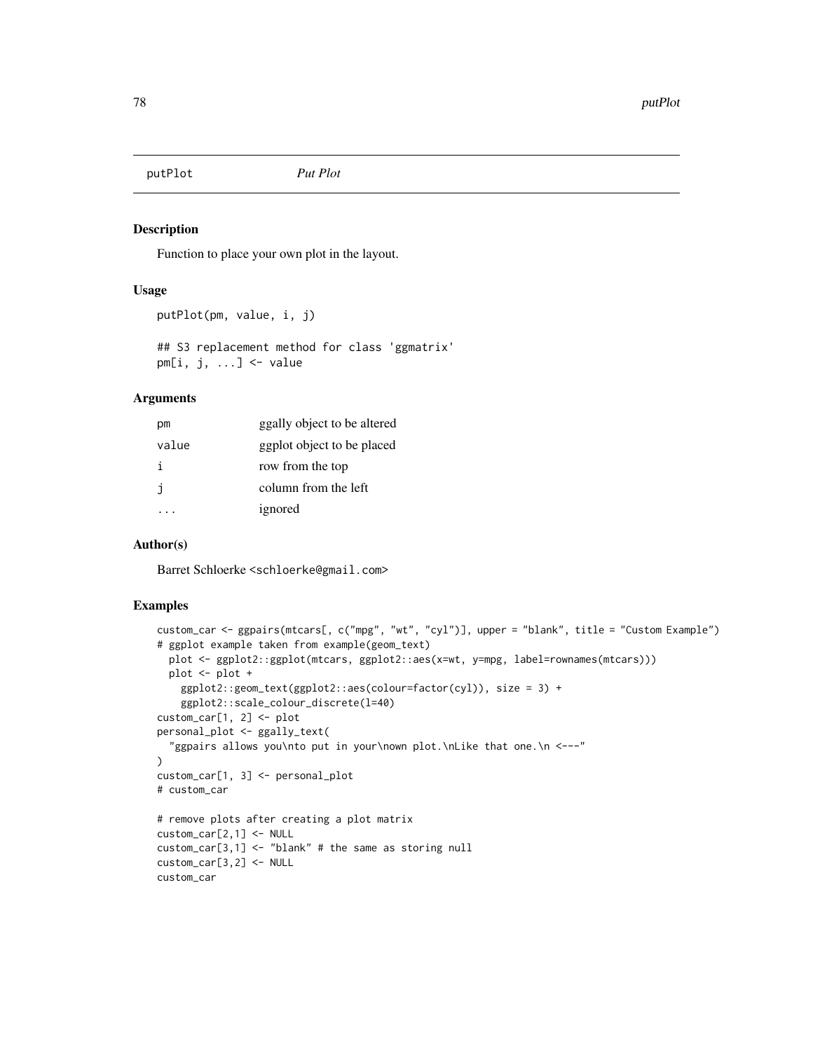## putPlot *Put Plot*

### Description

Function to place your own plot in the layout.

### Usage

```
putPlot(pm, value, i, j)

## S3 replacement method for class 'ggmatrix'
pm[i, j, ...] <- value
```

### Arguments

| | |
|---|---|
| pm | ggally object to be altered |
| value | ggplot object to be placed |
| i | row from the top |
| j | column from the left |
| ... | ignored |

### Author(s)

Barret Schloerke <schloerke@gmail.com>

### Examples

```
custom_car <- ggpairs(mtcars[, c("mpg", "wt", "cyl")], upper = "blank", title = "Custom Example")
# ggplot example taken from example(geom_text)
  plot <- ggplot2::ggplot(mtcars, ggplot2::aes(x=wt, y=mpg, label=rownames(mtcars)))
  plot <- plot +
    ggplot2::geom_text(ggplot2::aes(colour=factor(cyl)), size = 3) +
    ggplot2::scale_colour_discrete(l=40)
custom_car[1, 2] <- plot
personal_plot <- ggally_text(
  "ggpairs allows you\nto put in your\nown plot.\nLike that one.\n <---"
)
custom_car[1, 3] <- personal_plot
# custom_car

# remove plots after creating a plot matrix
custom_car[2,1] <- NULL
custom_car[3,1] <- "blank" # the same as storing null
custom_car[3,2] <- NULL
custom_car
```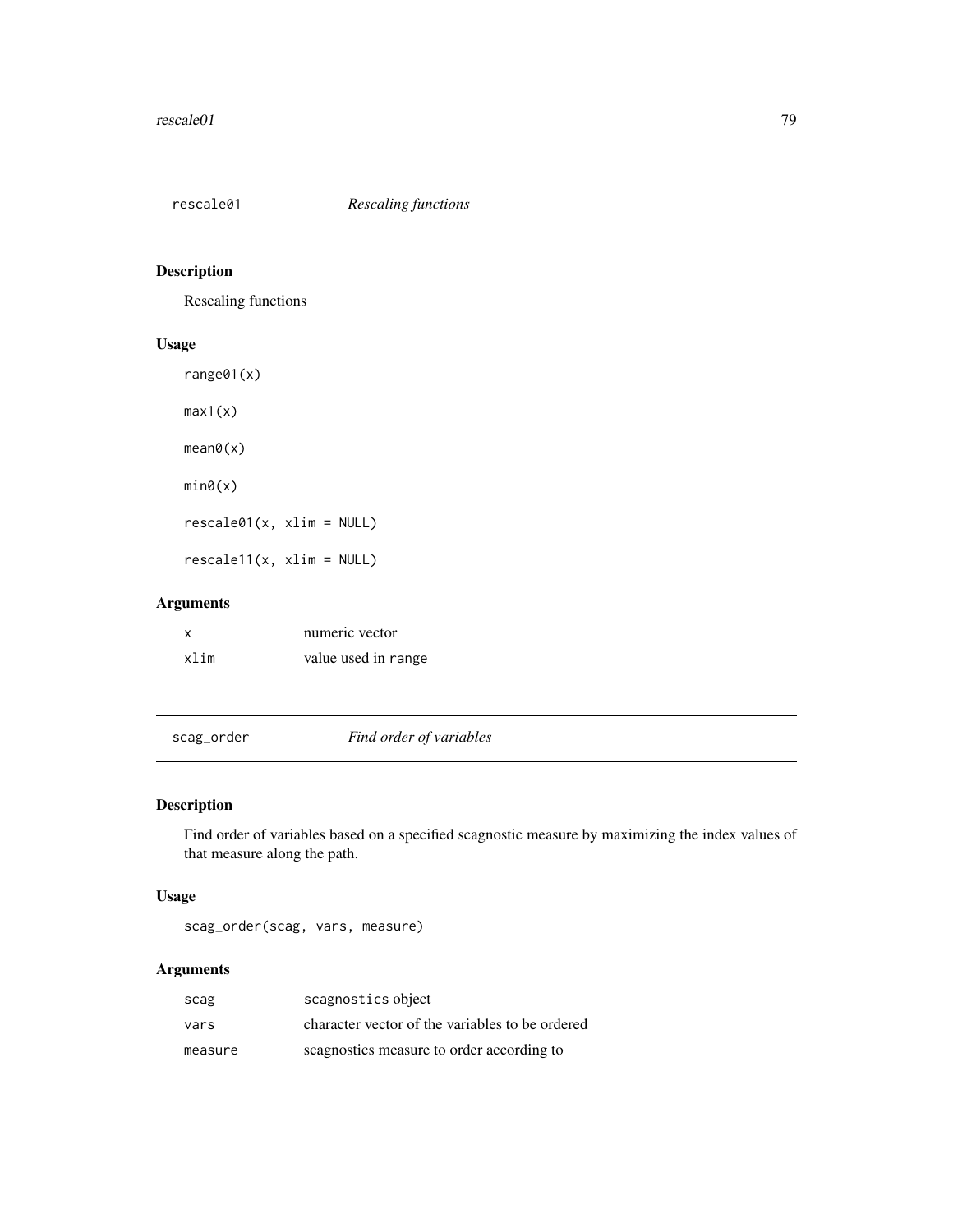## rescale01 *Rescaling functions*

### Description

Rescaling functions

### Usage

```
range01(x)

max1(x)

mean0(x)

min0(x)

rescale01(x, xlim = NULL)

rescale11(x, xlim = NULL)
```

### Arguments

| | |
|---|---|
| x | numeric vector |
| xlim | value used in range |

## scag_order *Find order of variables*

### Description

Find order of variables based on a specified scagnostic measure by maximizing the index values of that measure along the path.

### Usage

```
scag_order(scag, vars, measure)
```

### Arguments

| | |
|---|---|
| scag | scagnostics object |
| vars | character vector of the variables to be ordered |
| measure | scagnostics measure to order according to |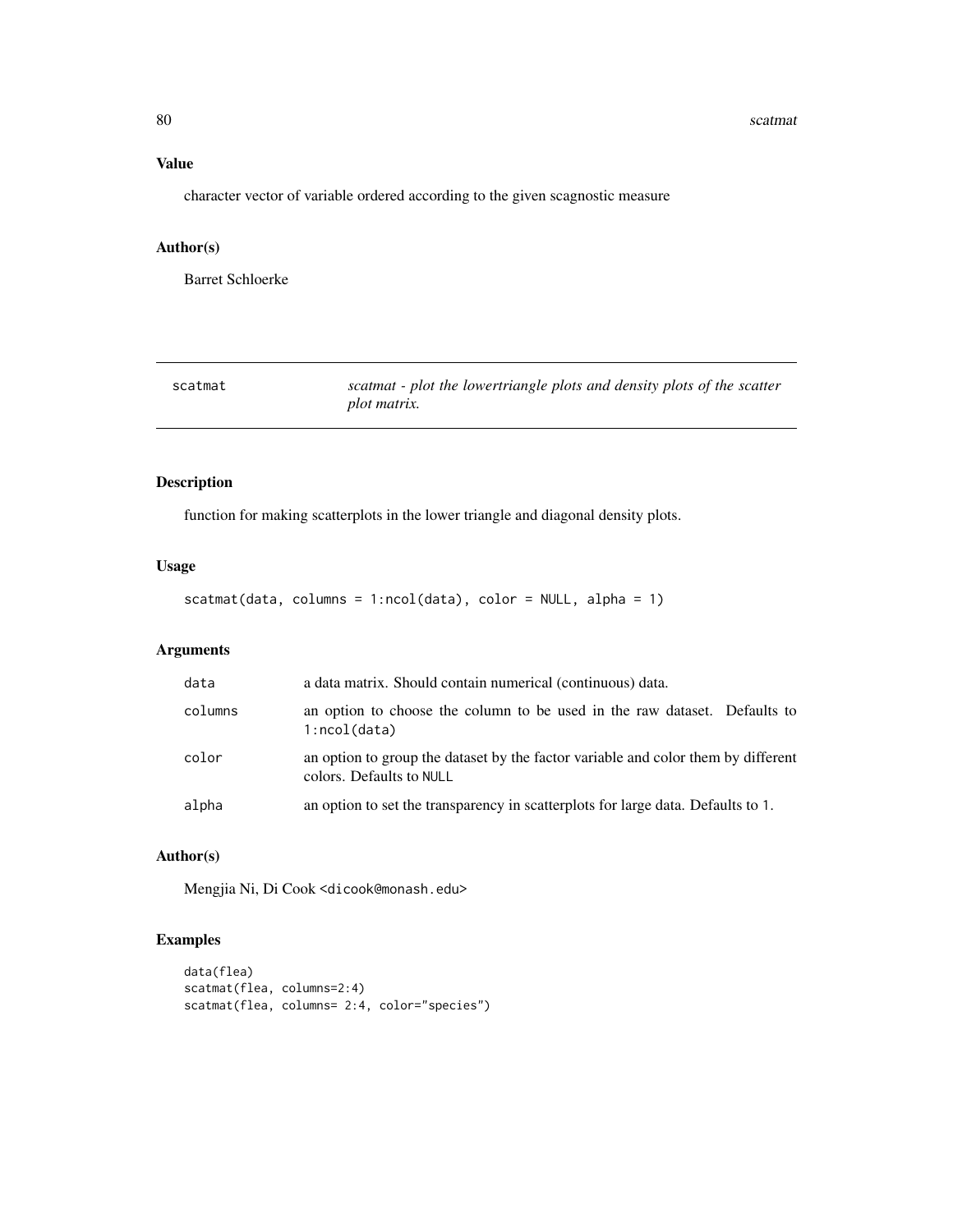### Value

character vector of variable ordered according to the given scagnostic measure

### Author(s)

Barret Schloerke

---

## scatmat — *scatmat - plot the lowertriangle plots and density plots of the scatter plot matrix.*

---

### Description

function for making scatterplots in the lower triangle and diagonal density plots.

### Usage

```
scatmat(data, columns = 1:ncol(data), color = NULL, alpha = 1)
```

### Arguments

| | |
|---|---|
| `data` | a data matrix. Should contain numerical (continuous) data. |
| `columns` | an option to choose the column to be used in the raw dataset. Defaults to `1:ncol(data)` |
| `color` | an option to group the dataset by the factor variable and color them by different colors. Defaults to `NULL` |
| `alpha` | an option to set the transparency in scatterplots for large data. Defaults to `1`. |

### Author(s)

Mengjia Ni, Di Cook <dicook@monash.edu>

### Examples

```
data(flea)
scatmat(flea, columns=2:4)
scatmat(flea, columns= 2:4, color="species")
```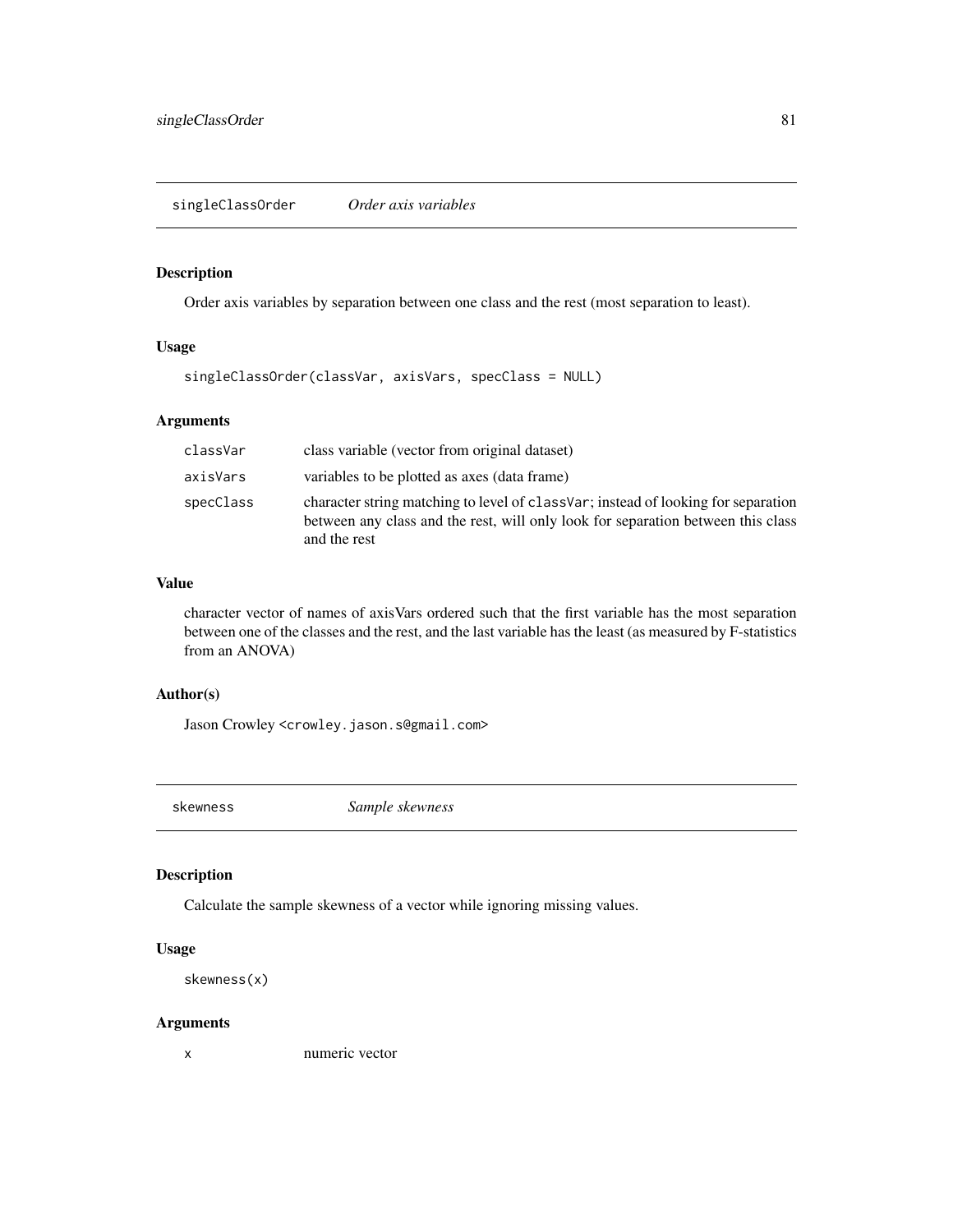## singleClassOrder *Order axis variables*

### Description

Order axis variables by separation between one class and the rest (most separation to least).

### Usage

```
singleClassOrder(classVar, axisVars, specClass = NULL)
```

### Arguments

| | |
|---|---|
| classVar | class variable (vector from original dataset) |
| axisVars | variables to be plotted as axes (data frame) |
| specClass | character string matching to level of `classVar`; instead of looking for separation between any class and the rest, will only look for separation between this class and the rest |

### Value

character vector of names of axisVars ordered such that the first variable has the most separation between one of the classes and the rest, and the last variable has the least (as measured by F-statistics from an ANOVA)

### Author(s)

Jason Crowley <`crowley.jason.s@gmail.com`>

## skewness *Sample skewness*

### Description

Calculate the sample skewness of a vector while ignoring missing values.

### Usage

```
skewness(x)
```

### Arguments

| | |
|---|---|
| x | numeric vector |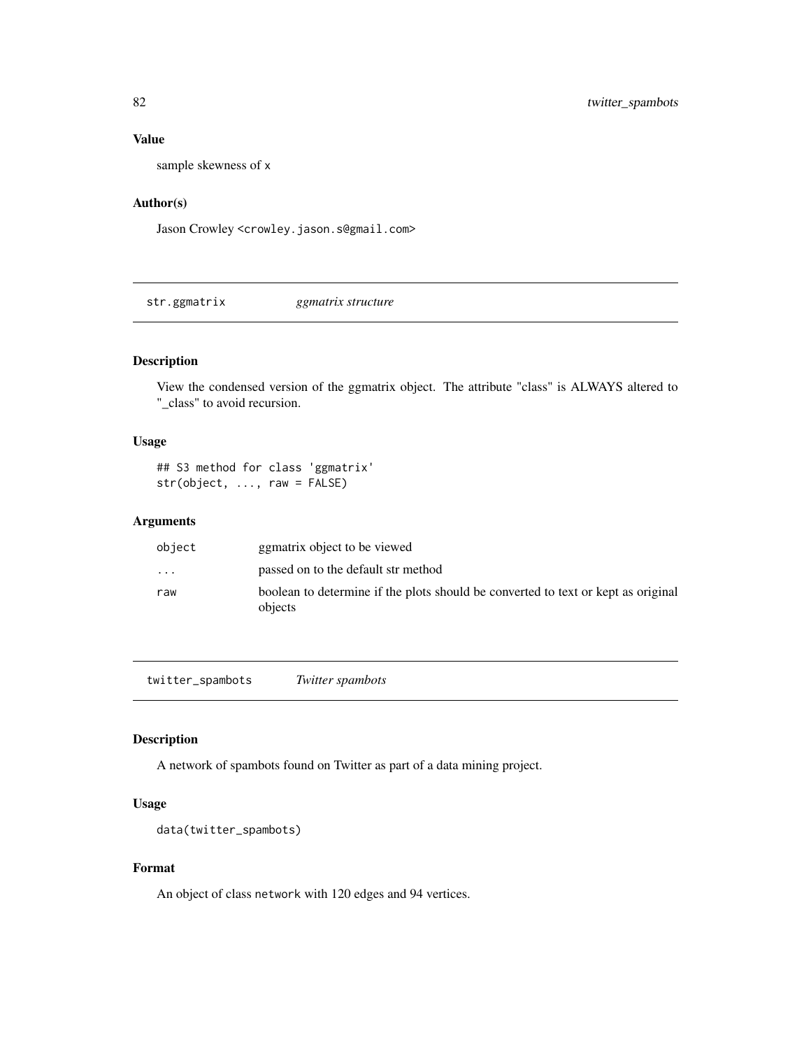### Value

sample skewness of x

### Author(s)

Jason Crowley <crowley.jason.s@gmail.com>

---

## str.ggmatrix *ggmatrix structure*

### Description

View the condensed version of the ggmatrix object. The attribute "class" is ALWAYS altered to "_class" to avoid recursion.

### Usage

```
## S3 method for class 'ggmatrix'
str(object, ..., raw = FALSE)
```

### Arguments

| | |
|---|---|
| object | ggmatrix object to be viewed |
| ... | passed on to the default str method |
| raw | boolean to determine if the plots should be converted to text or kept as original objects |

---

## twitter_spambots *Twitter spambots*

### Description

A network of spambots found on Twitter as part of a data mining project.

### Usage

```
data(twitter_spambots)
```

### Format

An object of class network with 120 edges and 94 vertices.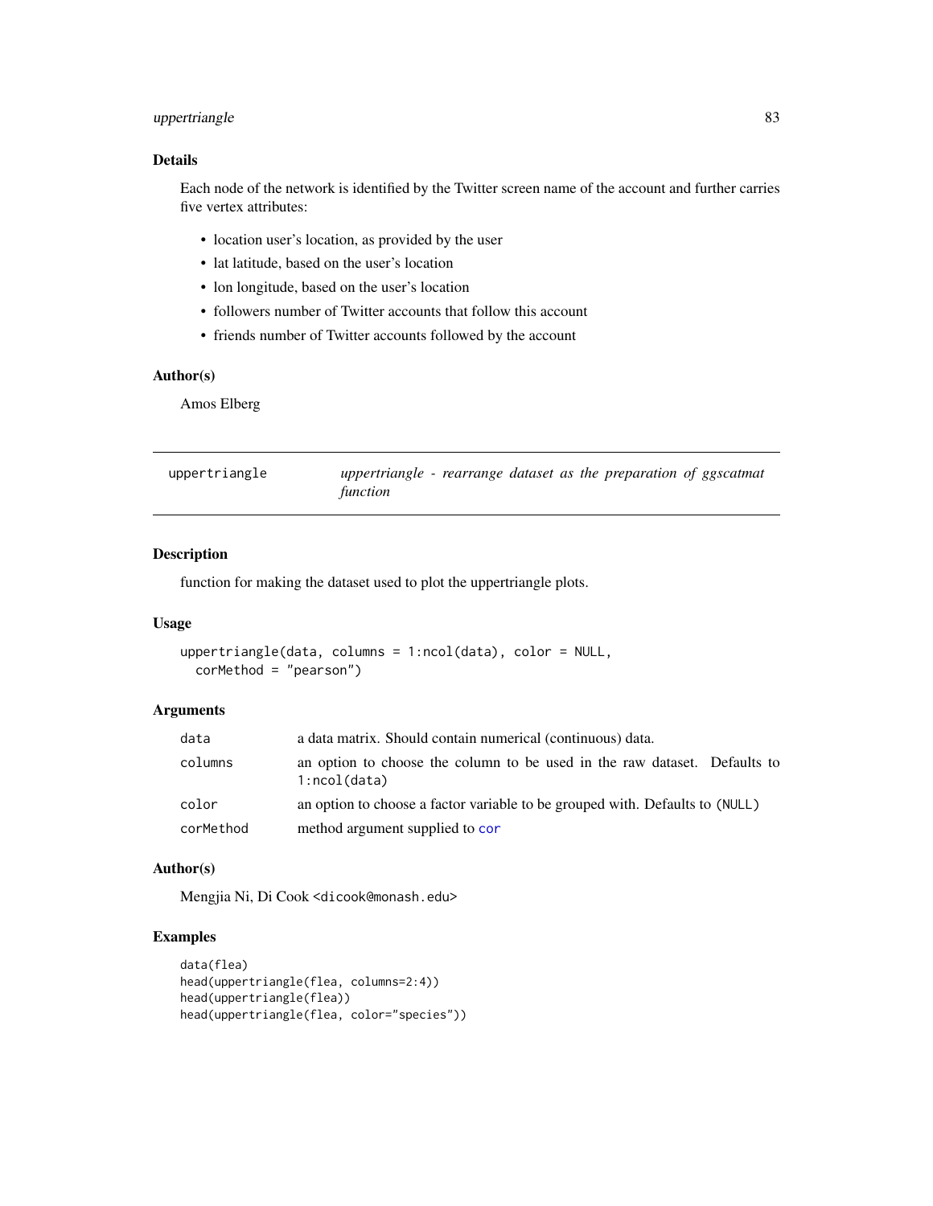## Details

Each node of the network is identified by the Twitter screen name of the account and further carries five vertex attributes:

- location user's location, as provided by the user
- lat latitude, based on the user's location
- lon longitude, based on the user's location
- followers number of Twitter accounts that follow this account
- friends number of Twitter accounts followed by the account

## Author(s)

Amos Elberg

---

# uppertriangle

*uppertriangle - rearrange dataset as the preparation of ggscatmat function*

## Description

function for making the dataset used to plot the uppertriangle plots.

## Usage

```
uppertriangle(data, columns = 1:ncol(data), color = NULL,
  corMethod = "pearson")
```

## Arguments

| | |
|---|---|
| data | a data matrix. Should contain numerical (continuous) data. |
| columns | an option to choose the column to be used in the raw dataset. Defaults to `1:ncol(data)` |
| color | an option to choose a factor variable to be grouped with. Defaults to `(NULL)` |
| corMethod | method argument supplied to `cor` |

## Author(s)

Mengjia Ni, Di Cook <dicook@monash.edu>

## Examples

```
data(flea)
head(uppertriangle(flea, columns=2:4))
head(uppertriangle(flea))
head(uppertriangle(flea, color="species"))
```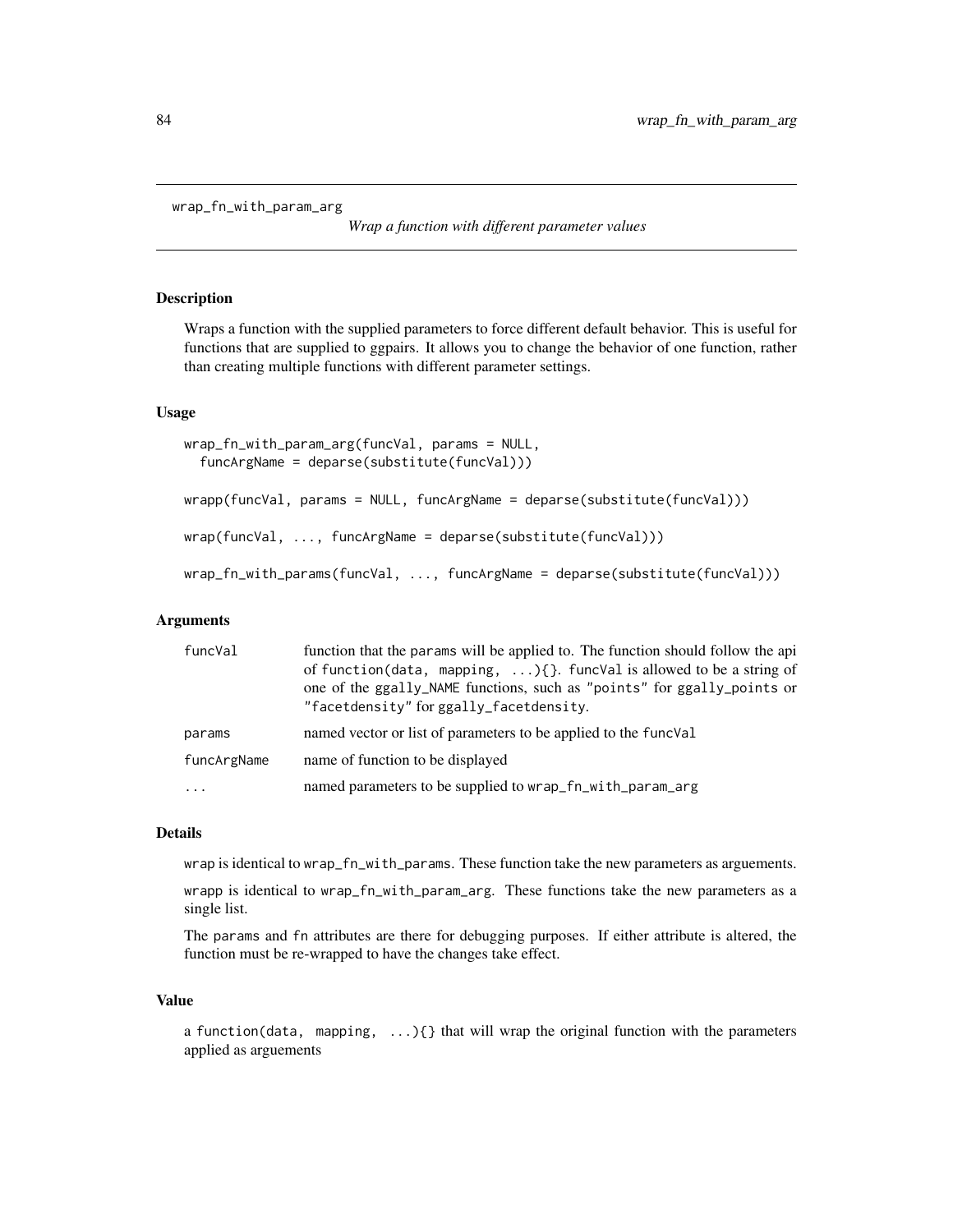# wrap_fn_with_param_arg

*Wrap a function with different parameter values*

## Description

Wraps a function with the supplied parameters to force different default behavior. This is useful for functions that are supplied to ggpairs. It allows you to change the behavior of one function, rather than creating multiple functions with different parameter settings.

## Usage

```
wrap_fn_with_param_arg(funcVal, params = NULL,
  funcArgName = deparse(substitute(funcVal)))

wrapp(funcVal, params = NULL, funcArgName = deparse(substitute(funcVal)))

wrap(funcVal, ..., funcArgName = deparse(substitute(funcVal)))

wrap_fn_with_params(funcVal, ..., funcArgName = deparse(substitute(funcVal)))
```

## Arguments

| | |
|---|---|
| funcVal | function that the params will be applied to. The function should follow the api of `function(data, mapping, ...){}`. funcVal is allowed to be a string of one of the ggally_NAME functions, such as "points" for ggally_points or "facetdensity" for ggally_facetdensity. |
| params | named vector or list of parameters to be applied to the funcVal |
| funcArgName | name of function to be displayed |
| ... | named parameters to be supplied to wrap_fn_with_param_arg |

## Details

wrap is identical to wrap_fn_with_params. These function take the new parameters as arguements.

wrapp is identical to wrap_fn_with_param_arg. These functions take the new parameters as a single list.

The params and fn attributes are there for debugging purposes. If either attribute is altered, the function must be re-wrapped to have the changes take effect.

## Value

a `function(data, mapping, ...){}` that will wrap the original function with the parameters applied as arguements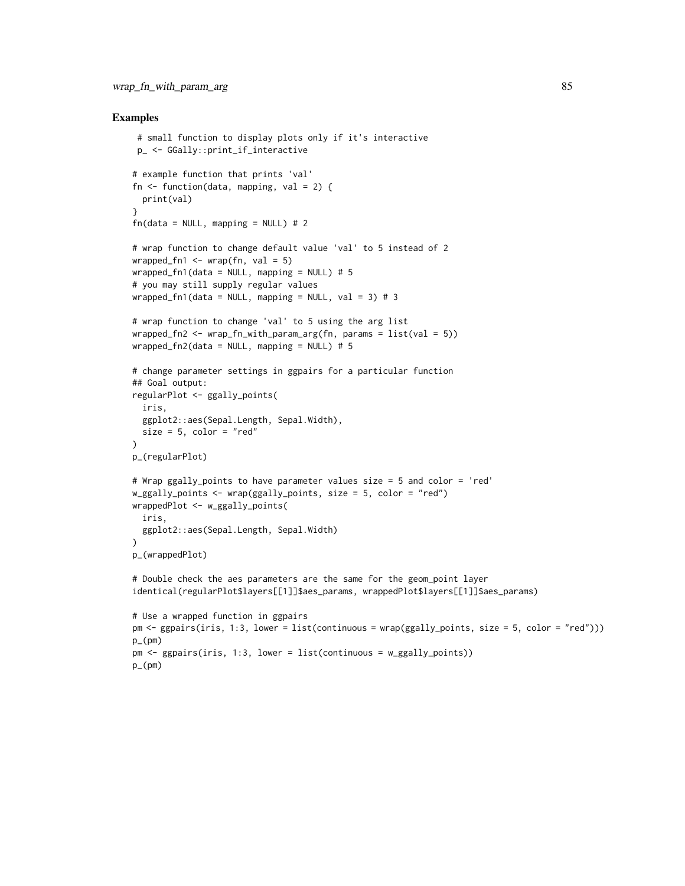## Examples

```
 # small function to display plots only if it's interactive
 p_ <- GGally::print_if_interactive

# example function that prints 'val'
fn <- function(data, mapping, val = 2) {
  print(val)
}
fn(data = NULL, mapping = NULL) # 2

# wrap function to change default value 'val' to 5 instead of 2
wrapped_fn1 <- wrap(fn, val = 5)
wrapped_fn1(data = NULL, mapping = NULL) # 5
# you may still supply regular values
wrapped_fn1(data = NULL, mapping = NULL, val = 3) # 3

# wrap function to change 'val' to 5 using the arg list
wrapped_fn2 <- wrap_fn_with_param_arg(fn, params = list(val = 5))
wrapped_fn2(data = NULL, mapping = NULL) # 5

# change parameter settings in ggpairs for a particular function
## Goal output:
regularPlot <- ggally_points(
  iris,
  ggplot2::aes(Sepal.Length, Sepal.Width),
  size = 5, color = "red"
)
p_(regularPlot)

# Wrap ggally_points to have parameter values size = 5 and color = 'red'
w_ggally_points <- wrap(ggally_points, size = 5, color = "red")
wrappedPlot <- w_ggally_points(
  iris,
  ggplot2::aes(Sepal.Length, Sepal.Width)
)
p_(wrappedPlot)

# Double check the aes parameters are the same for the geom_point layer
identical(regularPlot$layers[[1]]$aes_params, wrappedPlot$layers[[1]]$aes_params)

# Use a wrapped function in ggpairs
pm <- ggpairs(iris, 1:3, lower = list(continuous = wrap(ggally_points, size = 5, color = "red")))
p_(pm)
pm <- ggpairs(iris, 1:3, lower = list(continuous = w_ggally_points))
p_(pm)
```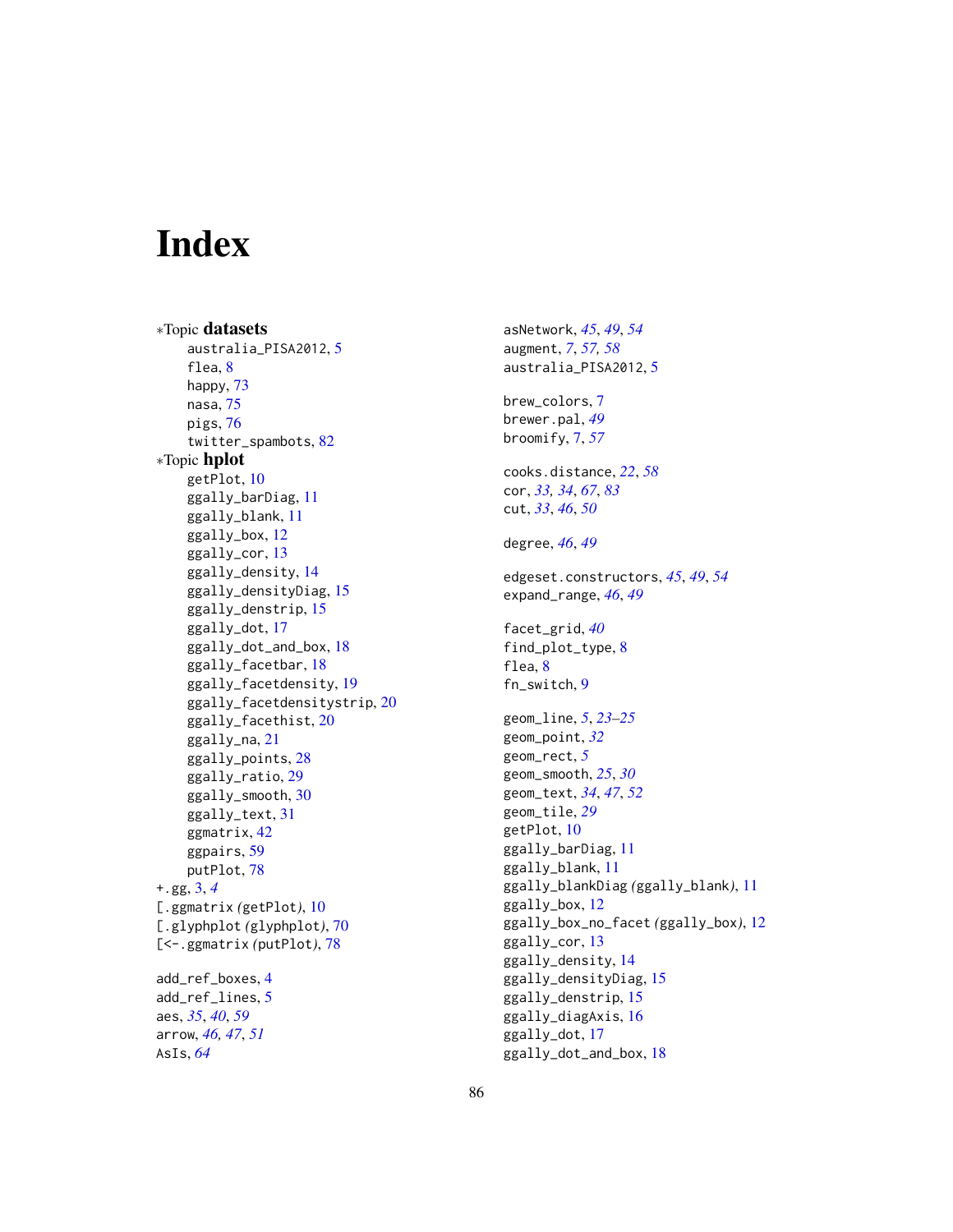# Index

*Topic **datasets**
- australia_PISA2012, 5
- flea, 8
- happy, 73
- nasa, 75
- pigs, 76
- twitter_spambots, 82

*Topic **hplot**
- getPlot, 10
- ggally_barDiag, 11
- ggally_blank, 11
- ggally_box, 12
- ggally_cor, 13
- ggally_density, 14
- ggally_densityDiag, 15
- ggally_denstrip, 15
- ggally_dot, 17
- ggally_dot_and_box, 18
- ggally_facetbar, 18
- ggally_facetdensity, 19
- ggally_facetdensitystrip, 20
- ggally_facethist, 20
- ggally_na, 21
- ggally_points, 28
- ggally_ratio, 29
- ggally_smooth, 30
- ggally_text, 31
- ggmatrix, 42
- ggpairs, 59
- putPlot, 78

+.gg, 3, *4*
[.ggmatrix *(getPlot)*, 10
[.glyphplot *(glyphplot)*, 70
[<-.ggmatrix *(putPlot)*, 78

add_ref_boxes, 4
add_ref_lines, 5
aes, *35*, *40*, *59*
arrow, *46, 47*, *51*
AsIs, *64*
asNetwork, *45*, *49*, *54*
augment, *7*, *57, 58*
australia_PISA2012, 5

brew_colors, 7
brewer.pal, *49*
broomify, 7, *57*

cooks.distance, *22*, *58*
cor, *33, 34*, *67*, *83*
cut, *33*, *46*, *50*

degree, *46*, *49*

edgeset.constructors, *45*, *49*, *54*
expand_range, *46*, *49*

facet_grid, *40*
find_plot_type, 8
flea, 8
fn_switch, 9

geom_line, 5, *23–25*
geom_point, *32*
geom_rect, *5*
geom_smooth, *25*, *30*
geom_text, *34*, *47*, *52*
geom_tile, *29*
getPlot, 10
ggally_barDiag, 11
ggally_blank, 11
ggally_blankDiag *(ggally_blank)*, 11
ggally_box, 12
ggally_box_no_facet *(ggally_box)*, 12
ggally_cor, 13
ggally_density, 14
ggally_densityDiag, 15
ggally_denstrip, 15
ggally_diagAxis, 16
ggally_dot, 17
ggally_dot_and_box, 18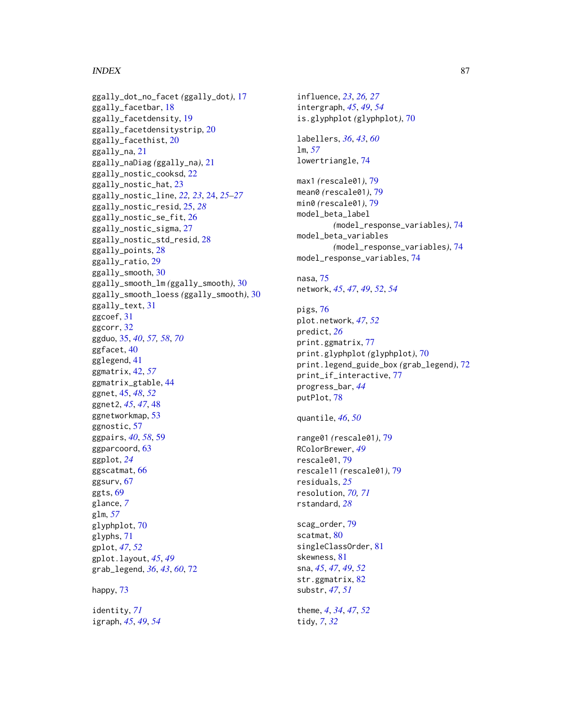ggally_dot_no_facet *(ggally_dot)*, 17
ggally_facetbar, 18
ggally_facetdensity, 19
ggally_facetdensitystrip, 20
ggally_facethist, 20
ggally_na, 21
ggally_naDiag *(ggally_na)*, 21
ggally_nostic_cooksd, 22
ggally_nostic_hat, 23
ggally_nostic_line, *22, 23*, 24, *25–27*
ggally_nostic_resid, 25, *28*
ggally_nostic_se_fit, 26
ggally_nostic_sigma, 27
ggally_nostic_std_resid, 28
ggally_points, 28
ggally_ratio, 29
ggally_smooth, 30
ggally_smooth_lm *(ggally_smooth)*, 30
ggally_smooth_loess *(ggally_smooth)*, 30
ggally_text, 31
ggcoef, 31
ggcorr, 32
ggduo, 35, *40*, *57, 58*, *70*
ggfacet, 40
gglegend, 41
ggmatrix, 42, *57*
ggmatrix_gtable, 44
ggnet, 45, *48*, *52*
ggnet2, *45*, *47*, 48
ggnetworkmap, 53
ggnostic, 57
ggpairs, *40*, *58*, 59
ggparcoord, 63
ggplot, *24*
ggscatmat, 66
ggsurv, 67
ggts, 69
glance, *7*
glm, *57*
glyphplot, 70
glyphs, 71
gplot, *47*, *52*
gplot.layout, *45*, *49*
grab_legend, *36*, *43*, *60*, 72

happy, 73

identity, *71*
igraph, *45*, *49*, *54*
influence, *23*, *26, 27*
intergraph, *45*, *49*, *54*
is.glyphplot *(glyphplot)*, 70

labellers, *36*, *43*, *60*
lm, *57*
lowertriangle, 74

max1 *(rescale01)*, 79
mean0 *(rescale01)*, 79
min0 *(rescale01)*, 79
model_beta_label *(model_response_variables)*, 74
model_beta_variables *(model_response_variables)*, 74
model_response_variables, 74

nasa, 75
network, *45*, *47*, *49*, *52*, *54*

pigs, 76
plot.network, *47*, *52*
predict, *26*
print.ggmatrix, 77
print.glyphplot *(glyphplot)*, 70
print.legend_guide_box *(grab_legend)*, 72
print_if_interactive, 77
progress_bar, *44*
putPlot, 78

quantile, *46*, *50*

range01 *(rescale01)*, 79
RColorBrewer, *49*
rescale01, 79
rescale11 *(rescale01)*, 79
residuals, *25*
resolution, *70, 71*
rstandard, *28*

scag_order, 79
scatmat, 80
singleClassOrder, 81
skewness, 81
sna, *45*, *47*, *49*, *52*
str.ggmatrix, 82
substr, *47*, *51*

theme, *4*, *34*, *47*, *52*
tidy, *7*, *32*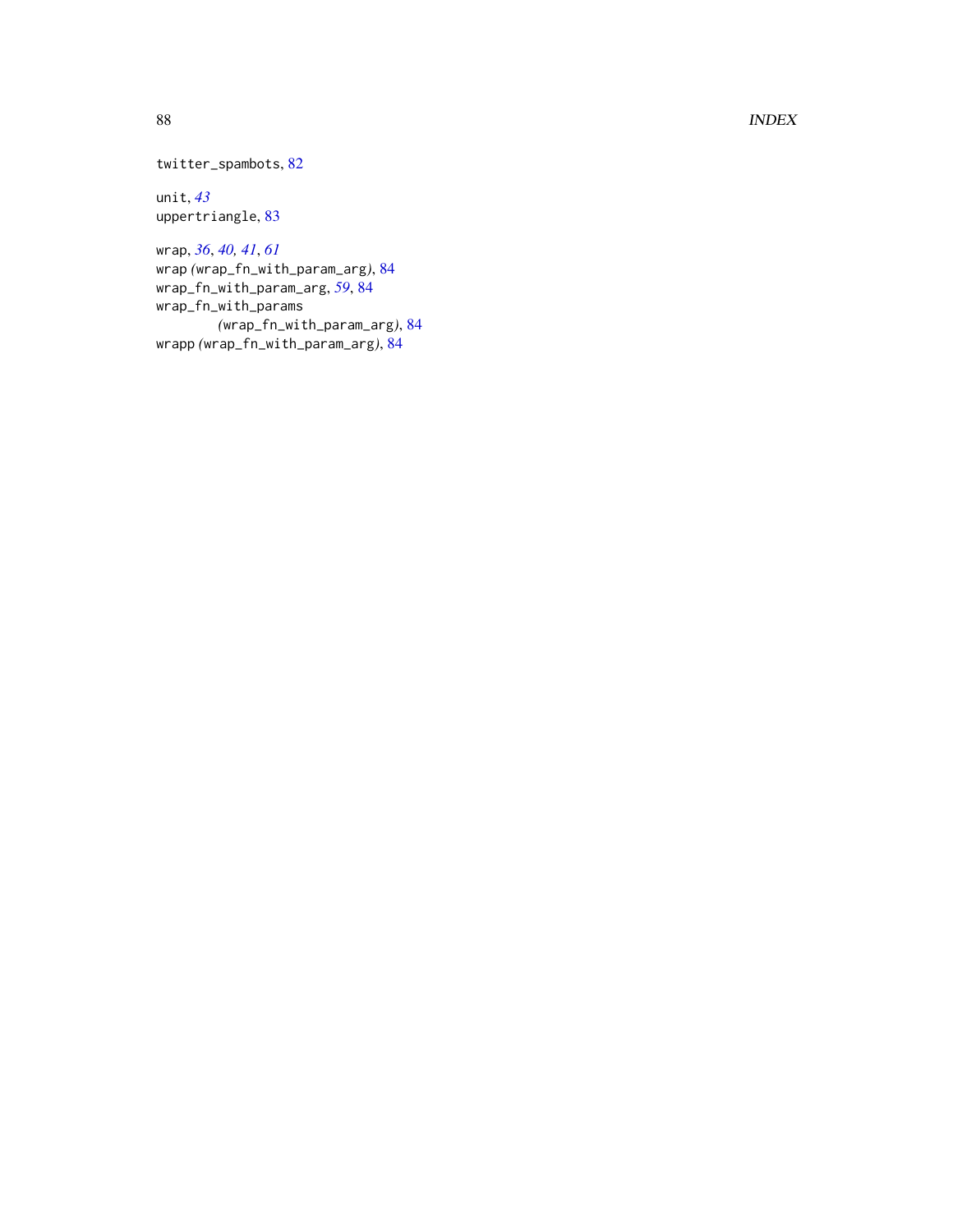twitter_spambots, 82

unit, *43*
uppertriangle, 83

wrap, *36*, *40, 41*, *61*
wrap *(*wrap_fn_with_param_arg*)*, 84
wrap_fn_with_param_arg, *59*, 84
wrap_fn_with_params
        *(*wrap_fn_with_param_arg*)*, 84
wrapp *(*wrap_fn_with_param_arg*)*, 84